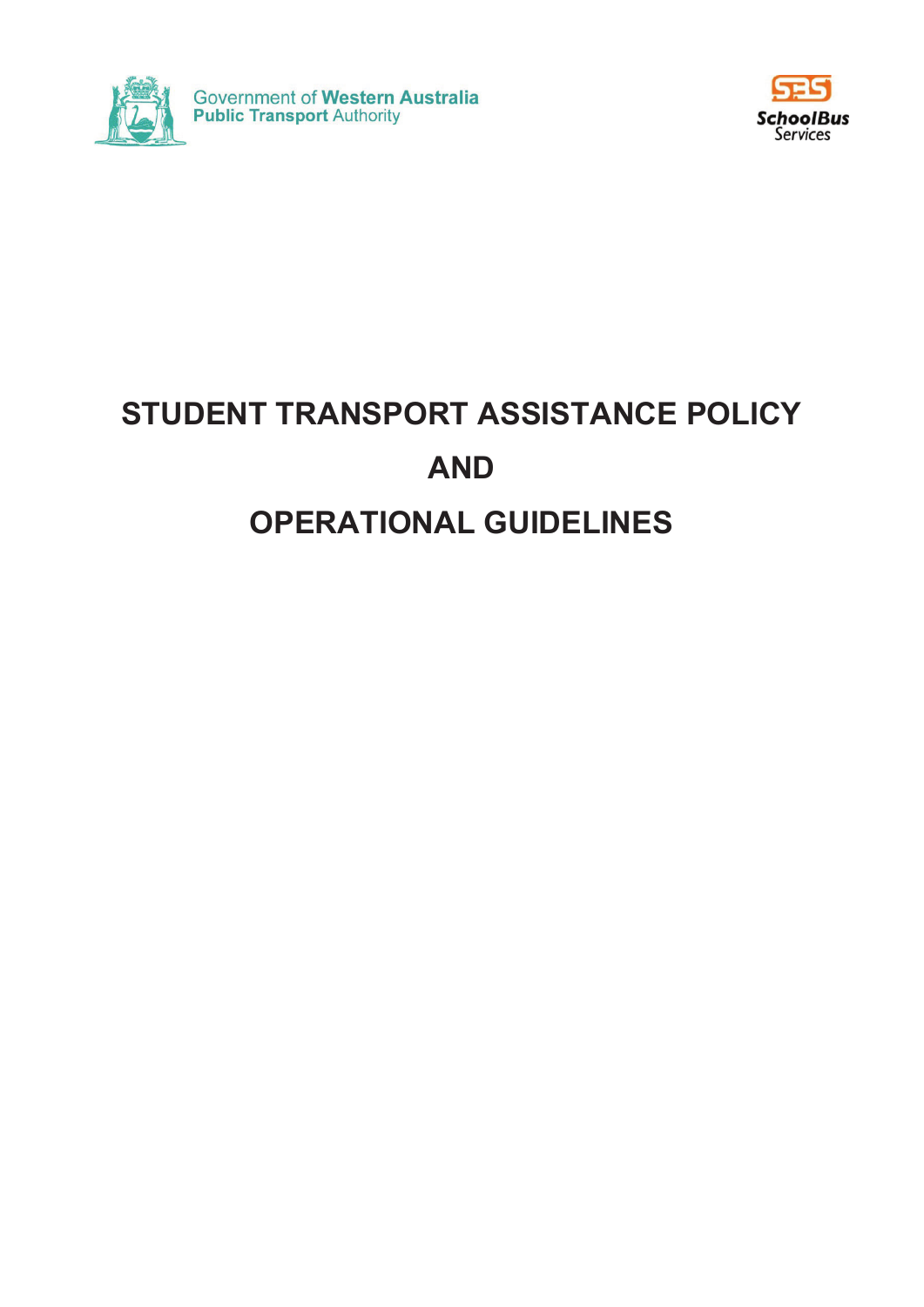Government of Western Australia
Public Transport Authority

SchoolBus Services

# STUDENT TRANSPORT ASSISTANCE POLICY

# AND

# OPERATIONAL GUIDELINES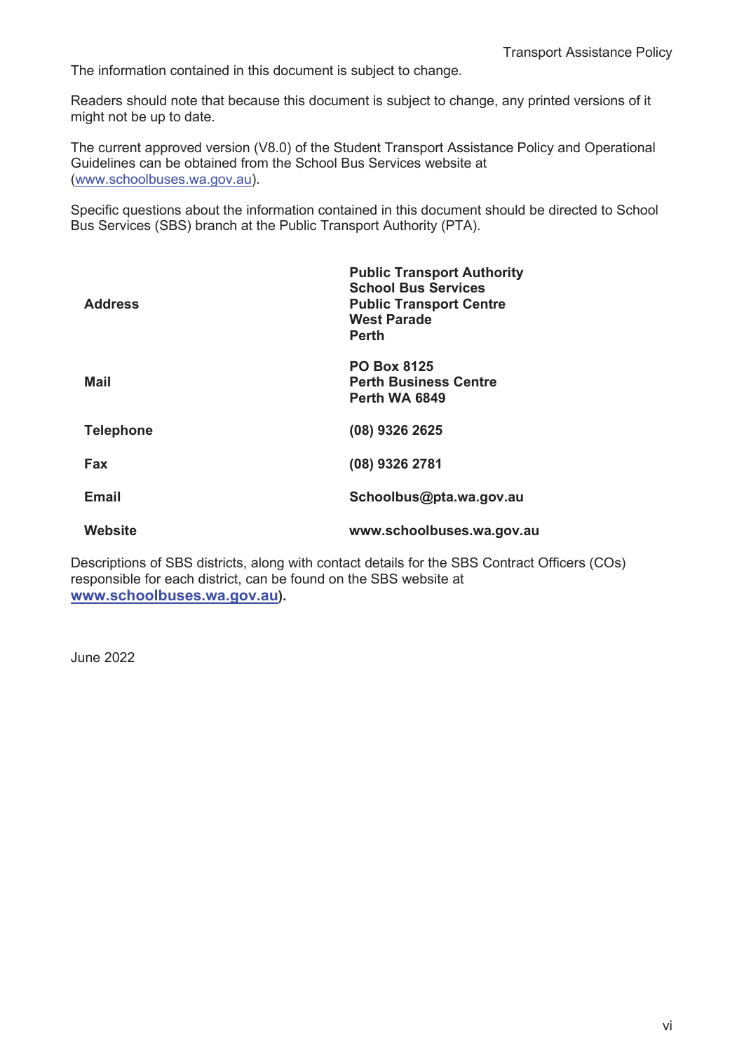The information contained in this document is subject to change.

Readers should note that because this document is subject to change, any printed versions of it might not be up to date.

The current approved version (V8.0) of the Student Transport Assistance Policy and Operational Guidelines can be obtained from the School Bus Services website at (www.schoolbuses.wa.gov.au).

Specific questions about the information contained in this document should be directed to School Bus Services (SBS) branch at the Public Transport Authority (PTA).

| | |
|---|---|
| **Address** | **Public Transport Authority**<br>**School Bus Services**<br>**Public Transport Centre**<br>**West Parade**<br>**Perth** |
| **Mail** | **PO Box 8125**<br>**Perth Business Centre**<br>**Perth WA 6849** |
| **Telephone** | **(08) 9326 2625** |
| **Fax** | **(08) 9326 2781** |
| **Email** | **Schoolbus@pta.wa.gov.au** |
| **Website** | **www.schoolbuses.wa.gov.au** |

Descriptions of SBS districts, along with contact details for the SBS Contract Officers (COs) responsible for each district, can be found on the SBS website at **www.schoolbuses.wa.gov.au).**

June 2022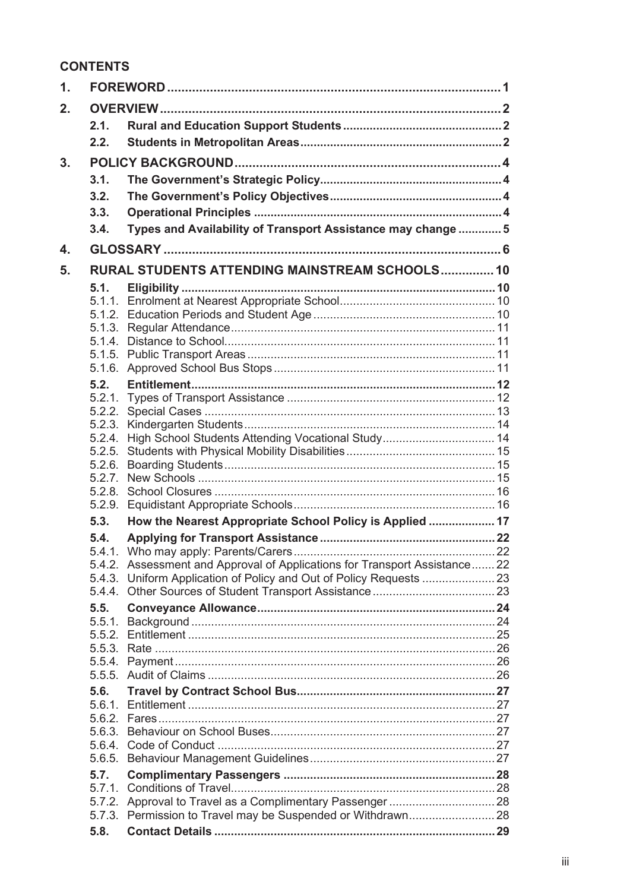## CONTENTS

| | | | |
|---|---|---|---|
| **1.** | **FOREWORD** | | **1** |
| **2.** | **OVERVIEW** | | **2** |
| | **2.1.** | **Rural and Education Support Students** | **2** |
| | **2.2.** | **Students in Metropolitan Areas** | **2** |
| **3.** | **POLICY BACKGROUND** | | **4** |
| | **3.1.** | **The Government's Strategic Policy** | **4** |
| | **3.2.** | **The Government's Policy Objectives** | **4** |
| | **3.3.** | **Operational Principles** | **4** |
| | **3.4.** | **Types and Availability of Transport Assistance may change** | **5** |
| **4.** | **GLOSSARY** | | **6** |
| **5.** | **RURAL STUDENTS ATTENDING MAINSTREAM SCHOOLS** | | **10** |
| | **5.1.** | **Eligibility** | **10** |
| | 5.1.1. | Enrolment at Nearest Appropriate School | 10 |
| | 5.1.2. | Education Periods and Student Age | 10 |
| | 5.1.3. | Regular Attendance | 11 |
| | 5.1.4. | Distance to School | 11 |
| | 5.1.5. | Public Transport Areas | 11 |
| | 5.1.6. | Approved School Bus Stops | 11 |
| | **5.2.** | **Entitlement** | **12** |
| | 5.2.1. | Types of Transport Assistance | 12 |
| | 5.2.2. | Special Cases | 13 |
| | 5.2.3. | Kindergarten Students | 14 |
| | 5.2.4. | High School Students Attending Vocational Study | 14 |
| | 5.2.5. | Students with Physical Mobility Disabilities | 15 |
| | 5.2.6. | Boarding Students | 15 |
| | 5.2.7. | New Schools | 15 |
| | 5.2.8. | School Closures | 16 |
| | 5.2.9. | Equidistant Appropriate Schools | 16 |
| | **5.3.** | **How the Nearest Appropriate School Policy is Applied** | **17** |
| | **5.4.** | **Applying for Transport Assistance** | **22** |
| | 5.4.1. | Who may apply: Parents/Carers | 22 |
| | 5.4.2. | Assessment and Approval of Applications for Transport Assistance | 22 |
| | 5.4.3. | Uniform Application of Policy and Out of Policy Requests | 23 |
| | 5.4.4. | Other Sources of Student Transport Assistance | 23 |
| | **5.5.** | **Conveyance Allowance** | **24** |
| | 5.5.1. | Background | 24 |
| | 5.5.2. | Entitlement | 25 |
| | 5.5.3. | Rate | 26 |
| | 5.5.4. | Payment | 26 |
| | 5.5.5. | Audit of Claims | 26 |
| | **5.6.** | **Travel by Contract School Bus** | **27** |
| | 5.6.1. | Entitlement | 27 |
| | 5.6.2. | Fares | 27 |
| | 5.6.3. | Behaviour on School Buses | 27 |
| | 5.6.4. | Code of Conduct | 27 |
| | 5.6.5. | Behaviour Management Guidelines | 27 |
| | **5.7.** | **Complimentary Passengers** | **28** |
| | 5.7.1. | Conditions of Travel | 28 |
| | 5.7.2. | Approval to Travel as a Complimentary Passenger | 28 |
| | 5.7.3. | Permission to Travel may be Suspended or Withdrawn | 28 |
| | **5.8.** | **Contact Details** | **29** |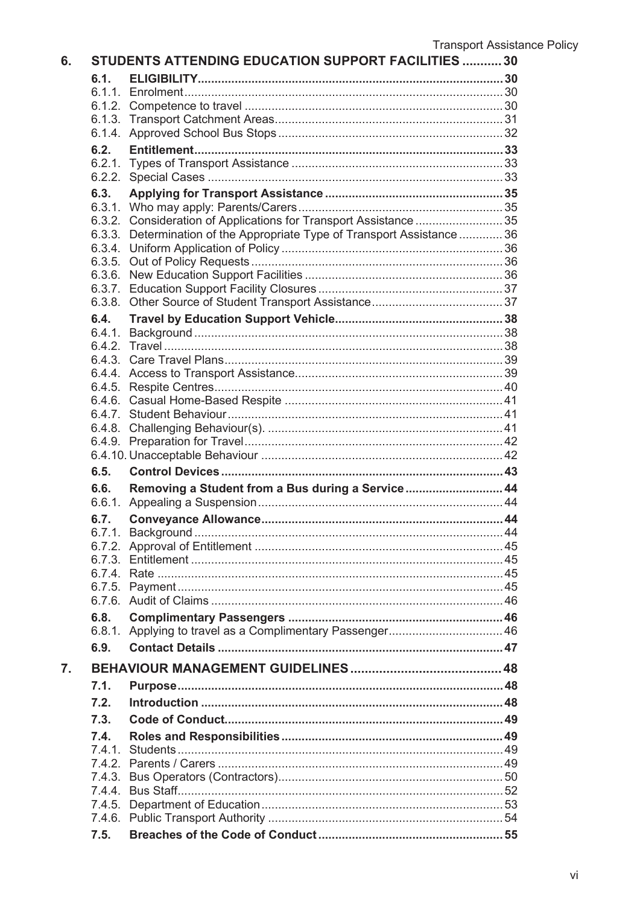| | | |
|---|---|---|
| **6.** | **STUDENTS ATTENDING EDUCATION SUPPORT FACILITIES** | **30** |
| **6.1.** | **ELIGIBILITY** | **30** |
| 6.1.1. | Enrolment | 30 |
| 6.1.2. | Competence to travel | 30 |
| 6.1.3. | Transport Catchment Areas | 31 |
| 6.1.4. | Approved School Bus Stops | 32 |
| **6.2.** | **Entitlement** | **33** |
| 6.2.1. | Types of Transport Assistance | 33 |
| 6.2.2. | Special Cases | 33 |
| **6.3.** | **Applying for Transport Assistance** | **35** |
| 6.3.1. | Who may apply: Parents/Carers | 35 |
| 6.3.2. | Consideration of Applications for Transport Assistance | 35 |
| 6.3.3. | Determination of the Appropriate Type of Transport Assistance | 36 |
| 6.3.4. | Uniform Application of Policy | 36 |
| 6.3.5. | Out of Policy Requests | 36 |
| 6.3.6. | New Education Support Facilities | 36 |
| 6.3.7. | Education Support Facility Closures | 37 |
| 6.3.8. | Other Source of Student Transport Assistance | 37 |
| **6.4.** | **Travel by Education Support Vehicle** | **38** |
| 6.4.1. | Background | 38 |
| 6.4.2. | Travel | 38 |
| 6.4.3. | Care Travel Plans | 39 |
| 6.4.4. | Access to Transport Assistance | 39 |
| 6.4.5. | Respite Centres | 40 |
| 6.4.6. | Casual Home-Based Respite | 41 |
| 6.4.7. | Student Behaviour | 41 |
| 6.4.8. | Challenging Behaviour(s). | 41 |
| 6.4.9. | Preparation for Travel | 42 |
| 6.4.10. | Unacceptable Behaviour | 42 |
| **6.5.** | **Control Devices** | **43** |
| **6.6.** | **Removing a Student from a Bus during a Service** | **44** |
| 6.6.1. | Appealing a Suspension | 44 |
| **6.7.** | **Conveyance Allowance** | **44** |
| 6.7.1. | Background | 44 |
| 6.7.2. | Approval of Entitlement | 45 |
| 6.7.3. | Entitlement | 45 |
| 6.7.4. | Rate | 45 |
| 6.7.5. | Payment | 45 |
| 6.7.6. | Audit of Claims | 46 |
| **6.8.** | **Complimentary Passengers** | **46** |
| 6.8.1. | Applying to travel as a Complimentary Passenger | 46 |
| **6.9.** | **Contact Details** | **47** |
| **7.** | **BEHAVIOUR MANAGEMENT GUIDELINES** | **48** |
| **7.1.** | **Purpose** | **48** |
| **7.2.** | **Introduction** | **48** |
| **7.3.** | **Code of Conduct** | **49** |
| **7.4.** | **Roles and Responsibilities** | **49** |
| 7.4.1. | Students | 49 |
| 7.4.2. | Parents / Carers | 49 |
| 7.4.3. | Bus Operators (Contractors) | 50 |
| 7.4.4. | Bus Staff | 52 |
| 7.4.5. | Department of Education | 53 |
| 7.4.6. | Public Transport Authority | 54 |
| **7.5.** | **Breaches of the Code of Conduct** | **55** |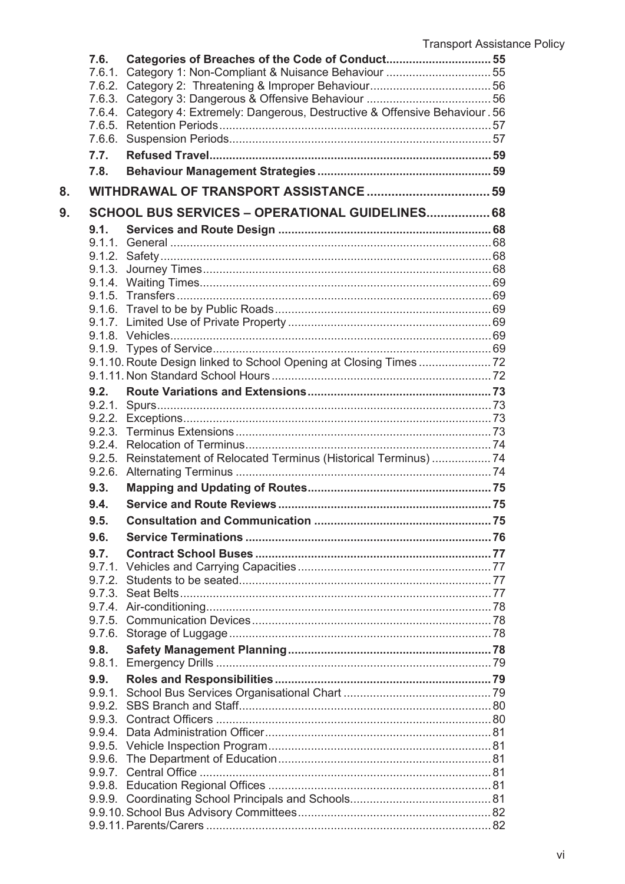| | | |
|---|---|---|
| **7.6.** | **Categories of Breaches of the Code of Conduct** | **55** |
| 7.6.1. | Category 1: Non-Compliant & Nuisance Behaviour | 55 |
| 7.6.2. | Category 2: Threatening & Improper Behaviour | 56 |
| 7.6.3. | Category 3: Dangerous & Offensive Behaviour | 56 |
| 7.6.4. | Category 4: Extremely: Dangerous, Destructive & Offensive Behaviour | 56 |
| 7.6.5. | Retention Periods | 57 |
| 7.6.6. | Suspension Periods | 57 |
| **7.7.** | **Refused Travel** | **59** |
| **7.8.** | **Behaviour Management Strategies** | **59** |
| **8.** | **WITHDRAWAL OF TRANSPORT ASSISTANCE** | **59** |
| **9.** | **SCHOOL BUS SERVICES – OPERATIONAL GUIDELINES** | **68** |
| **9.1.** | **Services and Route Design** | **68** |
| 9.1.1. | General | 68 |
| 9.1.2. | Safety | 68 |
| 9.1.3. | Journey Times | 68 |
| 9.1.4. | Waiting Times | 69 |
| 9.1.5. | Transfers | 69 |
| 9.1.6. | Travel to be by Public Roads | 69 |
| 9.1.7. | Limited Use of Private Property | 69 |
| 9.1.8. | Vehicles | 69 |
| 9.1.9. | Types of Service | 69 |
| 9.1.10. | Route Design linked to School Opening at Closing Times | 72 |
| 9.1.11. | Non Standard School Hours | 72 |
| **9.2.** | **Route Variations and Extensions** | **73** |
| 9.2.1. | Spurs | 73 |
| 9.2.2. | Exceptions | 73 |
| 9.2.3. | Terminus Extensions | 73 |
| 9.2.4. | Relocation of Terminus | 74 |
| 9.2.5. | Reinstatement of Relocated Terminus (Historical Terminus) | 74 |
| 9.2.6. | Alternating Terminus | 74 |
| **9.3.** | **Mapping and Updating of Routes** | **75** |
| **9.4.** | **Service and Route Reviews** | **75** |
| **9.5.** | **Consultation and Communication** | **75** |
| **9.6.** | **Service Terminations** | **76** |
| **9.7.** | **Contract School Buses** | **77** |
| 9.7.1. | Vehicles and Carrying Capacities | 77 |
| 9.7.2. | Students to be seated | 77 |
| 9.7.3. | Seat Belts | 77 |
| 9.7.4. | Air-conditioning | 78 |
| 9.7.5. | Communication Devices | 78 |
| 9.7.6. | Storage of Luggage | 78 |
| **9.8.** | **Safety Management Planning** | **78** |
| 9.8.1. | Emergency Drills | 79 |
| **9.9.** | **Roles and Responsibilities** | **79** |
| 9.9.1. | School Bus Services Organisational Chart | 79 |
| 9.9.2. | SBS Branch and Staff | 80 |
| 9.9.3. | Contract Officers | 80 |
| 9.9.4. | Data Administration Officer | 81 |
| 9.9.5. | Vehicle Inspection Program | 81 |
| 9.9.6. | The Department of Education | 81 |
| 9.9.7. | Central Office | 81 |
| 9.9.8. | Education Regional Offices | 81 |
| 9.9.9. | Coordinating School Principals and Schools | 81 |
| 9.9.10. | School Bus Advisory Committees | 82 |
| 9.9.11. | Parents/Carers | 82 |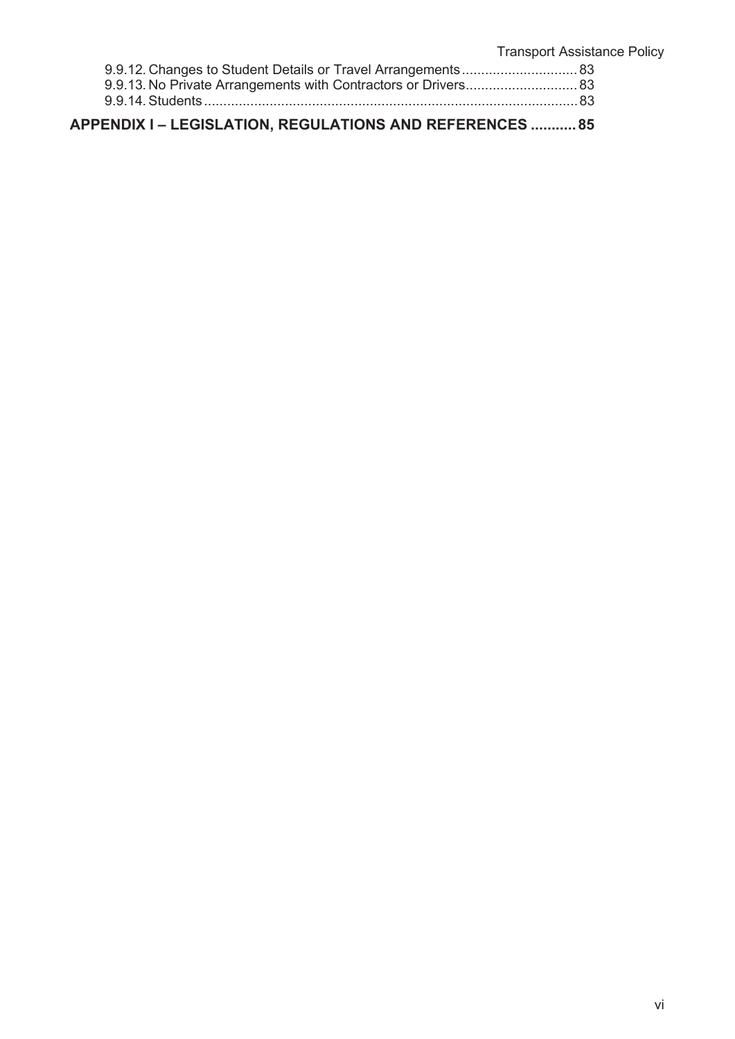9.9.12. Changes to Student Details or Travel Arrangements .............................. 83
9.9.13. No Private Arrangements with Contractors or Drivers............................ 83
9.9.14. Students ................................................................................................ 83

**APPENDIX I – LEGISLATION, REGULATIONS AND REFERENCES ........... 85**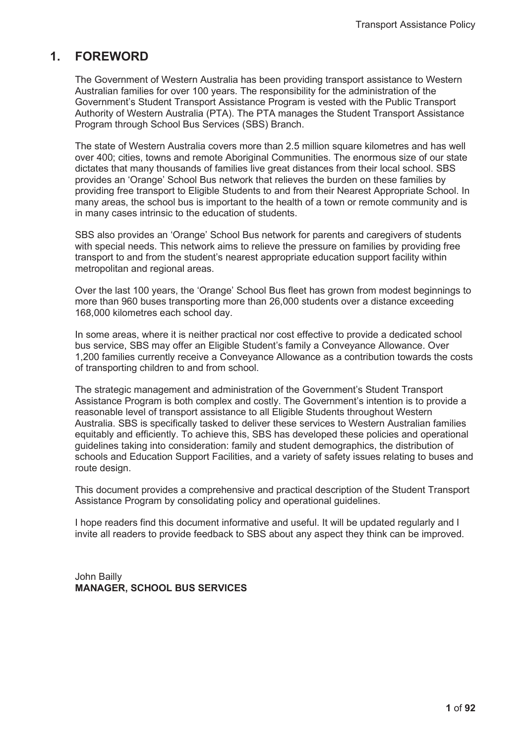# 1. FOREWORD

The Government of Western Australia has been providing transport assistance to Western Australian families for over 100 years. The responsibility for the administration of the Government's Student Transport Assistance Program is vested with the Public Transport Authority of Western Australia (PTA). The PTA manages the Student Transport Assistance Program through School Bus Services (SBS) Branch.

The state of Western Australia covers more than 2.5 million square kilometres and has well over 400; cities, towns and remote Aboriginal Communities. The enormous size of our state dictates that many thousands of families live great distances from their local school. SBS provides an 'Orange' School Bus network that relieves the burden on these families by providing free transport to Eligible Students to and from their Nearest Appropriate School. In many areas, the school bus is important to the health of a town or remote community and is in many cases intrinsic to the education of students.

SBS also provides an 'Orange' School Bus network for parents and caregivers of students with special needs. This network aims to relieve the pressure on families by providing free transport to and from the student's nearest appropriate education support facility within metropolitan and regional areas.

Over the last 100 years, the 'Orange' School Bus fleet has grown from modest beginnings to more than 960 buses transporting more than 26,000 students over a distance exceeding 168,000 kilometres each school day.

In some areas, where it is neither practical nor cost effective to provide a dedicated school bus service, SBS may offer an Eligible Student's family a Conveyance Allowance. Over 1,200 families currently receive a Conveyance Allowance as a contribution towards the costs of transporting children to and from school.

The strategic management and administration of the Government's Student Transport Assistance Program is both complex and costly. The Government's intention is to provide a reasonable level of transport assistance to all Eligible Students throughout Western Australia. SBS is specifically tasked to deliver these services to Western Australian families equitably and efficiently. To achieve this, SBS has developed these policies and operational guidelines taking into consideration: family and student demographics, the distribution of schools and Education Support Facilities, and a variety of safety issues relating to buses and route design.

This document provides a comprehensive and practical description of the Student Transport Assistance Program by consolidating policy and operational guidelines.

I hope readers find this document informative and useful. It will be updated regularly and I invite all readers to provide feedback to SBS about any aspect they think can be improved.

John Bailly
**MANAGER, SCHOOL BUS SERVICES**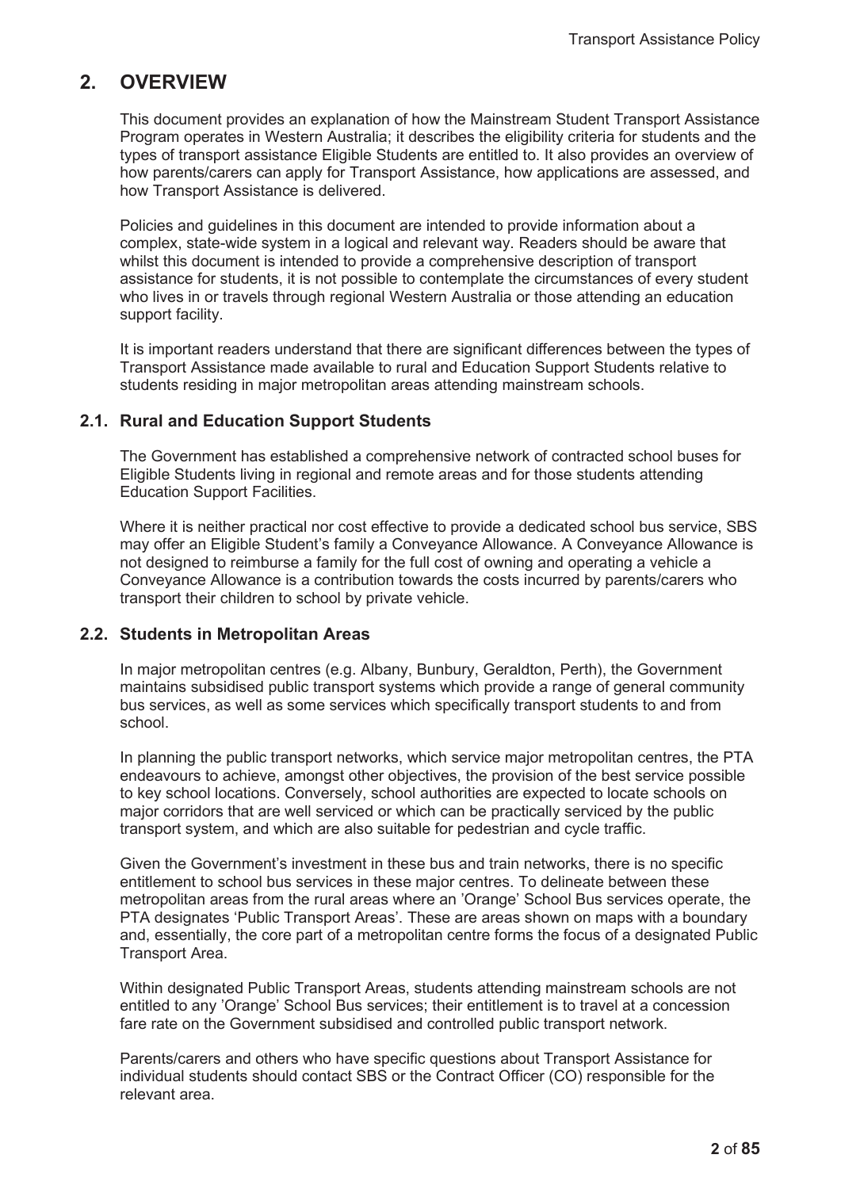## 2. OVERVIEW

This document provides an explanation of how the Mainstream Student Transport Assistance Program operates in Western Australia; it describes the eligibility criteria for students and the types of transport assistance Eligible Students are entitled to. It also provides an overview of how parents/carers can apply for Transport Assistance, how applications are assessed, and how Transport Assistance is delivered.

Policies and guidelines in this document are intended to provide information about a complex, state-wide system in a logical and relevant way. Readers should be aware that whilst this document is intended to provide a comprehensive description of transport assistance for students, it is not possible to contemplate the circumstances of every student who lives in or travels through regional Western Australia or those attending an education support facility.

It is important readers understand that there are significant differences between the types of Transport Assistance made available to rural and Education Support Students relative to students residing in major metropolitan areas attending mainstream schools.

### 2.1. Rural and Education Support Students

The Government has established a comprehensive network of contracted school buses for Eligible Students living in regional and remote areas and for those students attending Education Support Facilities.

Where it is neither practical nor cost effective to provide a dedicated school bus service, SBS may offer an Eligible Student's family a Conveyance Allowance. A Conveyance Allowance is not designed to reimburse a family for the full cost of owning and operating a vehicle a Conveyance Allowance is a contribution towards the costs incurred by parents/carers who transport their children to school by private vehicle.

### 2.2. Students in Metropolitan Areas

In major metropolitan centres (e.g. Albany, Bunbury, Geraldton, Perth), the Government maintains subsidised public transport systems which provide a range of general community bus services, as well as some services which specifically transport students to and from school.

In planning the public transport networks, which service major metropolitan centres, the PTA endeavours to achieve, amongst other objectives, the provision of the best service possible to key school locations. Conversely, school authorities are expected to locate schools on major corridors that are well serviced or which can be practically serviced by the public transport system, and which are also suitable for pedestrian and cycle traffic.

Given the Government's investment in these bus and train networks, there is no specific entitlement to school bus services in these major centres. To delineate between these metropolitan areas from the rural areas where an 'Orange' School Bus services operate, the PTA designates 'Public Transport Areas'. These are areas shown on maps with a boundary and, essentially, the core part of a metropolitan centre forms the focus of a designated Public Transport Area.

Within designated Public Transport Areas, students attending mainstream schools are not entitled to any 'Orange' School Bus services; their entitlement is to travel at a concession fare rate on the Government subsidised and controlled public transport network.

Parents/carers and others who have specific questions about Transport Assistance for individual students should contact SBS or the Contract Officer (CO) responsible for the relevant area.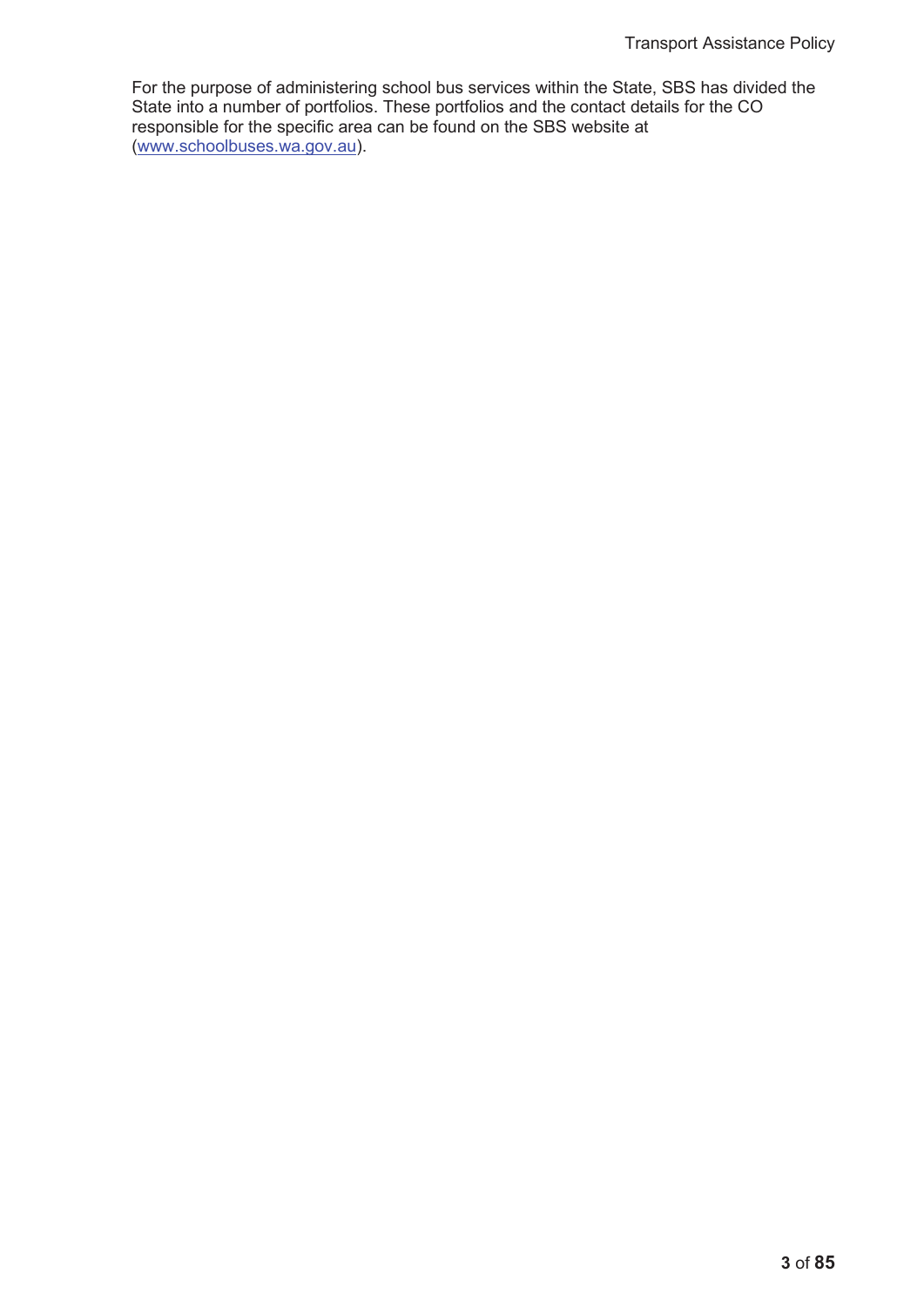For the purpose of administering school bus services within the State, SBS has divided the State into a number of portfolios. These portfolios and the contact details for the CO responsible for the specific area can be found on the SBS website at (www.schoolbuses.wa.gov.au).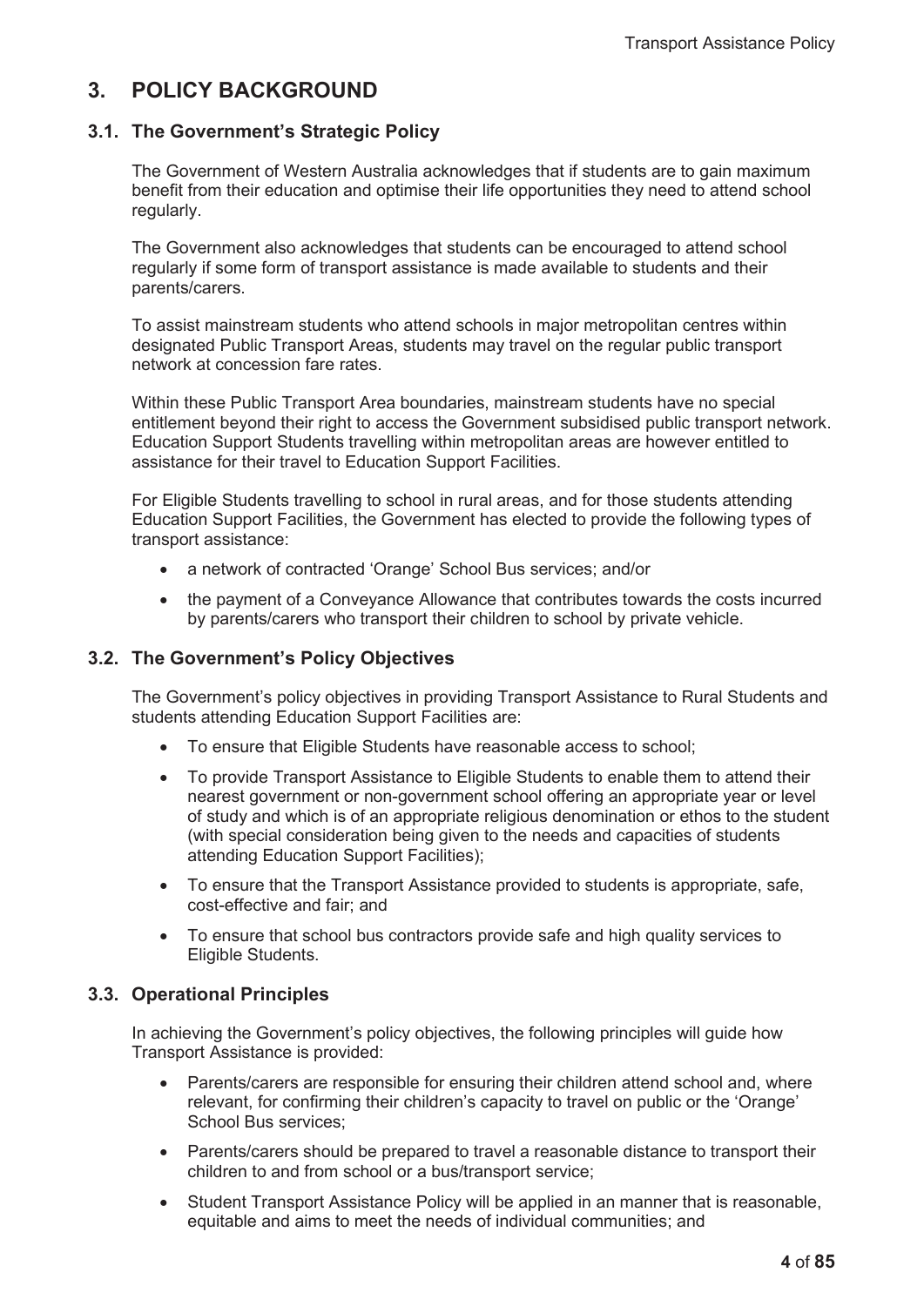## 3. POLICY BACKGROUND

### 3.1. The Government's Strategic Policy

The Government of Western Australia acknowledges that if students are to gain maximum benefit from their education and optimise their life opportunities they need to attend school regularly.

The Government also acknowledges that students can be encouraged to attend school regularly if some form of transport assistance is made available to students and their parents/carers.

To assist mainstream students who attend schools in major metropolitan centres within designated Public Transport Areas, students may travel on the regular public transport network at concession fare rates.

Within these Public Transport Area boundaries, mainstream students have no special entitlement beyond their right to access the Government subsidised public transport network. Education Support Students travelling within metropolitan areas are however entitled to assistance for their travel to Education Support Facilities.

For Eligible Students travelling to school in rural areas, and for those students attending Education Support Facilities, the Government has elected to provide the following types of transport assistance:

- a network of contracted 'Orange' School Bus services; and/or
- the payment of a Conveyance Allowance that contributes towards the costs incurred by parents/carers who transport their children to school by private vehicle.

### 3.2. The Government's Policy Objectives

The Government's policy objectives in providing Transport Assistance to Rural Students and students attending Education Support Facilities are:

- To ensure that Eligible Students have reasonable access to school;
- To provide Transport Assistance to Eligible Students to enable them to attend their nearest government or non-government school offering an appropriate year or level of study and which is of an appropriate religious denomination or ethos to the student (with special consideration being given to the needs and capacities of students attending Education Support Facilities);
- To ensure that the Transport Assistance provided to students is appropriate, safe, cost-effective and fair; and
- To ensure that school bus contractors provide safe and high quality services to Eligible Students.

### 3.3. Operational Principles

In achieving the Government's policy objectives, the following principles will guide how Transport Assistance is provided:

- Parents/carers are responsible for ensuring their children attend school and, where relevant, for confirming their children's capacity to travel on public or the 'Orange' School Bus services;
- Parents/carers should be prepared to travel a reasonable distance to transport their children to and from school or a bus/transport service;
- Student Transport Assistance Policy will be applied in an manner that is reasonable, equitable and aims to meet the needs of individual communities; and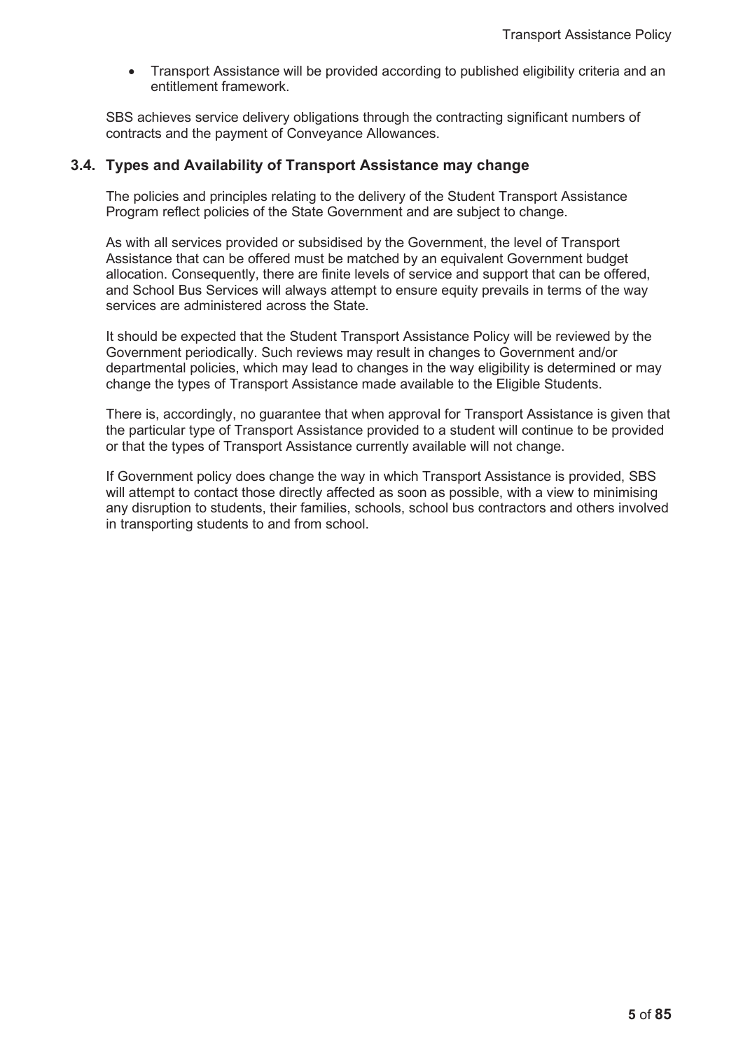- Transport Assistance will be provided according to published eligibility criteria and an entitlement framework.

SBS achieves service delivery obligations through the contracting significant numbers of contracts and the payment of Conveyance Allowances.

### 3.4. Types and Availability of Transport Assistance may change

The policies and principles relating to the delivery of the Student Transport Assistance Program reflect policies of the State Government and are subject to change.

As with all services provided or subsidised by the Government, the level of Transport Assistance that can be offered must be matched by an equivalent Government budget allocation. Consequently, there are finite levels of service and support that can be offered, and School Bus Services will always attempt to ensure equity prevails in terms of the way services are administered across the State.

It should be expected that the Student Transport Assistance Policy will be reviewed by the Government periodically. Such reviews may result in changes to Government and/or departmental policies, which may lead to changes in the way eligibility is determined or may change the types of Transport Assistance made available to the Eligible Students.

There is, accordingly, no guarantee that when approval for Transport Assistance is given that the particular type of Transport Assistance provided to a student will continue to be provided or that the types of Transport Assistance currently available will not change.

If Government policy does change the way in which Transport Assistance is provided, SBS will attempt to contact those directly affected as soon as possible, with a view to minimising any disruption to students, their families, schools, school bus contractors and others involved in transporting students to and from school.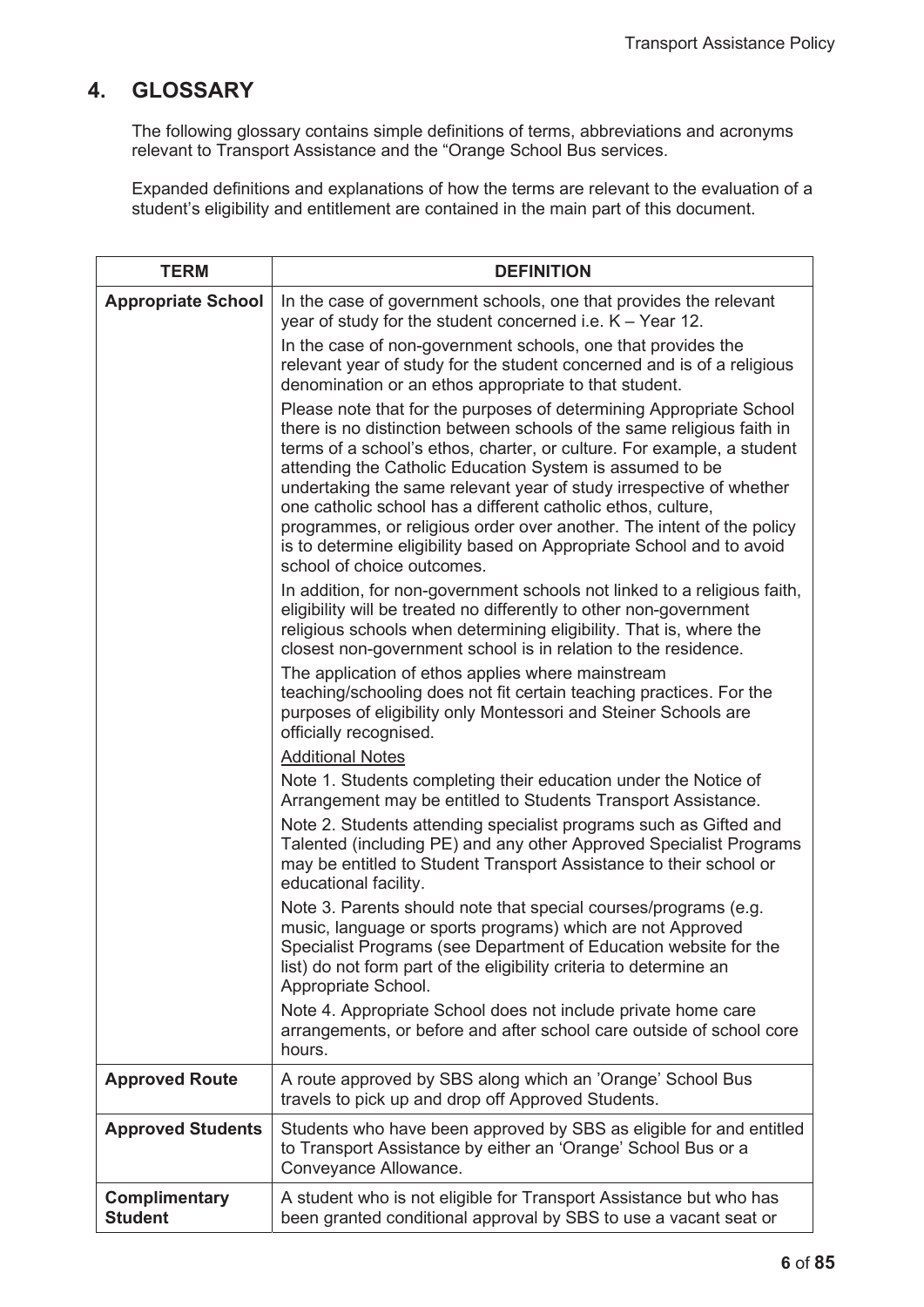## 4. GLOSSARY

The following glossary contains simple definitions of terms, abbreviations and acronyms relevant to Transport Assistance and the "Orange School Bus services.

Expanded definitions and explanations of how the terms are relevant to the evaluation of a student's eligibility and entitlement are contained in the main part of this document.

| TERM | DEFINITION |
|---|---|
| **Appropriate School** | In the case of government schools, one that provides the relevant year of study for the student concerned i.e. K – Year 12.<br><br>In the case of non-government schools, one that provides the relevant year of study for the student concerned and is of a religious denomination or an ethos appropriate to that student.<br><br>Please note that for the purposes of determining Appropriate School there is no distinction between schools of the same religious faith in terms of a school's ethos, charter, or culture. For example, a student attending the Catholic Education System is assumed to be undertaking the same relevant year of study irrespective of whether one catholic school has a different catholic ethos, culture, programmes, or religious order over another. The intent of the policy is to determine eligibility based on Appropriate School and to avoid school of choice outcomes.<br><br>In addition, for non-government schools not linked to a religious faith, eligibility will be treated no differently to other non-government religious schools when determining eligibility. That is, where the closest non-government school is in relation to the residence.<br><br>The application of ethos applies where mainstream teaching/schooling does not fit certain teaching practices. For the purposes of eligibility only Montessori and Steiner Schools are officially recognised.<br><br><u>Additional Notes</u><br><br>Note 1. Students completing their education under the Notice of Arrangement may be entitled to Students Transport Assistance.<br><br>Note 2. Students attending specialist programs such as Gifted and Talented (including PE) and any other Approved Specialist Programs may be entitled to Student Transport Assistance to their school or educational facility.<br><br>Note 3. Parents should note that special courses/programs (e.g. music, language or sports programs) which are not Approved Specialist Programs (see Department of Education website for the list) do not form part of the eligibility criteria to determine an Appropriate School.<br><br>Note 4. Appropriate School does not include private home care arrangements, or before and after school care outside of school core hours. |
| **Approved Route** | A route approved by SBS along which an 'Orange' School Bus travels to pick up and drop off Approved Students. |
| **Approved Students** | Students who have been approved by SBS as eligible for and entitled to Transport Assistance by either an 'Orange' School Bus or a Conveyance Allowance. |
| **Complimentary Student** | A student who is not eligible for Transport Assistance but who has been granted conditional approval by SBS to use a vacant seat or |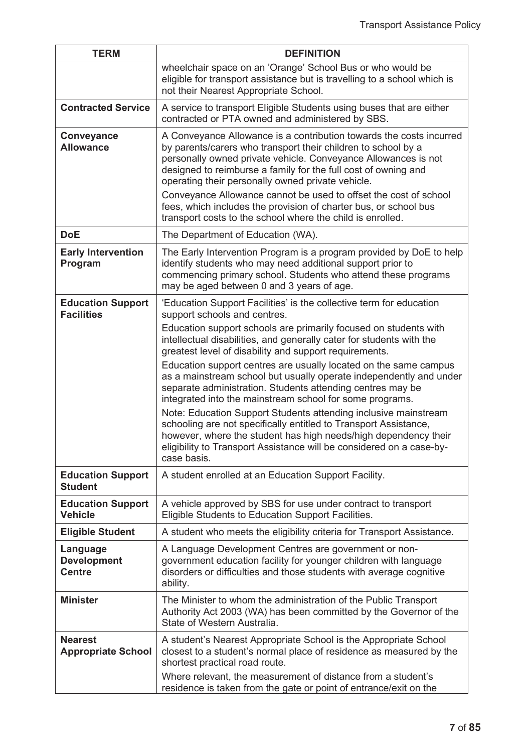| TERM | DEFINITION |
|---|---|
| | wheelchair space on an 'Orange' School Bus or who would be eligible for transport assistance but is travelling to a school which is not their Nearest Appropriate School. |
| **Contracted Service** | A service to transport Eligible Students using buses that are either contracted or PTA owned and administered by SBS. |
| **Conveyance Allowance** | A Conveyance Allowance is a contribution towards the costs incurred by parents/carers who transport their children to school by a personally owned private vehicle. Conveyance Allowances is not designed to reimburse a family for the full cost of owning and operating their personally owned private vehicle.<br><br>Conveyance Allowance cannot be used to offset the cost of school fees, which includes the provision of charter bus, or school bus transport costs to the school where the child is enrolled. |
| **DoE** | The Department of Education (WA). |
| **Early Intervention Program** | The Early Intervention Program is a program provided by DoE to help identify students who may need additional support prior to commencing primary school. Students who attend these programs may be aged between 0 and 3 years of age. |
| **Education Support Facilities** | 'Education Support Facilities' is the collective term for education support schools and centres.<br><br>Education support schools are primarily focused on students with intellectual disabilities, and generally cater for students with the greatest level of disability and support requirements.<br><br>Education support centres are usually located on the same campus as a mainstream school but usually operate independently and under separate administration. Students attending centres may be integrated into the mainstream school for some programs.<br><br>Note: Education Support Students attending inclusive mainstream schooling are not specifically entitled to Transport Assistance, however, where the student has high needs/high dependency their eligibility to Transport Assistance will be considered on a case-by-case basis. |
| **Education Support Student** | A student enrolled at an Education Support Facility. |
| **Education Support Vehicle** | A vehicle approved by SBS for use under contract to transport Eligible Students to Education Support Facilities. |
| **Eligible Student** | A student who meets the eligibility criteria for Transport Assistance. |
| **Language Development Centre** | A Language Development Centres are government or non-government education facility for younger children with language disorders or difficulties and those students with average cognitive ability. |
| **Minister** | The Minister to whom the administration of the Public Transport Authority Act 2003 (WA) has been committed by the Governor of the State of Western Australia. |
| **Nearest Appropriate School** | A student's Nearest Appropriate School is the Appropriate School closest to a student's normal place of residence as measured by the shortest practical road route.<br><br>Where relevant, the measurement of distance from a student's residence is taken from the gate or point of entrance/exit on the |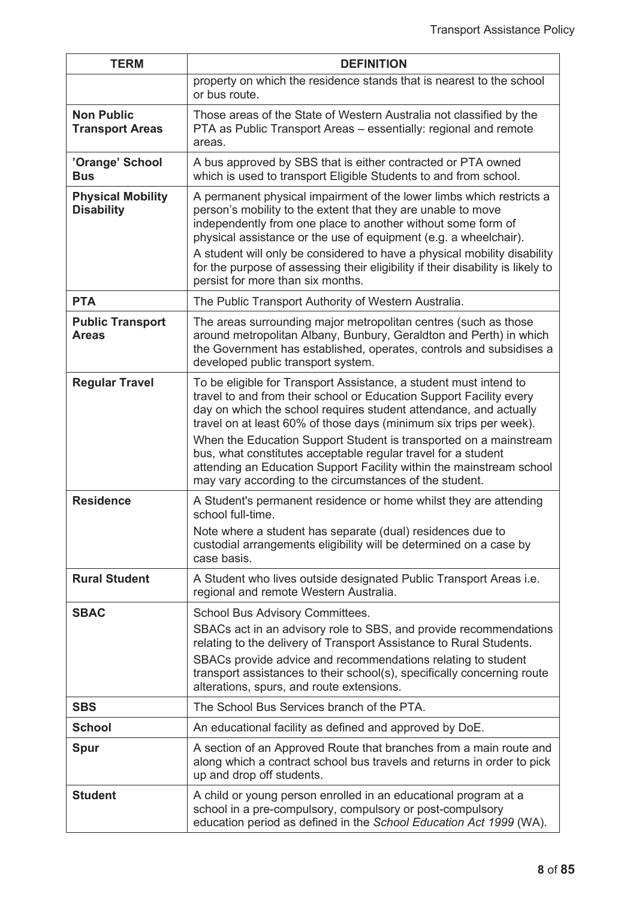| TERM | DEFINITION |
|---|---|
| | property on which the residence stands that is nearest to the school or bus route. |
| **Non Public Transport Areas** | Those areas of the State of Western Australia not classified by the PTA as Public Transport Areas – essentially: regional and remote areas. |
| **'Orange' School Bus** | A bus approved by SBS that is either contracted or PTA owned which is used to transport Eligible Students to and from school. |
| **Physical Mobility Disability** | A permanent physical impairment of the lower limbs which restricts a person's mobility to the extent that they are unable to move independently from one place to another without some form of physical assistance or the use of equipment (e.g. a wheelchair).<br>A student will only be considered to have a physical mobility disability for the purpose of assessing their eligibility if their disability is likely to persist for more than six months. |
| **PTA** | The Public Transport Authority of Western Australia. |
| **Public Transport Areas** | The areas surrounding major metropolitan centres (such as those around metropolitan Albany, Bunbury, Geraldton and Perth) in which the Government has established, operates, controls and subsidises a developed public transport system. |
| **Regular Travel** | To be eligible for Transport Assistance, a student must intend to travel to and from their school or Education Support Facility every day on which the school requires student attendance, and actually travel on at least 60% of those days (minimum six trips per week).<br>When the Education Support Student is transported on a mainstream bus, what constitutes acceptable regular travel for a student attending an Education Support Facility within the mainstream school may vary according to the circumstances of the student. |
| **Residence** | A Student's permanent residence or home whilst they are attending school full-time.<br>Note where a student has separate (dual) residences due to custodial arrangements eligibility will be determined on a case by case basis. |
| **Rural Student** | A Student who lives outside designated Public Transport Areas i.e. regional and remote Western Australia. |
| **SBAC** | School Bus Advisory Committees.<br>SBACs act in an advisory role to SBS, and provide recommendations relating to the delivery of Transport Assistance to Rural Students.<br>SBACs provide advice and recommendations relating to student transport assistances to their school(s), specifically concerning route alterations, spurs, and route extensions. |
| **SBS** | The School Bus Services branch of the PTA. |
| **School** | An educational facility as defined and approved by DoE. |
| **Spur** | A section of an Approved Route that branches from a main route and along which a contract school bus travels and returns in order to pick up and drop off students. |
| **Student** | A child or young person enrolled in an educational program at a school in a pre-compulsory, compulsory or post-compulsory education period as defined in the *School Education Act 1999* (WA). |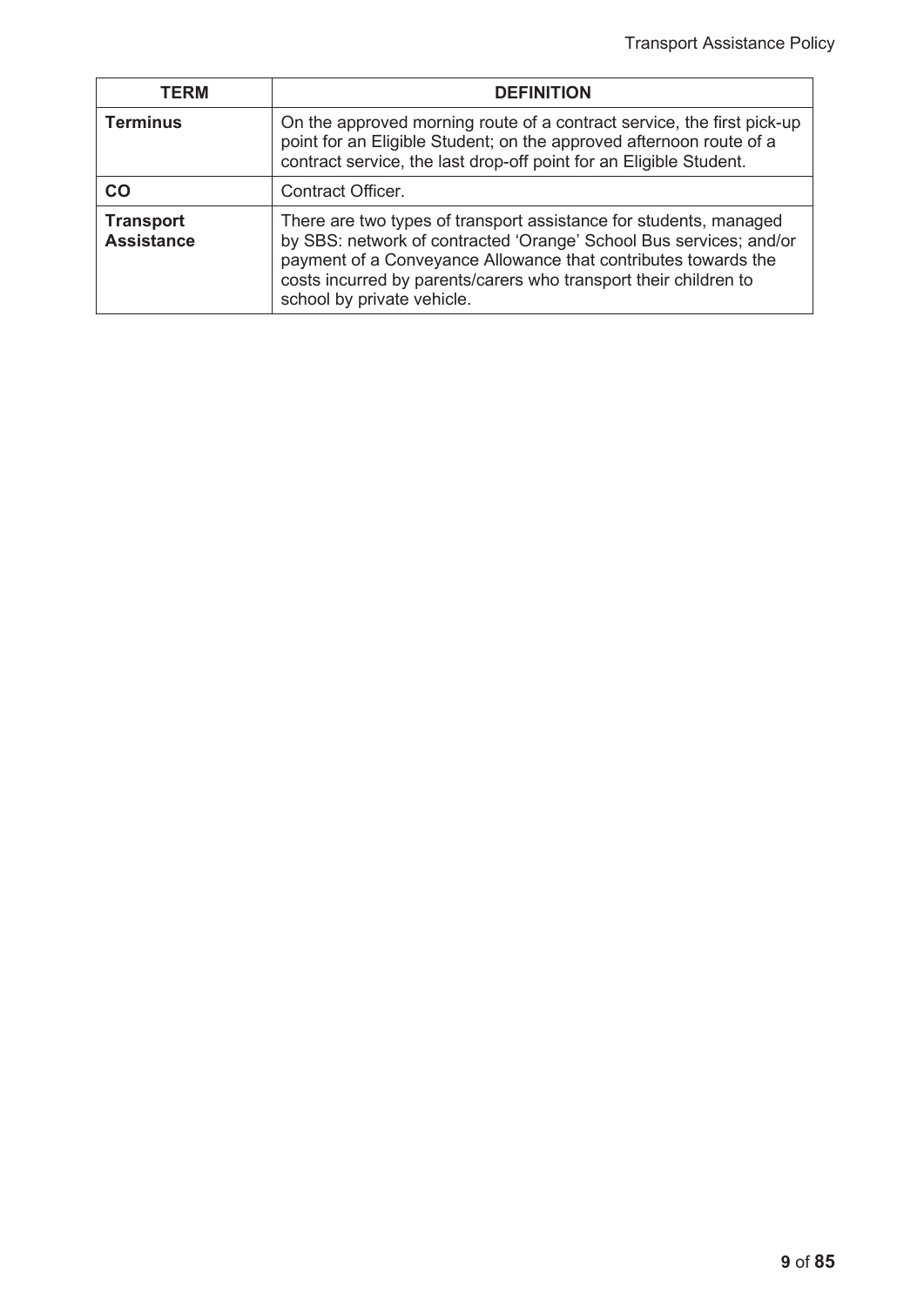| TERM | DEFINITION |
| --- | --- |
| **Terminus** | On the approved morning route of a contract service, the first pick-up point for an Eligible Student; on the approved afternoon route of a contract service, the last drop-off point for an Eligible Student. |
| **CO** | Contract Officer. |
| **Transport Assistance** | There are two types of transport assistance for students, managed by SBS: network of contracted 'Orange' School Bus services; and/or payment of a Conveyance Allowance that contributes towards the costs incurred by parents/carers who transport their children to school by private vehicle. |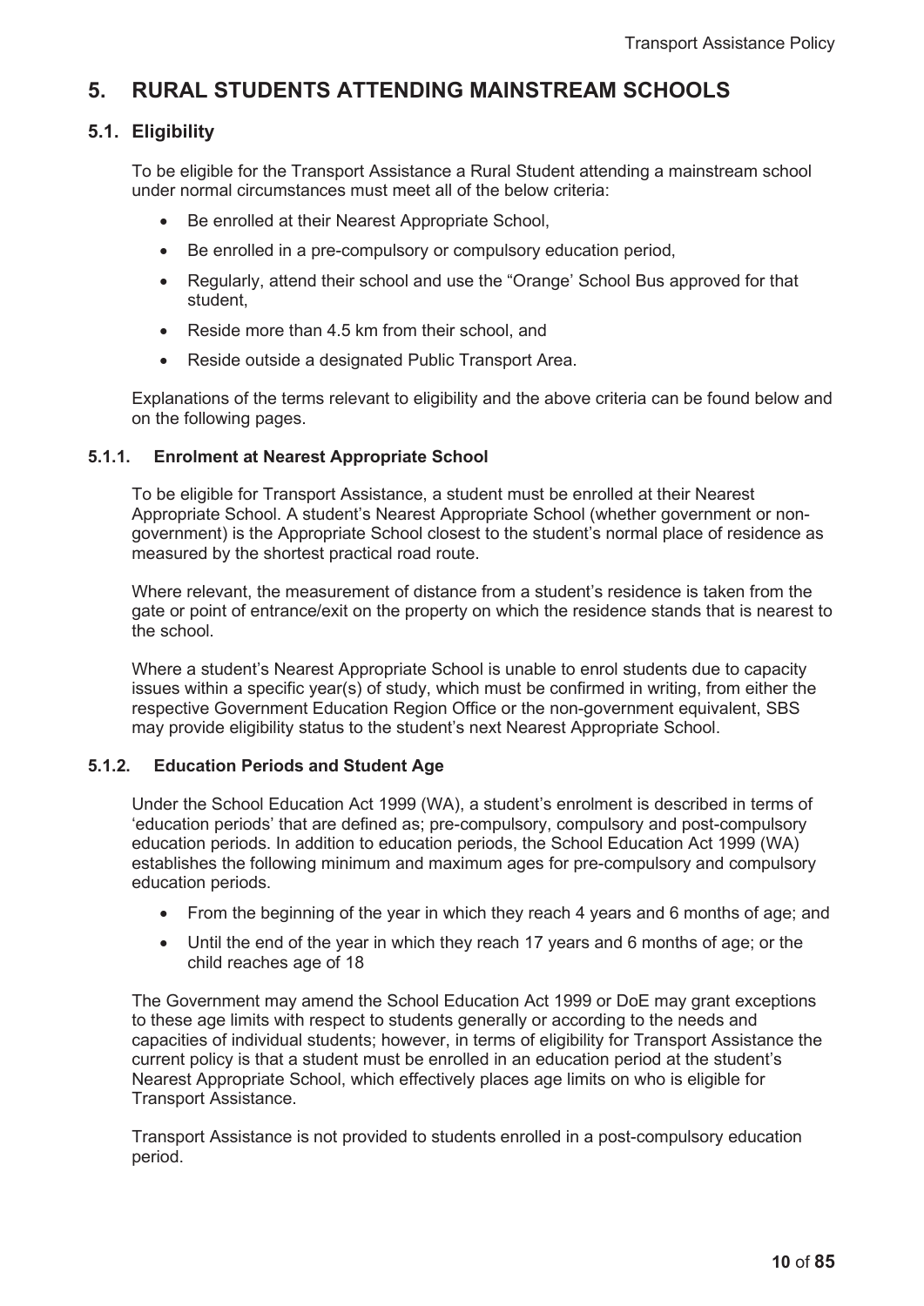## 5. RURAL STUDENTS ATTENDING MAINSTREAM SCHOOLS

### 5.1. Eligibility

To be eligible for the Transport Assistance a Rural Student attending a mainstream school under normal circumstances must meet all of the below criteria:

- Be enrolled at their Nearest Appropriate School,
- Be enrolled in a pre-compulsory or compulsory education period,
- Regularly, attend their school and use the "Orange' School Bus approved for that student,
- Reside more than 4.5 km from their school, and
- Reside outside a designated Public Transport Area.

Explanations of the terms relevant to eligibility and the above criteria can be found below and on the following pages.

#### 5.1.1. Enrolment at Nearest Appropriate School

To be eligible for Transport Assistance, a student must be enrolled at their Nearest Appropriate School. A student's Nearest Appropriate School (whether government or non-government) is the Appropriate School closest to the student's normal place of residence as measured by the shortest practical road route.

Where relevant, the measurement of distance from a student's residence is taken from the gate or point of entrance/exit on the property on which the residence stands that is nearest to the school.

Where a student's Nearest Appropriate School is unable to enrol students due to capacity issues within a specific year(s) of study, which must be confirmed in writing, from either the respective Government Education Region Office or the non-government equivalent, SBS may provide eligibility status to the student's next Nearest Appropriate School.

#### 5.1.2. Education Periods and Student Age

Under the School Education Act 1999 (WA), a student's enrolment is described in terms of 'education periods' that are defined as; pre-compulsory, compulsory and post-compulsory education periods. In addition to education periods, the School Education Act 1999 (WA) establishes the following minimum and maximum ages for pre-compulsory and compulsory education periods.

- From the beginning of the year in which they reach 4 years and 6 months of age; and
- Until the end of the year in which they reach 17 years and 6 months of age; or the child reaches age of 18

The Government may amend the School Education Act 1999 or DoE may grant exceptions to these age limits with respect to students generally or according to the needs and capacities of individual students; however, in terms of eligibility for Transport Assistance the current policy is that a student must be enrolled in an education period at the student's Nearest Appropriate School, which effectively places age limits on who is eligible for Transport Assistance.

Transport Assistance is not provided to students enrolled in a post-compulsory education period.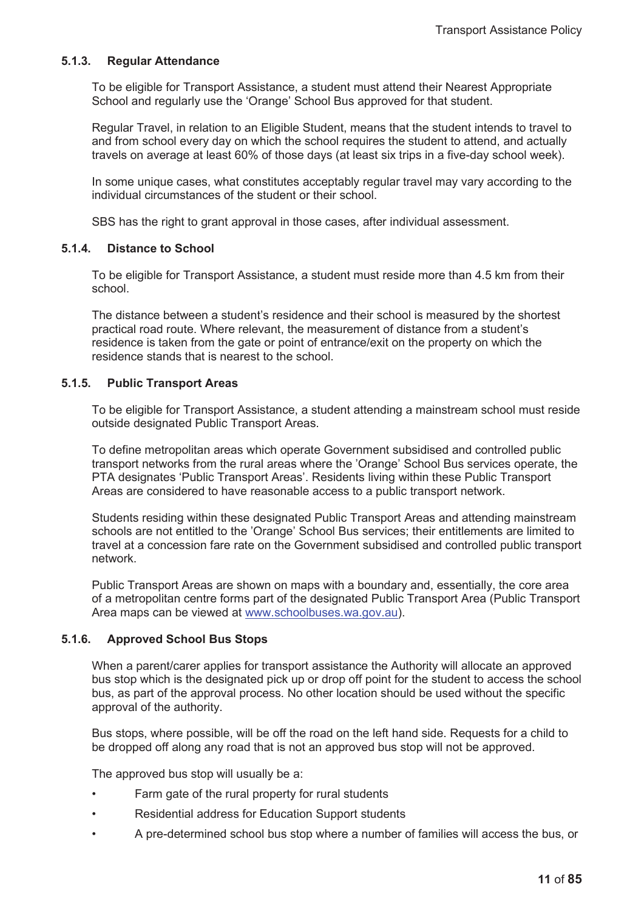#### 5.1.3. Regular Attendance

To be eligible for Transport Assistance, a student must attend their Nearest Appropriate School and regularly use the 'Orange' School Bus approved for that student.

Regular Travel, in relation to an Eligible Student, means that the student intends to travel to and from school every day on which the school requires the student to attend, and actually travels on average at least 60% of those days (at least six trips in a five-day school week).

In some unique cases, what constitutes acceptably regular travel may vary according to the individual circumstances of the student or their school.

SBS has the right to grant approval in those cases, after individual assessment.

#### 5.1.4. Distance to School

To be eligible for Transport Assistance, a student must reside more than 4.5 km from their school.

The distance between a student's residence and their school is measured by the shortest practical road route. Where relevant, the measurement of distance from a student's residence is taken from the gate or point of entrance/exit on the property on which the residence stands that is nearest to the school.

#### 5.1.5. Public Transport Areas

To be eligible for Transport Assistance, a student attending a mainstream school must reside outside designated Public Transport Areas.

To define metropolitan areas which operate Government subsidised and controlled public transport networks from the rural areas where the 'Orange' School Bus services operate, the PTA designates 'Public Transport Areas'. Residents living within these Public Transport Areas are considered to have reasonable access to a public transport network.

Students residing within these designated Public Transport Areas and attending mainstream schools are not entitled to the 'Orange' School Bus services; their entitlements are limited to travel at a concession fare rate on the Government subsidised and controlled public transport network.

Public Transport Areas are shown on maps with a boundary and, essentially, the core area of a metropolitan centre forms part of the designated Public Transport Area (Public Transport Area maps can be viewed at [www.schoolbuses.wa.gov.au](www.schoolbuses.wa.gov.au)).

#### 5.1.6. Approved School Bus Stops

When a parent/carer applies for transport assistance the Authority will allocate an approved bus stop which is the designated pick up or drop off point for the student to access the school bus, as part of the approval process. No other location should be used without the specific approval of the authority.

Bus stops, where possible, will be off the road on the left hand side. Requests for a child to be dropped off along any road that is not an approved bus stop will not be approved.

The approved bus stop will usually be a:

- Farm gate of the rural property for rural students
- Residential address for Education Support students
- A pre-determined school bus stop where a number of families will access the bus, or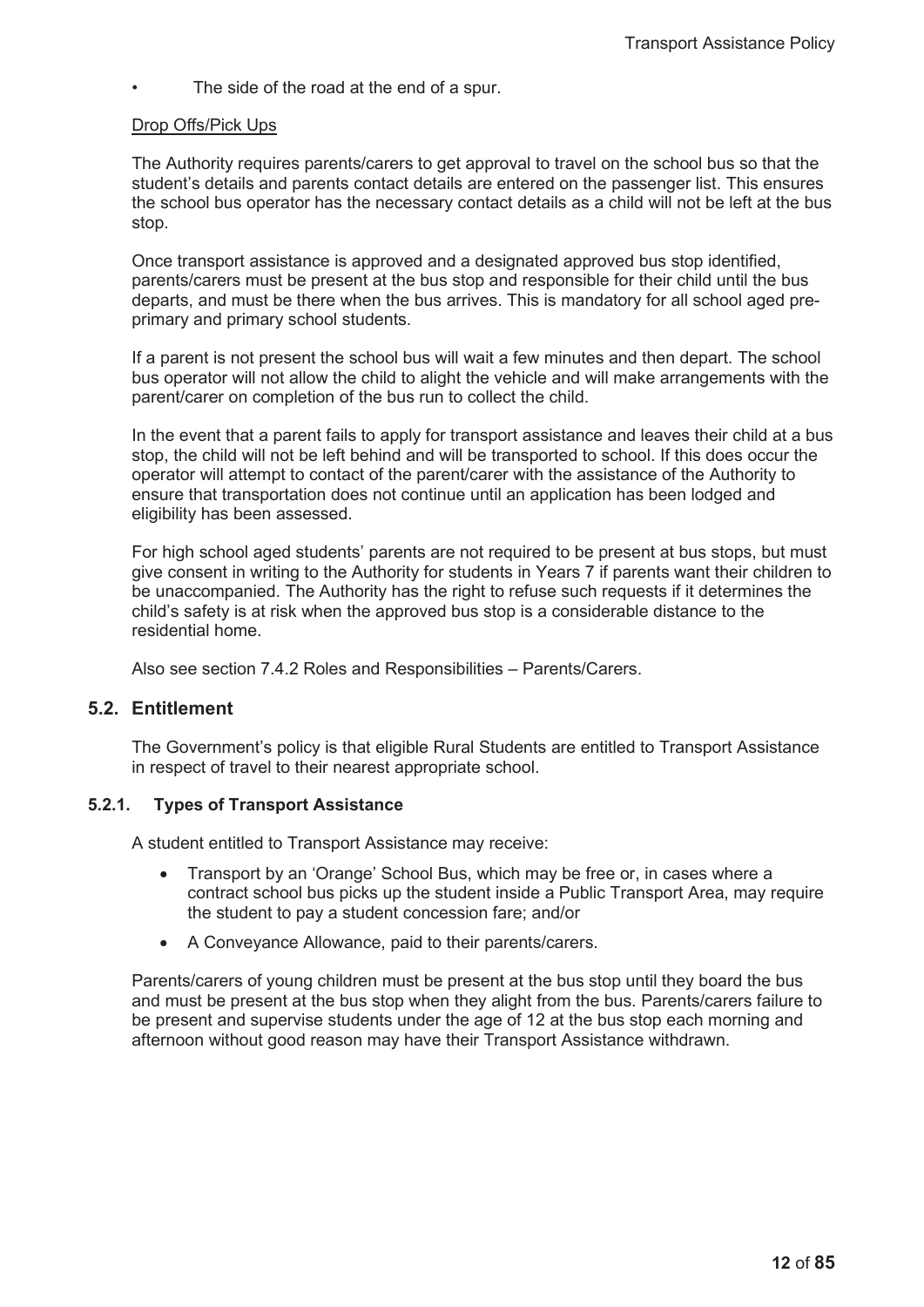- The side of the road at the end of a spur.

Drop Offs/Pick Ups

The Authority requires parents/carers to get approval to travel on the school bus so that the student's details and parents contact details are entered on the passenger list. This ensures the school bus operator has the necessary contact details as a child will not be left at the bus stop.

Once transport assistance is approved and a designated approved bus stop identified, parents/carers must be present at the bus stop and responsible for their child until the bus departs, and must be there when the bus arrives. This is mandatory for all school aged pre-primary and primary school students.

If a parent is not present the school bus will wait a few minutes and then depart. The school bus operator will not allow the child to alight the vehicle and will make arrangements with the parent/carer on completion of the bus run to collect the child.

In the event that a parent fails to apply for transport assistance and leaves their child at a bus stop, the child will not be left behind and will be transported to school. If this does occur the operator will attempt to contact of the parent/carer with the assistance of the Authority to ensure that transportation does not continue until an application has been lodged and eligibility has been assessed.

For high school aged students' parents are not required to be present at bus stops, but must give consent in writing to the Authority for students in Years 7 if parents want their children to be unaccompanied. The Authority has the right to refuse such requests if it determines the child's safety is at risk when the approved bus stop is a considerable distance to the residential home.

Also see section 7.4.2 Roles and Responsibilities – Parents/Carers.

## 5.2. Entitlement

The Government's policy is that eligible Rural Students are entitled to Transport Assistance in respect of travel to their nearest appropriate school.

### 5.2.1. Types of Transport Assistance

A student entitled to Transport Assistance may receive:

- Transport by an 'Orange' School Bus, which may be free or, in cases where a contract school bus picks up the student inside a Public Transport Area, may require the student to pay a student concession fare; and/or
- A Conveyance Allowance, paid to their parents/carers.

Parents/carers of young children must be present at the bus stop until they board the bus and must be present at the bus stop when they alight from the bus. Parents/carers failure to be present and supervise students under the age of 12 at the bus stop each morning and afternoon without good reason may have their Transport Assistance withdrawn.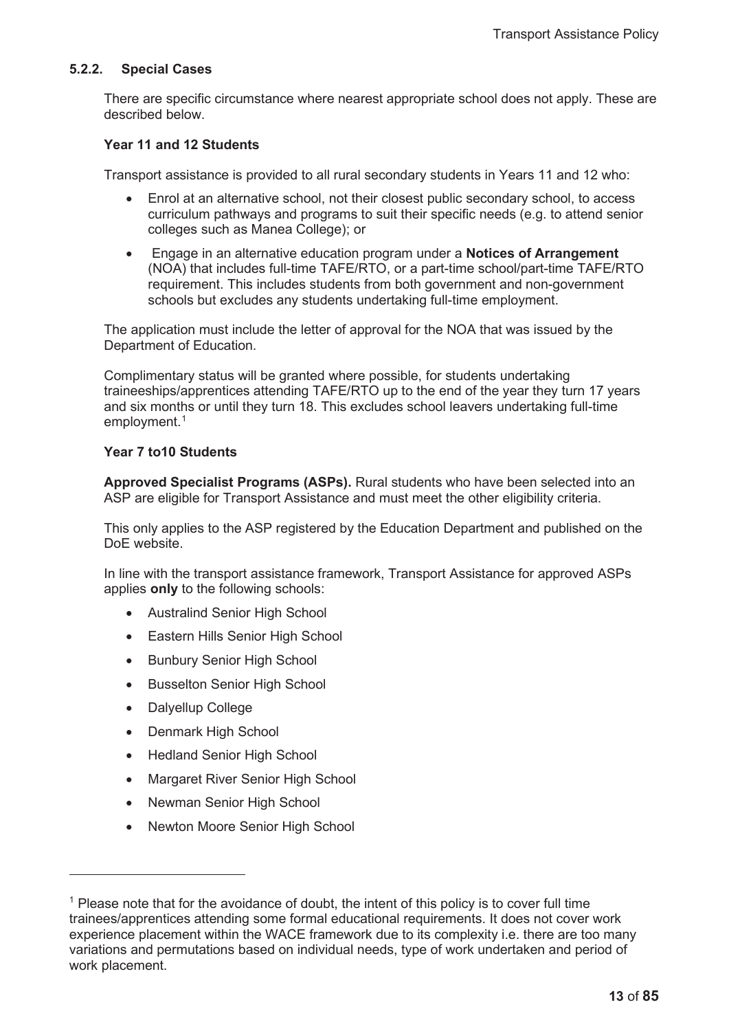#### 5.2.2. Special Cases

There are specific circumstance where nearest appropriate school does not apply. These are described below.

**Year 11 and 12 Students**

Transport assistance is provided to all rural secondary students in Years 11 and 12 who:

- Enrol at an alternative school, not their closest public secondary school, to access curriculum pathways and programs to suit their specific needs (e.g. to attend senior colleges such as Manea College); or
- Engage in an alternative education program under a **Notices of Arrangement** (NOA) that includes full-time TAFE/RTO, or a part-time school/part-time TAFE/RTO requirement. This includes students from both government and non-government schools but excludes any students undertaking full-time employment.

The application must include the letter of approval for the NOA that was issued by the Department of Education.

Complimentary status will be granted where possible, for students undertaking traineeships/apprentices attending TAFE/RTO up to the end of the year they turn 17 years and six months or until they turn 18. This excludes school leavers undertaking full-time employment.[1]

**Year 7 to10 Students**

**Approved Specialist Programs (ASPs).** Rural students who have been selected into an ASP are eligible for Transport Assistance and must meet the other eligibility criteria.

This only applies to the ASP registered by the Education Department and published on the DoE website.

In line with the transport assistance framework, Transport Assistance for approved ASPs applies **only** to the following schools:

- Australind Senior High School
- Eastern Hills Senior High School
- Bunbury Senior High School
- Busselton Senior High School
- Dalyellup College
- Denmark High School
- Hedland Senior High School
- Margaret River Senior High School
- Newman Senior High School
- Newton Moore Senior High School

---

[1] Please note that for the avoidance of doubt, the intent of this policy is to cover full time trainees/apprentices attending some formal educational requirements. It does not cover work experience placement within the WACE framework due to its complexity i.e. there are too many variations and permutations based on individual needs, type of work undertaken and period of work placement.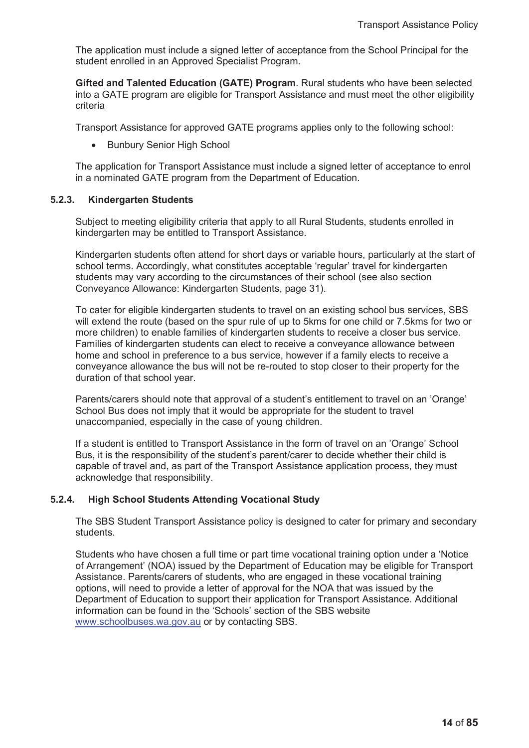The application must include a signed letter of acceptance from the School Principal for the student enrolled in an Approved Specialist Program.

**Gifted and Talented Education (GATE) Program**. Rural students who have been selected into a GATE program are eligible for Transport Assistance and must meet the other eligibility criteria

Transport Assistance for approved GATE programs applies only to the following school:

- Bunbury Senior High School

The application for Transport Assistance must include a signed letter of acceptance to enrol in a nominated GATE program from the Department of Education.

### 5.2.3. Kindergarten Students

Subject to meeting eligibility criteria that apply to all Rural Students, students enrolled in kindergarten may be entitled to Transport Assistance.

Kindergarten students often attend for short days or variable hours, particularly at the start of school terms. Accordingly, what constitutes acceptable 'regular' travel for kindergarten students may vary according to the circumstances of their school (see also section Conveyance Allowance: Kindergarten Students, page 31).

To cater for eligible kindergarten students to travel on an existing school bus services, SBS will extend the route (based on the spur rule of up to 5kms for one child or 7.5kms for two or more children) to enable families of kindergarten students to receive a closer bus service. Families of kindergarten students can elect to receive a conveyance allowance between home and school in preference to a bus service, however if a family elects to receive a conveyance allowance the bus will not be re-routed to stop closer to their property for the duration of that school year.

Parents/carers should note that approval of a student's entitlement to travel on an 'Orange' School Bus does not imply that it would be appropriate for the student to travel unaccompanied, especially in the case of young children.

If a student is entitled to Transport Assistance in the form of travel on an 'Orange' School Bus, it is the responsibility of the student's parent/carer to decide whether their child is capable of travel and, as part of the Transport Assistance application process, they must acknowledge that responsibility.

### 5.2.4. High School Students Attending Vocational Study

The SBS Student Transport Assistance policy is designed to cater for primary and secondary students.

Students who have chosen a full time or part time vocational training option under a 'Notice of Arrangement' (NOA) issued by the Department of Education may be eligible for Transport Assistance. Parents/carers of students, who are engaged in these vocational training options, will need to provide a letter of approval for the NOA that was issued by the Department of Education to support their application for Transport Assistance. Additional information can be found in the 'Schools' section of the SBS website www.schoolbuses.wa.gov.au or by contacting SBS.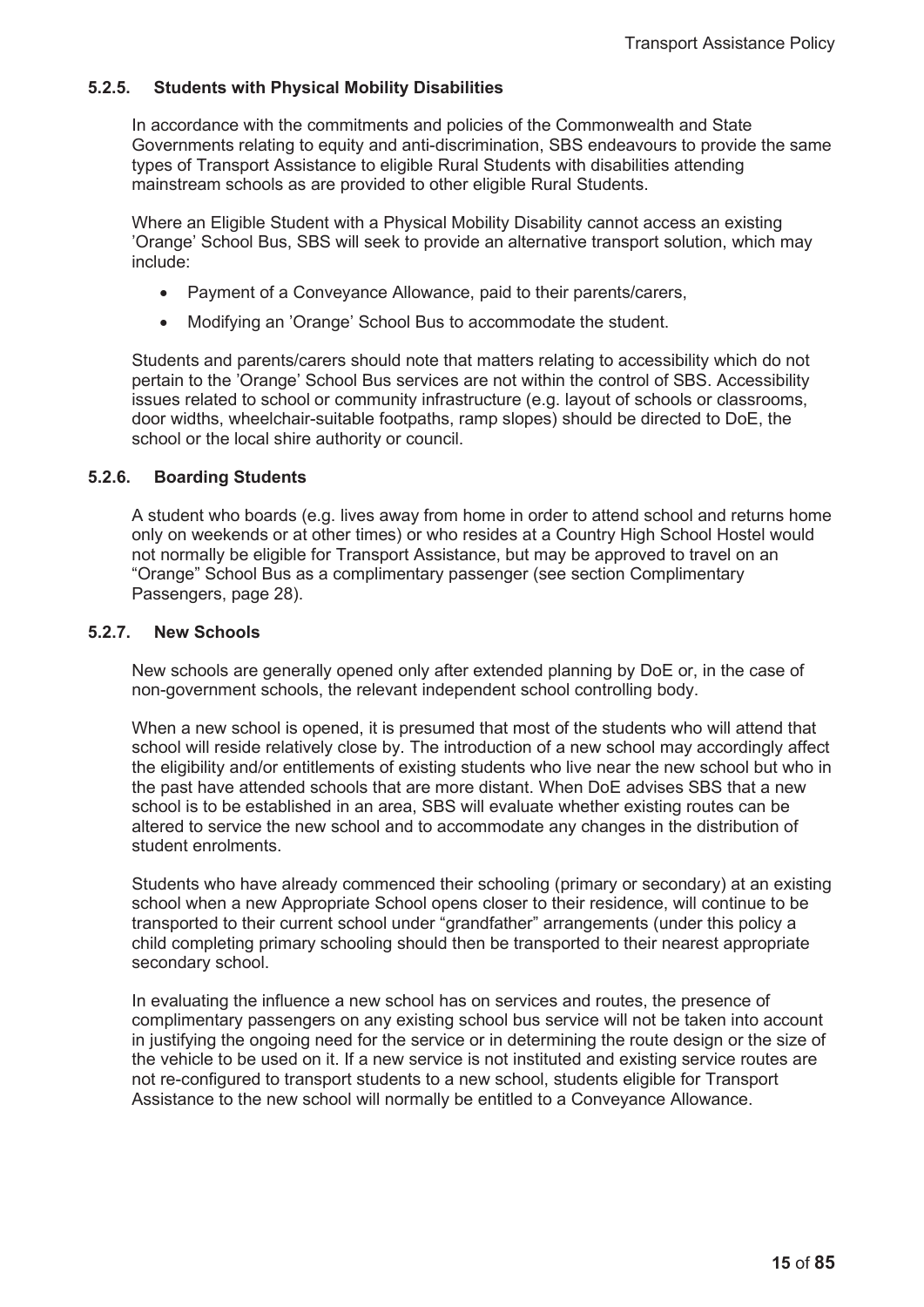#### 5.2.5. Students with Physical Mobility Disabilities

In accordance with the commitments and policies of the Commonwealth and State Governments relating to equity and anti-discrimination, SBS endeavours to provide the same types of Transport Assistance to eligible Rural Students with disabilities attending mainstream schools as are provided to other eligible Rural Students.

Where an Eligible Student with a Physical Mobility Disability cannot access an existing 'Orange' School Bus, SBS will seek to provide an alternative transport solution, which may include:

- Payment of a Conveyance Allowance, paid to their parents/carers,
- Modifying an 'Orange' School Bus to accommodate the student.

Students and parents/carers should note that matters relating to accessibility which do not pertain to the 'Orange' School Bus services are not within the control of SBS. Accessibility issues related to school or community infrastructure (e.g. layout of schools or classrooms, door widths, wheelchair-suitable footpaths, ramp slopes) should be directed to DoE, the school or the local shire authority or council.

#### 5.2.6. Boarding Students

A student who boards (e.g. lives away from home in order to attend school and returns home only on weekends or at other times) or who resides at a Country High School Hostel would not normally be eligible for Transport Assistance, but may be approved to travel on an "Orange" School Bus as a complimentary passenger (see section Complimentary Passengers, page 28).

#### 5.2.7. New Schools

New schools are generally opened only after extended planning by DoE or, in the case of non-government schools, the relevant independent school controlling body.

When a new school is opened, it is presumed that most of the students who will attend that school will reside relatively close by. The introduction of a new school may accordingly affect the eligibility and/or entitlements of existing students who live near the new school but who in the past have attended schools that are more distant. When DoE advises SBS that a new school is to be established in an area, SBS will evaluate whether existing routes can be altered to service the new school and to accommodate any changes in the distribution of student enrolments.

Students who have already commenced their schooling (primary or secondary) at an existing school when a new Appropriate School opens closer to their residence, will continue to be transported to their current school under "grandfather" arrangements (under this policy a child completing primary schooling should then be transported to their nearest appropriate secondary school.

In evaluating the influence a new school has on services and routes, the presence of complimentary passengers on any existing school bus service will not be taken into account in justifying the ongoing need for the service or in determining the route design or the size of the vehicle to be used on it. If a new service is not instituted and existing service routes are not re-configured to transport students to a new school, students eligible for Transport Assistance to the new school will normally be entitled to a Conveyance Allowance.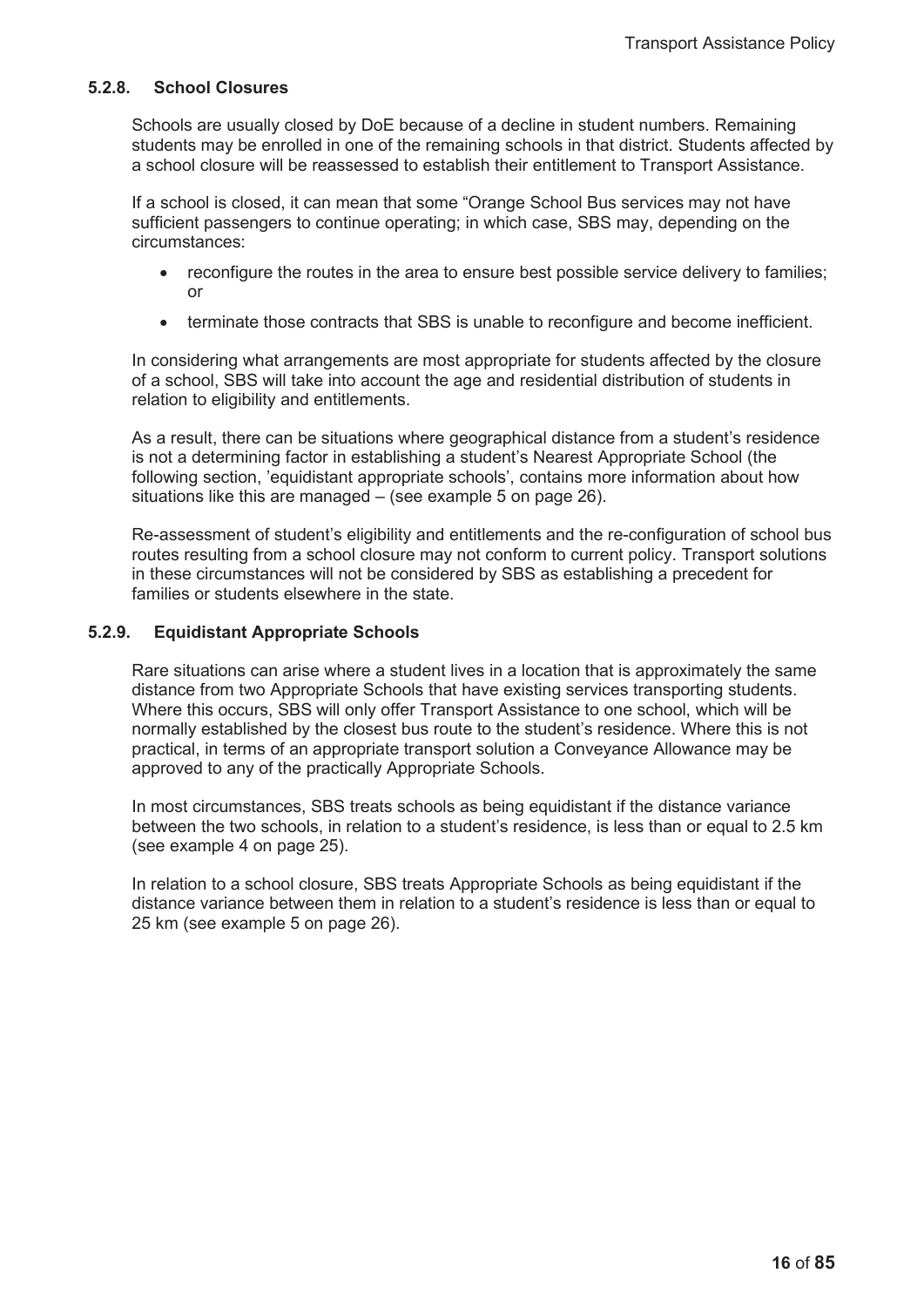#### 5.2.8. School Closures

Schools are usually closed by DoE because of a decline in student numbers. Remaining students may be enrolled in one of the remaining schools in that district. Students affected by a school closure will be reassessed to establish their entitlement to Transport Assistance.

If a school is closed, it can mean that some "Orange School Bus services may not have sufficient passengers to continue operating; in which case, SBS may, depending on the circumstances:

- reconfigure the routes in the area to ensure best possible service delivery to families; or
- terminate those contracts that SBS is unable to reconfigure and become inefficient.

In considering what arrangements are most appropriate for students affected by the closure of a school, SBS will take into account the age and residential distribution of students in relation to eligibility and entitlements.

As a result, there can be situations where geographical distance from a student's residence is not a determining factor in establishing a student's Nearest Appropriate School (the following section, 'equidistant appropriate schools', contains more information about how situations like this are managed – (see example 5 on page 26).

Re-assessment of student's eligibility and entitlements and the re-configuration of school bus routes resulting from a school closure may not conform to current policy. Transport solutions in these circumstances will not be considered by SBS as establishing a precedent for families or students elsewhere in the state.

#### 5.2.9. Equidistant Appropriate Schools

Rare situations can arise where a student lives in a location that is approximately the same distance from two Appropriate Schools that have existing services transporting students. Where this occurs, SBS will only offer Transport Assistance to one school, which will be normally established by the closest bus route to the student's residence. Where this is not practical, in terms of an appropriate transport solution a Conveyance Allowance may be approved to any of the practically Appropriate Schools.

In most circumstances, SBS treats schools as being equidistant if the distance variance between the two schools, in relation to a student's residence, is less than or equal to 2.5 km (see example 4 on page 25).

In relation to a school closure, SBS treats Appropriate Schools as being equidistant if the distance variance between them in relation to a student's residence is less than or equal to 25 km (see example 5 on page 26).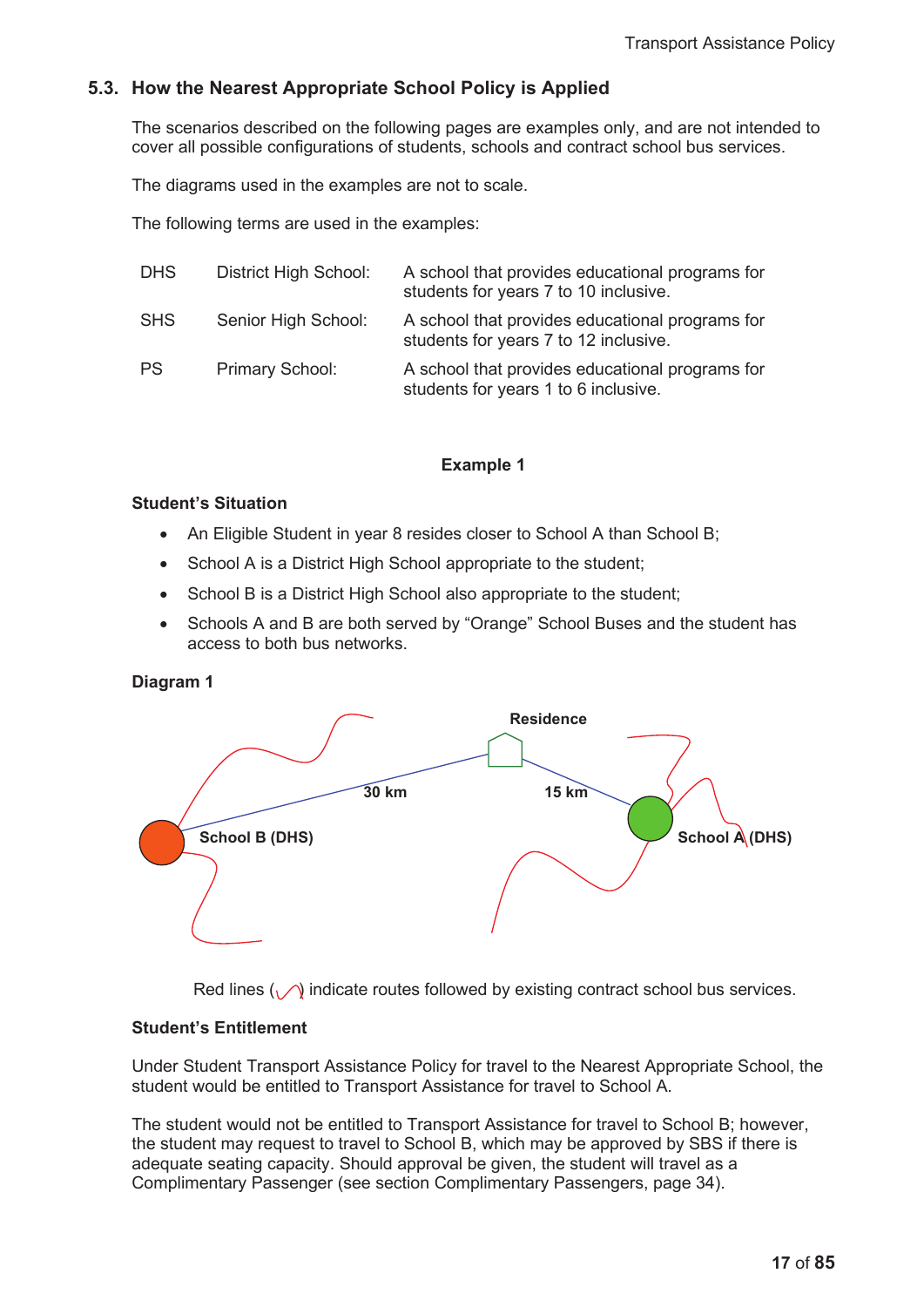## 5.3. How the Nearest Appropriate School Policy is Applied

The scenarios described on the following pages are examples only, and are not intended to cover all possible configurations of students, schools and contract school bus services.

The diagrams used in the examples are not to scale.

The following terms are used in the examples:

| | | |
|---|---|---|
| DHS | District High School: | A school that provides educational programs for students for years 7 to 10 inclusive. |
| SHS | Senior High School: | A school that provides educational programs for students for years 7 to 12 inclusive. |
| PS | Primary School: | A school that provides educational programs for students for years 1 to 6 inclusive. |

**Example 1**

**Student's Situation**

- An Eligible Student in year 8 resides closer to School A than School B;
- School A is a District High School appropriate to the student;
- School B is a District High School also appropriate to the student;
- Schools A and B are both served by "Orange" School Buses and the student has access to both bus networks.

**Diagram 1**

Residence

30 km

15 km

School B (DHS)

School A (DHS)

Red lines indicate routes followed by existing contract school bus services.

**Student's Entitlement**

Under Student Transport Assistance Policy for travel to the Nearest Appropriate School, the student would be entitled to Transport Assistance for travel to School A.

The student would not be entitled to Transport Assistance for travel to School B; however, the student may request to travel to School B, which may be approved by SBS if there is adequate seating capacity. Should approval be given, the student will travel as a Complimentary Passenger (see section Complimentary Passengers, page 34).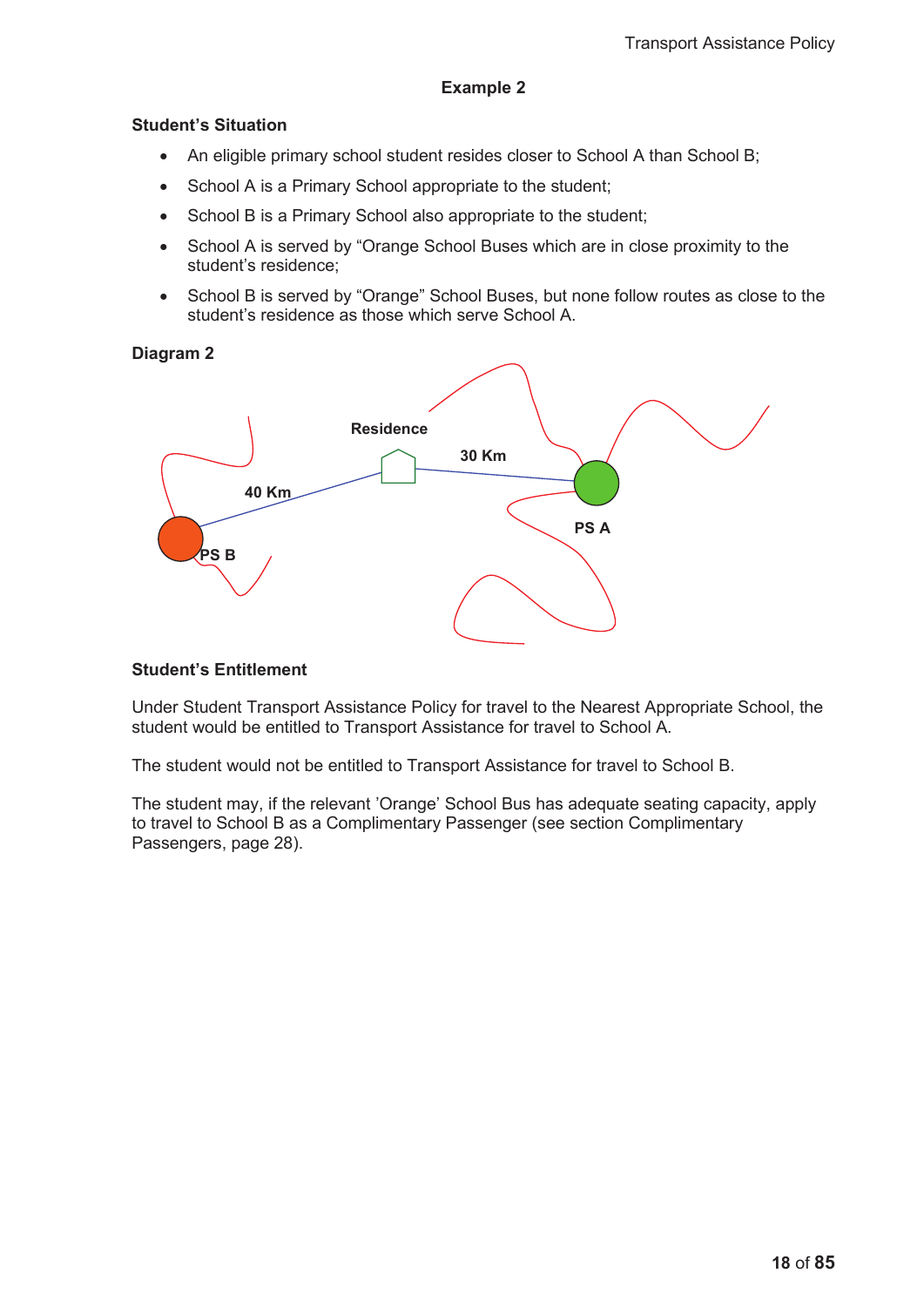## Example 2

### Student's Situation

- An eligible primary school student resides closer to School A than School B;
- School A is a Primary School appropriate to the student;
- School B is a Primary School also appropriate to the student;
- School A is served by "Orange School Buses which are in close proximity to the student's residence;
- School B is served by "Orange" School Buses, but none follow routes as close to the student's residence as those which serve School A.

### Diagram 2

Residence

30 Km

40 Km

PS A

PS B

### Student's Entitlement

Under Student Transport Assistance Policy for travel to the Nearest Appropriate School, the student would be entitled to Transport Assistance for travel to School A.

The student would not be entitled to Transport Assistance for travel to School B.

The student may, if the relevant 'Orange' School Bus has adequate seating capacity, apply to travel to School B as a Complimentary Passenger (see section Complimentary Passengers, page 28).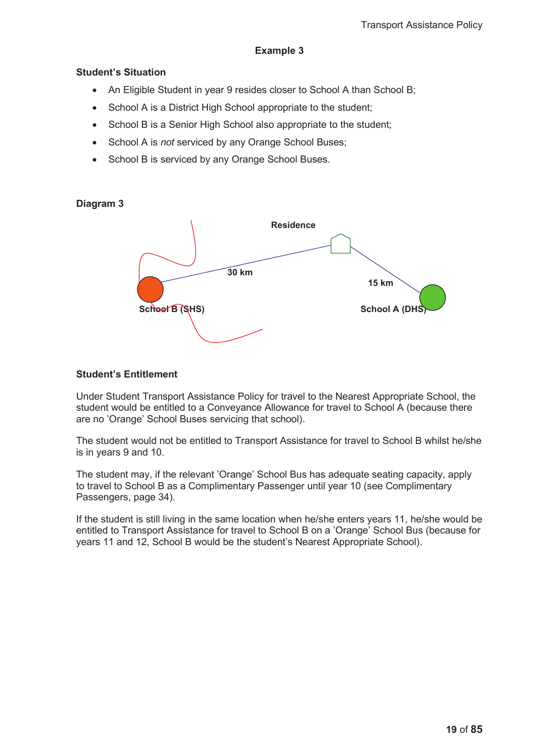### Example 3

**Student's Situation**

- An Eligible Student in year 9 resides closer to School A than School B;
- School A is a District High School appropriate to the student;
- School B is a Senior High School also appropriate to the student;
- School A is *not* serviced by any Orange School Buses;
- School B is serviced by any Orange School Buses.

**Diagram 3**

Residence

30 km

15 km

School B (SHS)

School A (DHS)

**Student's Entitlement**

Under Student Transport Assistance Policy for travel to the Nearest Appropriate School, the student would be entitled to a Conveyance Allowance for travel to School A (because there are no 'Orange' School Buses servicing that school).

The student would not be entitled to Transport Assistance for travel to School B whilst he/she is in years 9 and 10.

The student may, if the relevant 'Orange' School Bus has adequate seating capacity, apply to travel to School B as a Complimentary Passenger until year 10 (see Complimentary Passengers, page 34).

If the student is still living in the same location when he/she enters years 11, he/she would be entitled to Transport Assistance for travel to School B on a 'Orange' School Bus (because for years 11 and 12, School B would be the student's Nearest Appropriate School).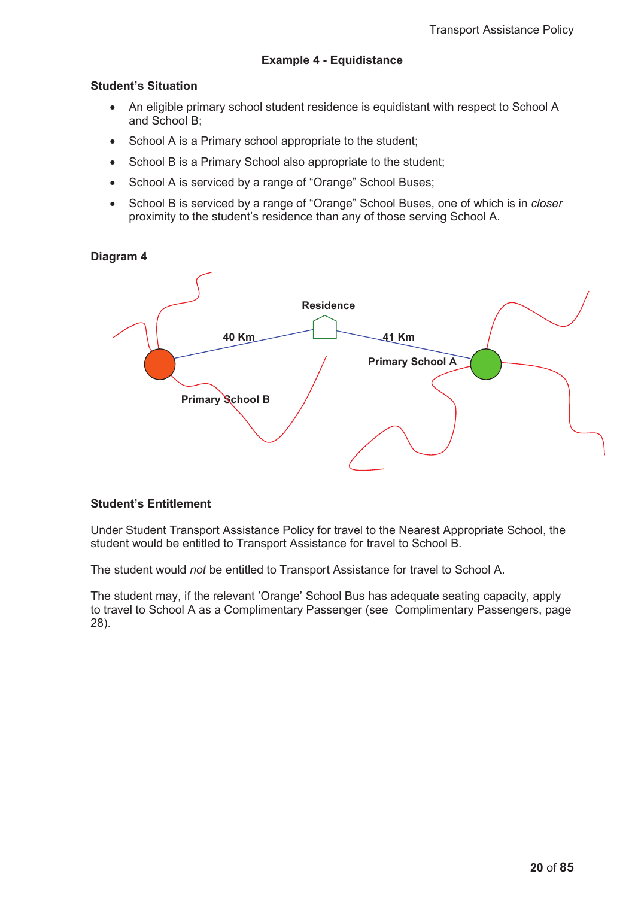### Example 4 - Equidistance

**Student's Situation**

- An eligible primary school student residence is equidistant with respect to School A and School B;
- School A is a Primary school appropriate to the student;
- School B is a Primary School also appropriate to the student;
- School A is serviced by a range of "Orange" School Buses;
- School B is serviced by a range of "Orange" School Buses, one of which is in *closer* proximity to the student's residence than any of those serving School A.

**Diagram 4**

Residence

40 Km

41 Km

Primary School A

Primary School B

**Student's Entitlement**

Under Student Transport Assistance Policy for travel to the Nearest Appropriate School, the student would be entitled to Transport Assistance for travel to School B.

The student would *not* be entitled to Transport Assistance for travel to School A.

The student may, if the relevant 'Orange' School Bus has adequate seating capacity, apply to travel to School A as a Complimentary Passenger (see Complimentary Passengers, page 28).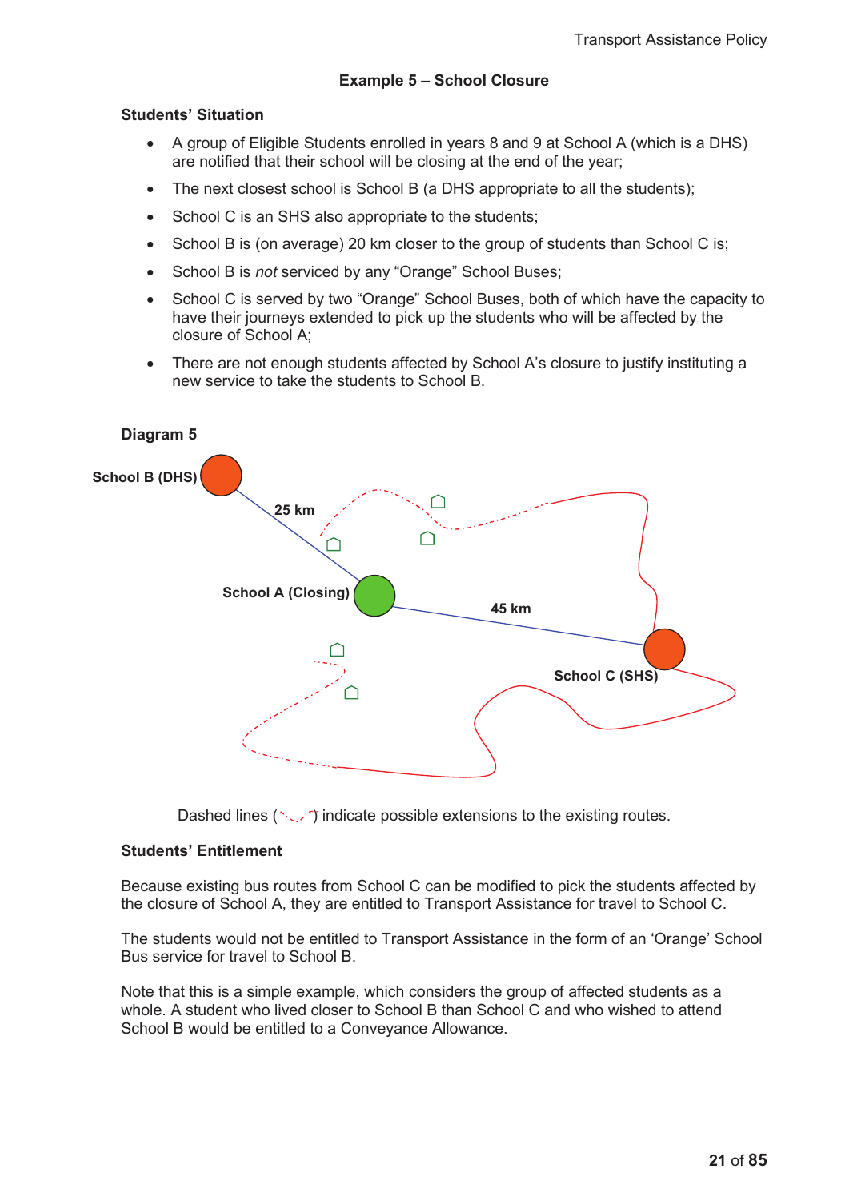### Example 5 – School Closure

**Students' Situation**

- A group of Eligible Students enrolled in years 8 and 9 at School A (which is a DHS) are notified that their school will be closing at the end of the year;
- The next closest school is School B (a DHS appropriate to all the students);
- School C is an SHS also appropriate to the students;
- School B is (on average) 20 km closer to the group of students than School C is;
- School B is *not* serviced by any "Orange" School Buses;
- School C is served by two "Orange" School Buses, both of which have the capacity to have their journeys extended to pick up the students who will be affected by the closure of School A;
- There are not enough students affected by School A's closure to justify instituting a new service to take the students to School B.

**Diagram 5**

School B (DHS)

25 km

School A (Closing)

45 km

School C (SHS)

Dashed lines ( ) indicate possible extensions to the existing routes.

**Students' Entitlement**

Because existing bus routes from School C can be modified to pick the students affected by the closure of School A, they are entitled to Transport Assistance for travel to School C.

The students would not be entitled to Transport Assistance in the form of an 'Orange' School Bus service for travel to School B.

Note that this is a simple example, which considers the group of affected students as a whole. A student who lived closer to School B than School C and who wished to attend School B would be entitled to a Conveyance Allowance.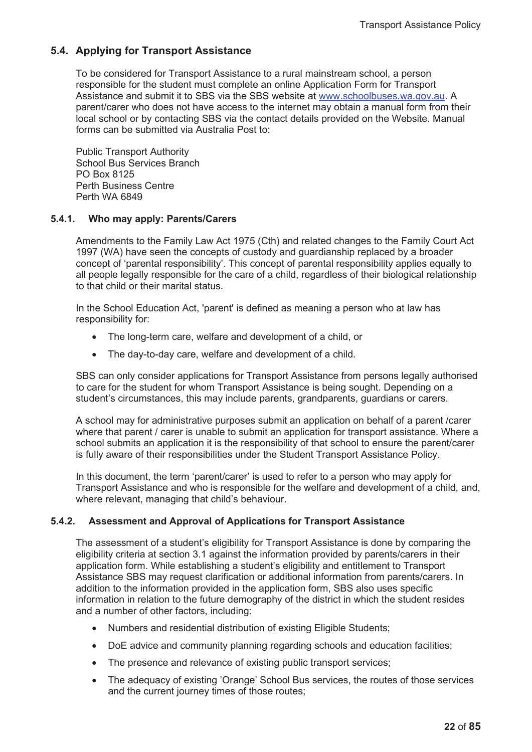## 5.4. Applying for Transport Assistance

To be considered for Transport Assistance to a rural mainstream school, a person responsible for the student must complete an online Application Form for Transport Assistance and submit it to SBS via the SBS website at www.schoolbuses.wa.gov.au. A parent/carer who does not have access to the internet may obtain a manual form from their local school or by contacting SBS via the contact details provided on the Website. Manual forms can be submitted via Australia Post to:

Public Transport Authority
School Bus Services Branch
PO Box 8125
Perth Business Centre
Perth WA 6849

### 5.4.1. Who may apply: Parents/Carers

Amendments to the Family Law Act 1975 (Cth) and related changes to the Family Court Act 1997 (WA) have seen the concepts of custody and guardianship replaced by a broader concept of 'parental responsibility'. This concept of parental responsibility applies equally to all people legally responsible for the care of a child, regardless of their biological relationship to that child or their marital status.

In the School Education Act, 'parent' is defined as meaning a person who at law has responsibility for:

- The long-term care, welfare and development of a child, or
- The day-to-day care, welfare and development of a child.

SBS can only consider applications for Transport Assistance from persons legally authorised to care for the student for whom Transport Assistance is being sought. Depending on a student's circumstances, this may include parents, grandparents, guardians or carers.

A school may for administrative purposes submit an application on behalf of a parent /carer where that parent / carer is unable to submit an application for transport assistance. Where a school submits an application it is the responsibility of that school to ensure the parent/carer is fully aware of their responsibilities under the Student Transport Assistance Policy.

In this document, the term 'parent/carer' is used to refer to a person who may apply for Transport Assistance and who is responsible for the welfare and development of a child, and, where relevant, managing that child's behaviour.

### 5.4.2. Assessment and Approval of Applications for Transport Assistance

The assessment of a student's eligibility for Transport Assistance is done by comparing the eligibility criteria at section 3.1 against the information provided by parents/carers in their application form. While establishing a student's eligibility and entitlement to Transport Assistance SBS may request clarification or additional information from parents/carers. In addition to the information provided in the application form, SBS also uses specific information in relation to the future demography of the district in which the student resides and a number of other factors, including:

- Numbers and residential distribution of existing Eligible Students;
- DoE advice and community planning regarding schools and education facilities;
- The presence and relevance of existing public transport services;
- The adequacy of existing 'Orange' School Bus services, the routes of those services and the current journey times of those routes;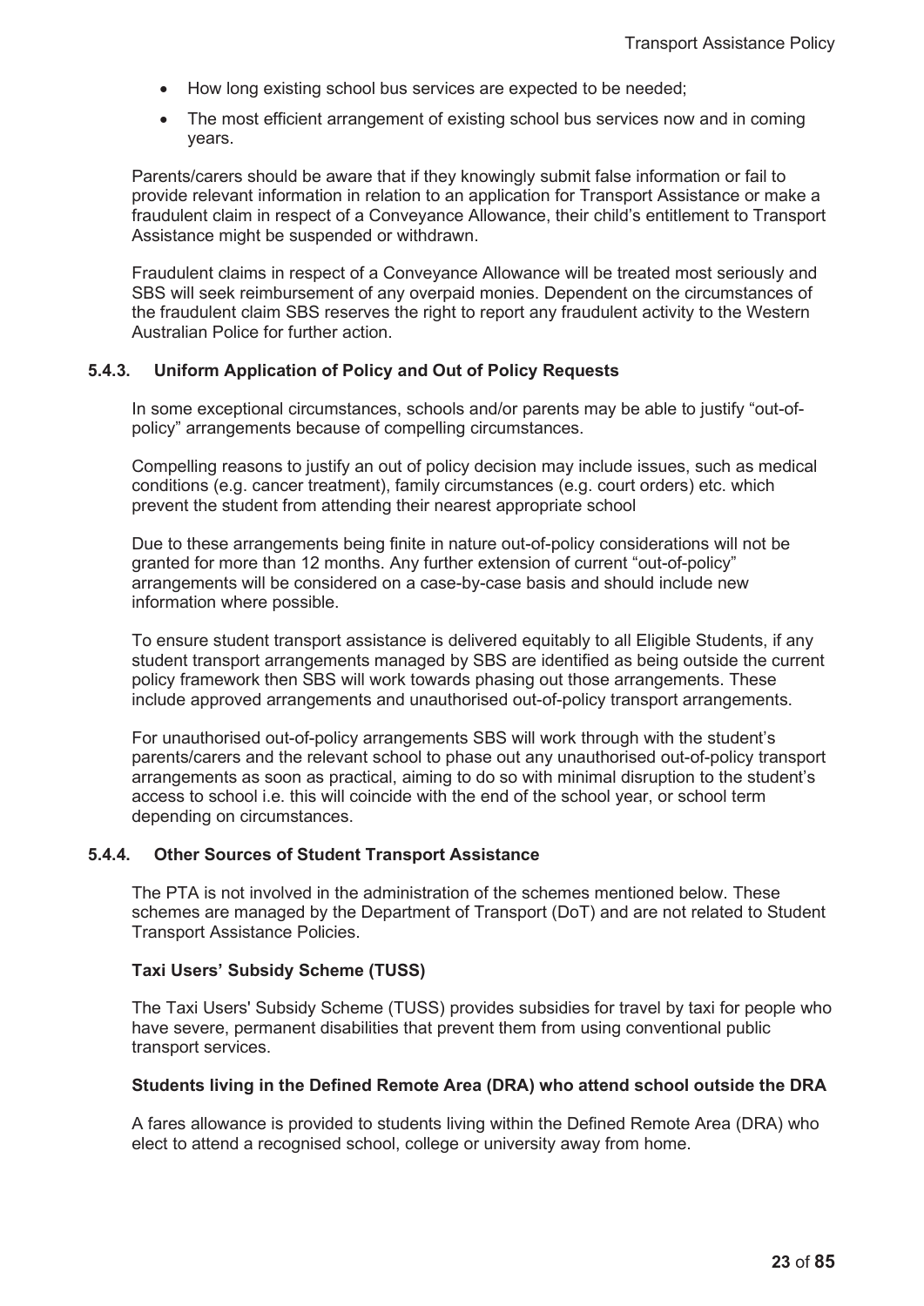- How long existing school bus services are expected to be needed;
- The most efficient arrangement of existing school bus services now and in coming years.

Parents/carers should be aware that if they knowingly submit false information or fail to provide relevant information in relation to an application for Transport Assistance or make a fraudulent claim in respect of a Conveyance Allowance, their child's entitlement to Transport Assistance might be suspended or withdrawn.

Fraudulent claims in respect of a Conveyance Allowance will be treated most seriously and SBS will seek reimbursement of any overpaid monies. Dependent on the circumstances of the fraudulent claim SBS reserves the right to report any fraudulent activity to the Western Australian Police for further action.

#### 5.4.3. Uniform Application of Policy and Out of Policy Requests

In some exceptional circumstances, schools and/or parents may be able to justify "out-of-policy" arrangements because of compelling circumstances.

Compelling reasons to justify an out of policy decision may include issues, such as medical conditions (e.g. cancer treatment), family circumstances (e.g. court orders) etc. which prevent the student from attending their nearest appropriate school

Due to these arrangements being finite in nature out-of-policy considerations will not be granted for more than 12 months. Any further extension of current "out-of-policy" arrangements will be considered on a case-by-case basis and should include new information where possible.

To ensure student transport assistance is delivered equitably to all Eligible Students, if any student transport arrangements managed by SBS are identified as being outside the current policy framework then SBS will work towards phasing out those arrangements. These include approved arrangements and unauthorised out-of-policy transport arrangements.

For unauthorised out-of-policy arrangements SBS will work through with the student's parents/carers and the relevant school to phase out any unauthorised out-of-policy transport arrangements as soon as practical, aiming to do so with minimal disruption to the student's access to school i.e. this will coincide with the end of the school year, or school term depending on circumstances.

#### 5.4.4. Other Sources of Student Transport Assistance

The PTA is not involved in the administration of the schemes mentioned below. These schemes are managed by the Department of Transport (DoT) and are not related to Student Transport Assistance Policies.

**Taxi Users' Subsidy Scheme (TUSS)**

The Taxi Users' Subsidy Scheme (TUSS) provides subsidies for travel by taxi for people who have severe, permanent disabilities that prevent them from using conventional public transport services.

**Students living in the Defined Remote Area (DRA) who attend school outside the DRA**

A fares allowance is provided to students living within the Defined Remote Area (DRA) who elect to attend a recognised school, college or university away from home.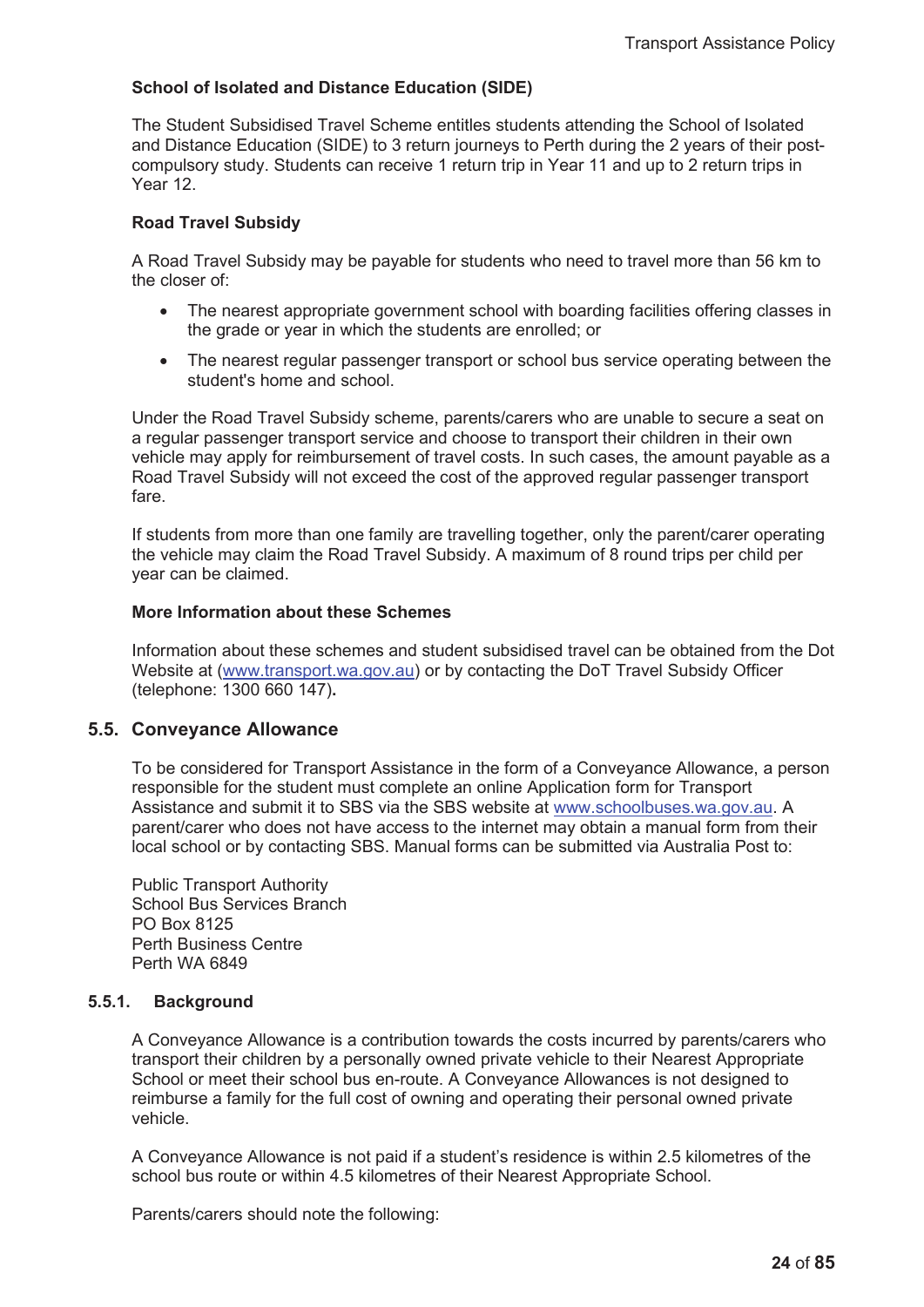**School of Isolated and Distance Education (SIDE)**

The Student Subsidised Travel Scheme entitles students attending the School of Isolated and Distance Education (SIDE) to 3 return journeys to Perth during the 2 years of their post-compulsory study. Students can receive 1 return trip in Year 11 and up to 2 return trips in Year 12.

**Road Travel Subsidy**

A Road Travel Subsidy may be payable for students who need to travel more than 56 km to the closer of:

- The nearest appropriate government school with boarding facilities offering classes in the grade or year in which the students are enrolled; or
- The nearest regular passenger transport or school bus service operating between the student's home and school.

Under the Road Travel Subsidy scheme, parents/carers who are unable to secure a seat on a regular passenger transport service and choose to transport their children in their own vehicle may apply for reimbursement of travel costs. In such cases, the amount payable as a Road Travel Subsidy will not exceed the cost of the approved regular passenger transport fare.

If students from more than one family are travelling together, only the parent/carer operating the vehicle may claim the Road Travel Subsidy. A maximum of 8 round trips per child per year can be claimed.

**More Information about these Schemes**

Information about these schemes and student subsidised travel can be obtained from the Dot Website at (www.transport.wa.gov.au) or by contacting the DoT Travel Subsidy Officer (telephone: 1300 660 147).

## 5.5. Conveyance Allowance

To be considered for Transport Assistance in the form of a Conveyance Allowance, a person responsible for the student must complete an online Application form for Transport Assistance and submit it to SBS via the SBS website at www.schoolbuses.wa.gov.au. A parent/carer who does not have access to the internet may obtain a manual form from their local school or by contacting SBS. Manual forms can be submitted via Australia Post to:

Public Transport Authority
School Bus Services Branch
PO Box 8125
Perth Business Centre
Perth WA 6849

### 5.5.1. Background

A Conveyance Allowance is a contribution towards the costs incurred by parents/carers who transport their children by a personally owned private vehicle to their Nearest Appropriate School or meet their school bus en-route. A Conveyance Allowances is not designed to reimburse a family for the full cost of owning and operating their personal owned private vehicle.

A Conveyance Allowance is not paid if a student's residence is within 2.5 kilometres of the school bus route or within 4.5 kilometres of their Nearest Appropriate School.

Parents/carers should note the following: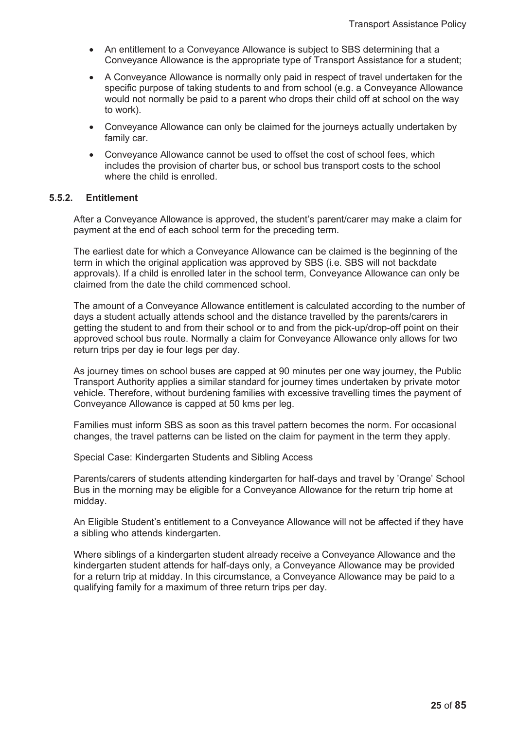- An entitlement to a Conveyance Allowance is subject to SBS determining that a Conveyance Allowance is the appropriate type of Transport Assistance for a student;
- A Conveyance Allowance is normally only paid in respect of travel undertaken for the specific purpose of taking students to and from school (e.g. a Conveyance Allowance would not normally be paid to a parent who drops their child off at school on the way to work).
- Conveyance Allowance can only be claimed for the journeys actually undertaken by family car.
- Conveyance Allowance cannot be used to offset the cost of school fees, which includes the provision of charter bus, or school bus transport costs to the school where the child is enrolled.

### 5.5.2. Entitlement

After a Conveyance Allowance is approved, the student's parent/carer may make a claim for payment at the end of each school term for the preceding term.

The earliest date for which a Conveyance Allowance can be claimed is the beginning of the term in which the original application was approved by SBS (i.e. SBS will not backdate approvals). If a child is enrolled later in the school term, Conveyance Allowance can only be claimed from the date the child commenced school.

The amount of a Conveyance Allowance entitlement is calculated according to the number of days a student actually attends school and the distance travelled by the parents/carers in getting the student to and from their school or to and from the pick-up/drop-off point on their approved school bus route. Normally a claim for Conveyance Allowance only allows for two return trips per day ie four legs per day.

As journey times on school buses are capped at 90 minutes per one way journey, the Public Transport Authority applies a similar standard for journey times undertaken by private motor vehicle. Therefore, without burdening families with excessive travelling times the payment of Conveyance Allowance is capped at 50 kms per leg.

Families must inform SBS as soon as this travel pattern becomes the norm. For occasional changes, the travel patterns can be listed on the claim for payment in the term they apply.

Special Case: Kindergarten Students and Sibling Access

Parents/carers of students attending kindergarten for half-days and travel by 'Orange' School Bus in the morning may be eligible for a Conveyance Allowance for the return trip home at midday.

An Eligible Student's entitlement to a Conveyance Allowance will not be affected if they have a sibling who attends kindergarten.

Where siblings of a kindergarten student already receive a Conveyance Allowance and the kindergarten student attends for half-days only, a Conveyance Allowance may be provided for a return trip at midday. In this circumstance, a Conveyance Allowance may be paid to a qualifying family for a maximum of three return trips per day.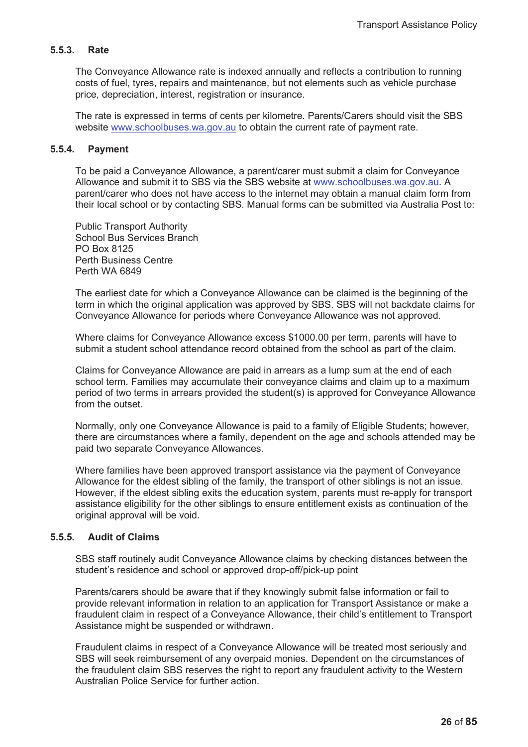#### 5.5.3. Rate

The Conveyance Allowance rate is indexed annually and reflects a contribution to running costs of fuel, tyres, repairs and maintenance, but not elements such as vehicle purchase price, depreciation, interest, registration or insurance.

The rate is expressed in terms of cents per kilometre. Parents/Carers should visit the SBS website www.schoolbuses.wa.gov.au to obtain the current rate of payment rate.

#### 5.5.4. Payment

To be paid a Conveyance Allowance, a parent/carer must submit a claim for Conveyance Allowance and submit it to SBS via the SBS website at www.schoolbuses.wa.gov.au. A parent/carer who does not have access to the internet may obtain a manual claim form from their local school or by contacting SBS. Manual forms can be submitted via Australia Post to:

Public Transport Authority
School Bus Services Branch
PO Box 8125
Perth Business Centre
Perth WA 6849

The earliest date for which a Conveyance Allowance can be claimed is the beginning of the term in which the original application was approved by SBS. SBS will not backdate claims for Conveyance Allowance for periods where Conveyance Allowance was not approved.

Where claims for Conveyance Allowance excess $1000.00 per term, parents will have to submit a student school attendance record obtained from the school as part of the claim.

Claims for Conveyance Allowance are paid in arrears as a lump sum at the end of each school term. Families may accumulate their conveyance claims and claim up to a maximum period of two terms in arrears provided the student(s) is approved for Conveyance Allowance from the outset.

Normally, only one Conveyance Allowance is paid to a family of Eligible Students; however, there are circumstances where a family, dependent on the age and schools attended may be paid two separate Conveyance Allowances.

Where families have been approved transport assistance via the payment of Conveyance Allowance for the eldest sibling of the family, the transport of other siblings is not an issue. However, if the eldest sibling exits the education system, parents must re-apply for transport assistance eligibility for the other siblings to ensure entitlement exists as continuation of the original approval will be void.

#### 5.5.5. Audit of Claims

SBS staff routinely audit Conveyance Allowance claims by checking distances between the student's residence and school or approved drop-off/pick-up point

Parents/carers should be aware that if they knowingly submit false information or fail to provide relevant information in relation to an application for Transport Assistance or make a fraudulent claim in respect of a Conveyance Allowance, their child's entitlement to Transport Assistance might be suspended or withdrawn.

Fraudulent claims in respect of a Conveyance Allowance will be treated most seriously and SBS will seek reimbursement of any overpaid monies. Dependent on the circumstances of the fraudulent claim SBS reserves the right to report any fraudulent activity to the Western Australian Police Service for further action.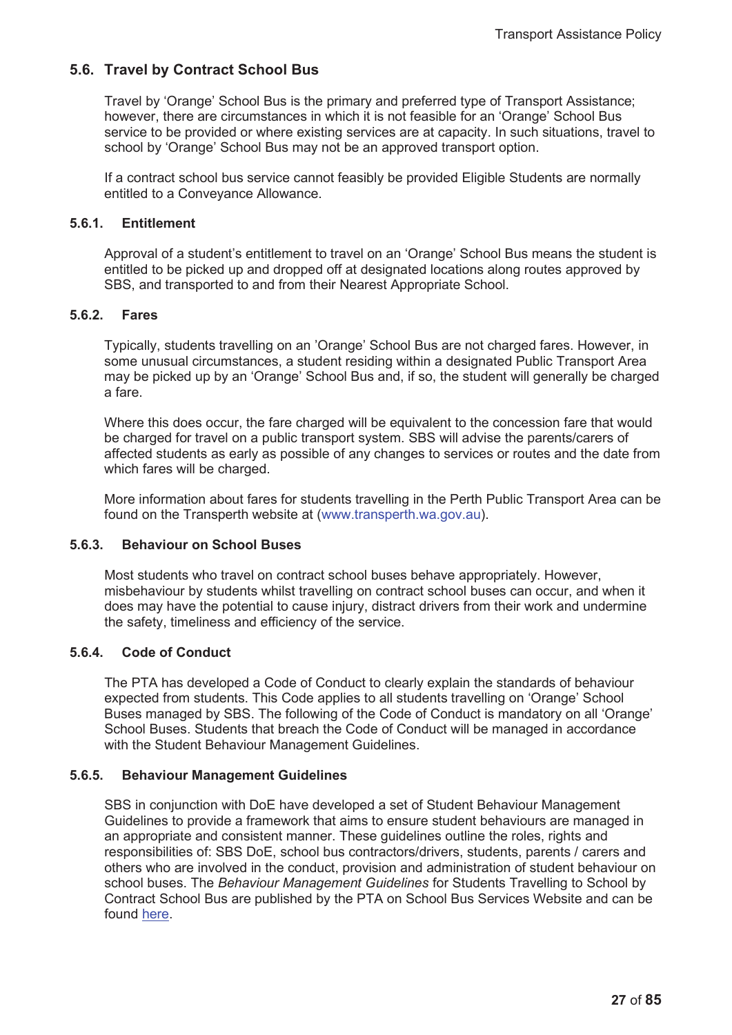## 5.6. Travel by Contract School Bus

Travel by 'Orange' School Bus is the primary and preferred type of Transport Assistance; however, there are circumstances in which it is not feasible for an 'Orange' School Bus service to be provided or where existing services are at capacity. In such situations, travel to school by 'Orange' School Bus may not be an approved transport option.

If a contract school bus service cannot feasibly be provided Eligible Students are normally entitled to a Conveyance Allowance.

### 5.6.1. Entitlement

Approval of a student's entitlement to travel on an 'Orange' School Bus means the student is entitled to be picked up and dropped off at designated locations along routes approved by SBS, and transported to and from their Nearest Appropriate School.

### 5.6.2. Fares

Typically, students travelling on an 'Orange' School Bus are not charged fares. However, in some unusual circumstances, a student residing within a designated Public Transport Area may be picked up by an 'Orange' School Bus and, if so, the student will generally be charged a fare.

Where this does occur, the fare charged will be equivalent to the concession fare that would be charged for travel on a public transport system. SBS will advise the parents/carers of affected students as early as possible of any changes to services or routes and the date from which fares will be charged.

More information about fares for students travelling in the Perth Public Transport Area can be found on the Transperth website at (www.transperth.wa.gov.au).

### 5.6.3. Behaviour on School Buses

Most students who travel on contract school buses behave appropriately. However, misbehaviour by students whilst travelling on contract school buses can occur, and when it does may have the potential to cause injury, distract drivers from their work and undermine the safety, timeliness and efficiency of the service.

### 5.6.4. Code of Conduct

The PTA has developed a Code of Conduct to clearly explain the standards of behaviour expected from students. This Code applies to all students travelling on 'Orange' School Buses managed by SBS. The following of the Code of Conduct is mandatory on all 'Orange' School Buses. Students that breach the Code of Conduct will be managed in accordance with the Student Behaviour Management Guidelines.

### 5.6.5. Behaviour Management Guidelines

SBS in conjunction with DoE have developed a set of Student Behaviour Management Guidelines to provide a framework that aims to ensure student behaviours are managed in an appropriate and consistent manner. These guidelines outline the roles, rights and responsibilities of: SBS DoE, school bus contractors/drivers, students, parents / carers and others who are involved in the conduct, provision and administration of student behaviour on school buses. The *Behaviour Management Guidelines* for Students Travelling to School by Contract School Bus are published by the PTA on School Bus Services Website and can be found here.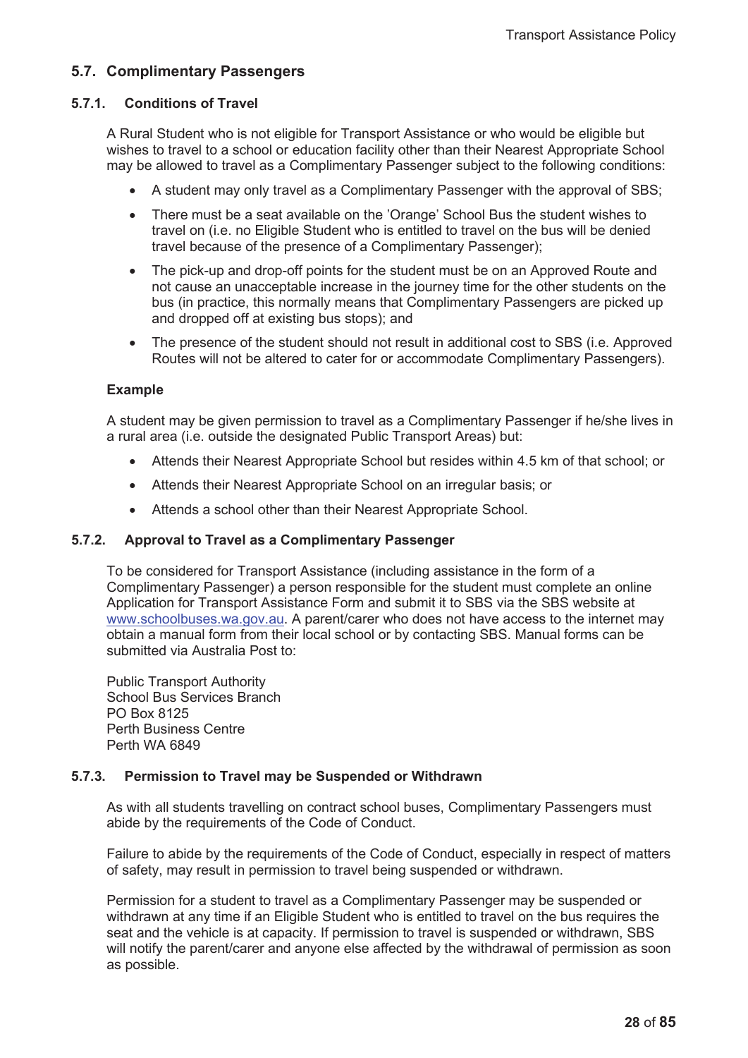## 5.7. Complimentary Passengers

### 5.7.1. Conditions of Travel

A Rural Student who is not eligible for Transport Assistance or who would be eligible but wishes to travel to a school or education facility other than their Nearest Appropriate School may be allowed to travel as a Complimentary Passenger subject to the following conditions:

- A student may only travel as a Complimentary Passenger with the approval of SBS;
- There must be a seat available on the 'Orange' School Bus the student wishes to travel on (i.e. no Eligible Student who is entitled to travel on the bus will be denied travel because of the presence of a Complimentary Passenger);
- The pick-up and drop-off points for the student must be on an Approved Route and not cause an unacceptable increase in the journey time for the other students on the bus (in practice, this normally means that Complimentary Passengers are picked up and dropped off at existing bus stops); and
- The presence of the student should not result in additional cost to SBS (i.e. Approved Routes will not be altered to cater for or accommodate Complimentary Passengers).

**Example**

A student may be given permission to travel as a Complimentary Passenger if he/she lives in a rural area (i.e. outside the designated Public Transport Areas) but:

- Attends their Nearest Appropriate School but resides within 4.5 km of that school; or
- Attends their Nearest Appropriate School on an irregular basis; or
- Attends a school other than their Nearest Appropriate School.

### 5.7.2. Approval to Travel as a Complimentary Passenger

To be considered for Transport Assistance (including assistance in the form of a Complimentary Passenger) a person responsible for the student must complete an online Application for Transport Assistance Form and submit it to SBS via the SBS website at [www.schoolbuses.wa.gov.au](http://www.schoolbuses.wa.gov.au). A parent/carer who does not have access to the internet may obtain a manual form from their local school or by contacting SBS. Manual forms can be submitted via Australia Post to:

Public Transport Authority
School Bus Services Branch
PO Box 8125
Perth Business Centre
Perth WA 6849

### 5.7.3. Permission to Travel may be Suspended or Withdrawn

As with all students travelling on contract school buses, Complimentary Passengers must abide by the requirements of the Code of Conduct.

Failure to abide by the requirements of the Code of Conduct, especially in respect of matters of safety, may result in permission to travel being suspended or withdrawn.

Permission for a student to travel as a Complimentary Passenger may be suspended or withdrawn at any time if an Eligible Student who is entitled to travel on the bus requires the seat and the vehicle is at capacity. If permission to travel is suspended or withdrawn, SBS will notify the parent/carer and anyone else affected by the withdrawal of permission as soon as possible.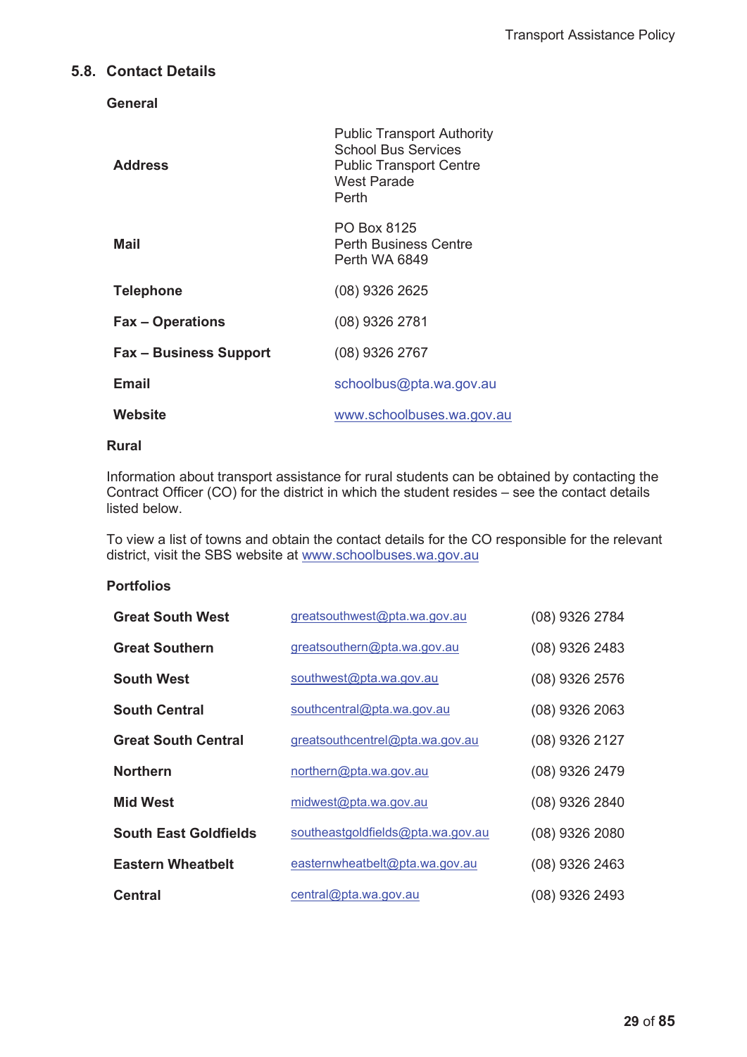## 5.8. Contact Details

### General

| | |
|---|---|
| **Address** | Public Transport Authority<br>School Bus Services<br>Public Transport Centre<br>West Parade<br>Perth |
| **Mail** | PO Box 8125<br>Perth Business Centre<br>Perth WA 6849 |
| **Telephone** | (08) 9326 2625 |
| **Fax – Operations** | (08) 9326 2781 |
| **Fax – Business Support** | (08) 9326 2767 |
| **Email** | schoolbus@pta.wa.gov.au |
| **Website** | www.schoolbuses.wa.gov.au |

### Rural

Information about transport assistance for rural students can be obtained by contacting the Contract Officer (CO) for the district in which the student resides – see the contact details listed below.

To view a list of towns and obtain the contact details for the CO responsible for the relevant district, visit the SBS website at www.schoolbuses.wa.gov.au

### Portfolios

| | | |
|---|---|---|
| **Great South West** | greatsouthwest@pta.wa.gov.au | (08) 9326 2784 |
| **Great Southern** | greatsouthern@pta.wa.gov.au | (08) 9326 2483 |
| **South West** | southwest@pta.wa.gov.au | (08) 9326 2576 |
| **South Central** | southcentral@pta.wa.gov.au | (08) 9326 2063 |
| **Great South Central** | greatsouthcentrel@pta.wa.gov.au | (08) 9326 2127 |
| **Northern** | northern@pta.wa.gov.au | (08) 9326 2479 |
| **Mid West** | midwest@pta.wa.gov.au | (08) 9326 2840 |
| **South East Goldfields** | southeastgoldfields@pta.wa.gov.au | (08) 9326 2080 |
| **Eastern Wheatbelt** | easternwheatbelt@pta.wa.gov.au | (08) 9326 2463 |
| **Central** | central@pta.wa.gov.au | (08) 9326 2493 |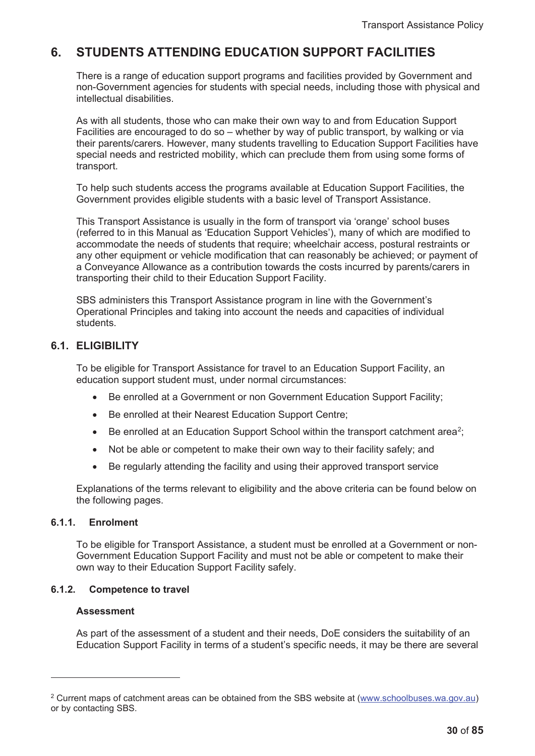# 6. STUDENTS ATTENDING EDUCATION SUPPORT FACILITIES

There is a range of education support programs and facilities provided by Government and non-Government agencies for students with special needs, including those with physical and intellectual disabilities.

As with all students, those who can make their own way to and from Education Support Facilities are encouraged to do so – whether by way of public transport, by walking or via their parents/carers. However, many students travelling to Education Support Facilities have special needs and restricted mobility, which can preclude them from using some forms of transport.

To help such students access the programs available at Education Support Facilities, the Government provides eligible students with a basic level of Transport Assistance.

This Transport Assistance is usually in the form of transport via 'orange' school buses (referred to in this Manual as 'Education Support Vehicles'), many of which are modified to accommodate the needs of students that require; wheelchair access, postural restraints or any other equipment or vehicle modification that can reasonably be achieved; or payment of a Conveyance Allowance as a contribution towards the costs incurred by parents/carers in transporting their child to their Education Support Facility.

SBS administers this Transport Assistance program in line with the Government's Operational Principles and taking into account the needs and capacities of individual students.

## 6.1. ELIGIBILITY

To be eligible for Transport Assistance for travel to an Education Support Facility, an education support student must, under normal circumstances:

- Be enrolled at a Government or non Government Education Support Facility;
- Be enrolled at their Nearest Education Support Centre;
- Be enrolled at an Education Support School within the transport catchment area[2];
- Not be able or competent to make their own way to their facility safely; and
- Be regularly attending the facility and using their approved transport service

Explanations of the terms relevant to eligibility and the above criteria can be found below on the following pages.

### 6.1.1. Enrolment

To be eligible for Transport Assistance, a student must be enrolled at a Government or non-Government Education Support Facility and must not be able or competent to make their own way to their Education Support Facility safely.

### 6.1.2. Competence to travel

**Assessment**

As part of the assessment of a student and their needs, DoE considers the suitability of an Education Support Facility in terms of a student's specific needs, it may be there are several

[2] Current maps of catchment areas can be obtained from the SBS website at (www.schoolbuses.wa.gov.au) or by contacting SBS.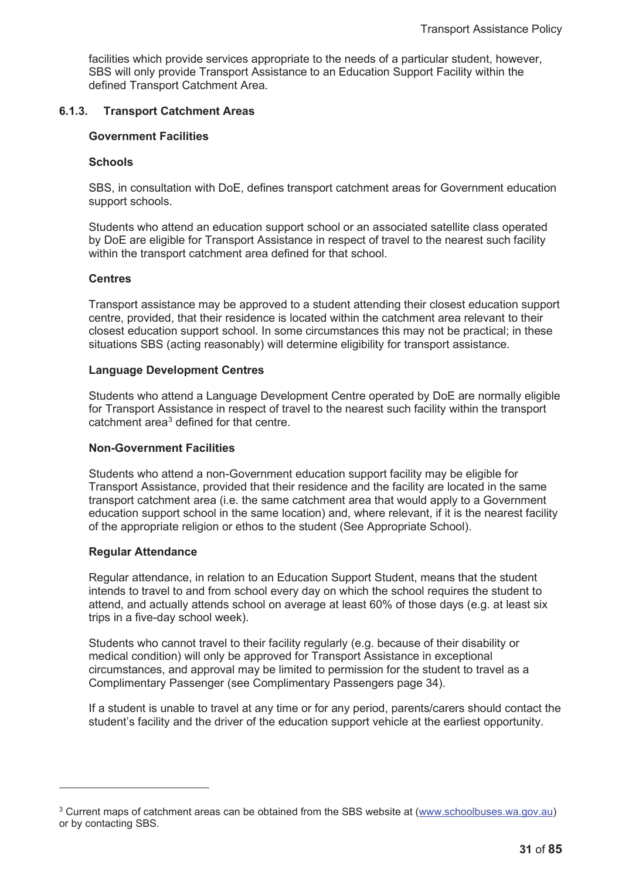facilities which provide services appropriate to the needs of a particular student, however, SBS will only provide Transport Assistance to an Education Support Facility within the defined Transport Catchment Area.

#### 6.1.3. Transport Catchment Areas

**Government Facilities**

**Schools**

SBS, in consultation with DoE, defines transport catchment areas for Government education support schools.

Students who attend an education support school or an associated satellite class operated by DoE are eligible for Transport Assistance in respect of travel to the nearest such facility within the transport catchment area defined for that school.

**Centres**

Transport assistance may be approved to a student attending their closest education support centre, provided, that their residence is located within the catchment area relevant to their closest education support school. In some circumstances this may not be practical; in these situations SBS (acting reasonably) will determine eligibility for transport assistance.

**Language Development Centres**

Students who attend a Language Development Centre operated by DoE are normally eligible for Transport Assistance in respect of travel to the nearest such facility within the transport catchment area[3] defined for that centre.

**Non-Government Facilities**

Students who attend a non-Government education support facility may be eligible for Transport Assistance, provided that their residence and the facility are located in the same transport catchment area (i.e. the same catchment area that would apply to a Government education support school in the same location) and, where relevant, if it is the nearest facility of the appropriate religion or ethos to the student (See Appropriate School).

**Regular Attendance**

Regular attendance, in relation to an Education Support Student, means that the student intends to travel to and from school every day on which the school requires the student to attend, and actually attends school on average at least 60% of those days (e.g. at least six trips in a five-day school week).

Students who cannot travel to their facility regularly (e.g. because of their disability or medical condition) will only be approved for Transport Assistance in exceptional circumstances, and approval may be limited to permission for the student to travel as a Complimentary Passenger (see Complimentary Passengers page 34).

If a student is unable to travel at any time or for any period, parents/carers should contact the student's facility and the driver of the education support vehicle at the earliest opportunity.

---

[3] Current maps of catchment areas can be obtained from the SBS website at (www.schoolbuses.wa.gov.au) or by contacting SBS.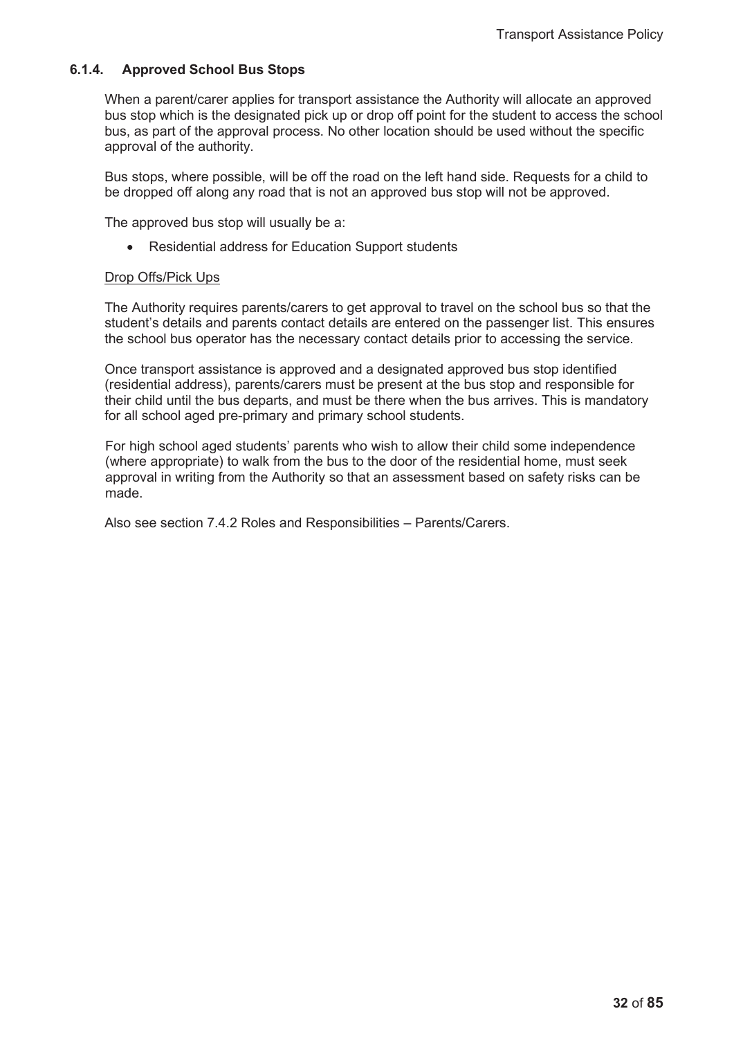### 6.1.4. Approved School Bus Stops

When a parent/carer applies for transport assistance the Authority will allocate an approved bus stop which is the designated pick up or drop off point for the student to access the school bus, as part of the approval process. No other location should be used without the specific approval of the authority.

Bus stops, where possible, will be off the road on the left hand side. Requests for a child to be dropped off along any road that is not an approved bus stop will not be approved.

The approved bus stop will usually be a:

- Residential address for Education Support students

Drop Offs/Pick Ups

The Authority requires parents/carers to get approval to travel on the school bus so that the student's details and parents contact details are entered on the passenger list. This ensures the school bus operator has the necessary contact details prior to accessing the service.

Once transport assistance is approved and a designated approved bus stop identified (residential address), parents/carers must be present at the bus stop and responsible for their child until the bus departs, and must be there when the bus arrives. This is mandatory for all school aged pre-primary and primary school students.

For high school aged students' parents who wish to allow their child some independence (where appropriate) to walk from the bus to the door of the residential home, must seek approval in writing from the Authority so that an assessment based on safety risks can be made.

Also see section 7.4.2 Roles and Responsibilities – Parents/Carers.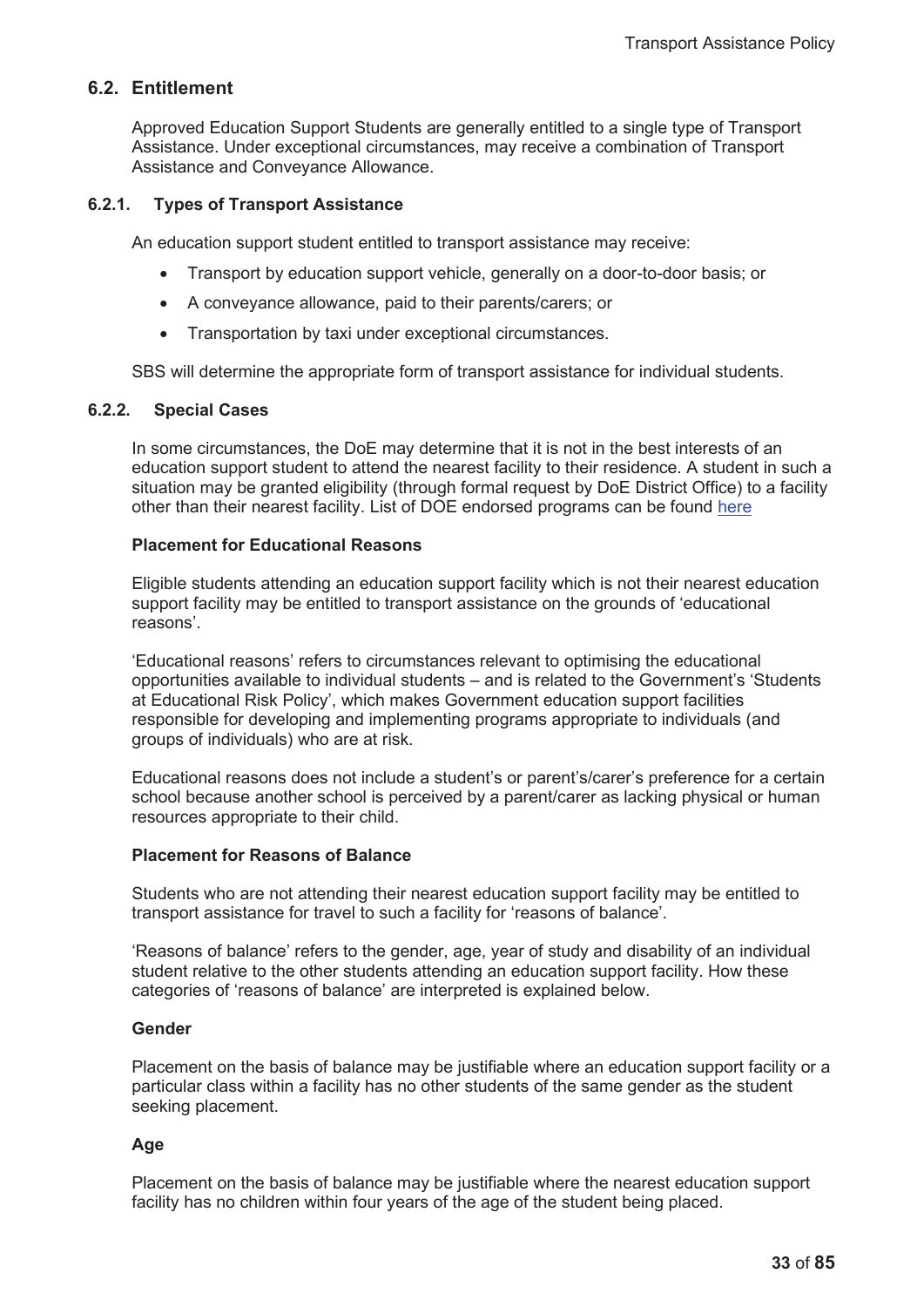## 6.2. Entitlement

Approved Education Support Students are generally entitled to a single type of Transport Assistance. Under exceptional circumstances, may receive a combination of Transport Assistance and Conveyance Allowance.

### 6.2.1. Types of Transport Assistance

An education support student entitled to transport assistance may receive:

- Transport by education support vehicle, generally on a door-to-door basis; or
- A conveyance allowance, paid to their parents/carers; or
- Transportation by taxi under exceptional circumstances.

SBS will determine the appropriate form of transport assistance for individual students.

### 6.2.2. Special Cases

In some circumstances, the DoE may determine that it is not in the best interests of an education support student to attend the nearest facility to their residence. A student in such a situation may be granted eligibility (through formal request by DoE District Office) to a facility other than their nearest facility. List of DOE endorsed programs can be found here

**Placement for Educational Reasons**

Eligible students attending an education support facility which is not their nearest education support facility may be entitled to transport assistance on the grounds of 'educational reasons'.

'Educational reasons' refers to circumstances relevant to optimising the educational opportunities available to individual students – and is related to the Government's 'Students at Educational Risk Policy', which makes Government education support facilities responsible for developing and implementing programs appropriate to individuals (and groups of individuals) who are at risk.

Educational reasons does not include a student's or parent's/carer's preference for a certain school because another school is perceived by a parent/carer as lacking physical or human resources appropriate to their child.

**Placement for Reasons of Balance**

Students who are not attending their nearest education support facility may be entitled to transport assistance for travel to such a facility for 'reasons of balance'.

'Reasons of balance' refers to the gender, age, year of study and disability of an individual student relative to the other students attending an education support facility. How these categories of 'reasons of balance' are interpreted is explained below.

**Gender**

Placement on the basis of balance may be justifiable where an education support facility or a particular class within a facility has no other students of the same gender as the student seeking placement.

**Age**

Placement on the basis of balance may be justifiable where the nearest education support facility has no children within four years of the age of the student being placed.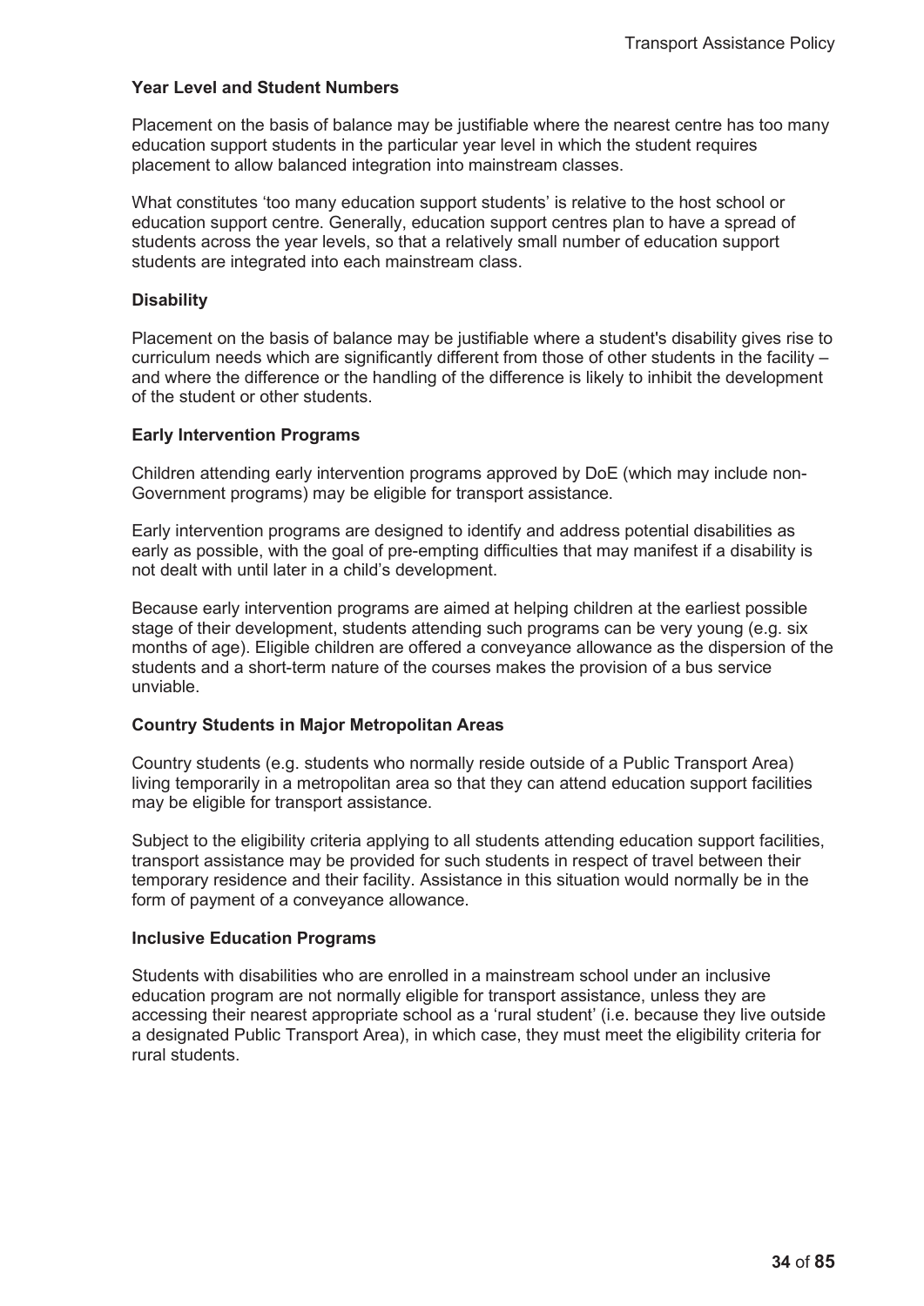### Year Level and Student Numbers

Placement on the basis of balance may be justifiable where the nearest centre has too many education support students in the particular year level in which the student requires placement to allow balanced integration into mainstream classes.

What constitutes 'too many education support students' is relative to the host school or education support centre. Generally, education support centres plan to have a spread of students across the year levels, so that a relatively small number of education support students are integrated into each mainstream class.

### Disability

Placement on the basis of balance may be justifiable where a student's disability gives rise to curriculum needs which are significantly different from those of other students in the facility – and where the difference or the handling of the difference is likely to inhibit the development of the student or other students.

### Early Intervention Programs

Children attending early intervention programs approved by DoE (which may include non-Government programs) may be eligible for transport assistance.

Early intervention programs are designed to identify and address potential disabilities as early as possible, with the goal of pre-empting difficulties that may manifest if a disability is not dealt with until later in a child's development.

Because early intervention programs are aimed at helping children at the earliest possible stage of their development, students attending such programs can be very young (e.g. six months of age). Eligible children are offered a conveyance allowance as the dispersion of the students and a short-term nature of the courses makes the provision of a bus service unviable.

### Country Students in Major Metropolitan Areas

Country students (e.g. students who normally reside outside of a Public Transport Area) living temporarily in a metropolitan area so that they can attend education support facilities may be eligible for transport assistance.

Subject to the eligibility criteria applying to all students attending education support facilities, transport assistance may be provided for such students in respect of travel between their temporary residence and their facility. Assistance in this situation would normally be in the form of payment of a conveyance allowance.

### Inclusive Education Programs

Students with disabilities who are enrolled in a mainstream school under an inclusive education program are not normally eligible for transport assistance, unless they are accessing their nearest appropriate school as a 'rural student' (i.e. because they live outside a designated Public Transport Area), in which case, they must meet the eligibility criteria for rural students.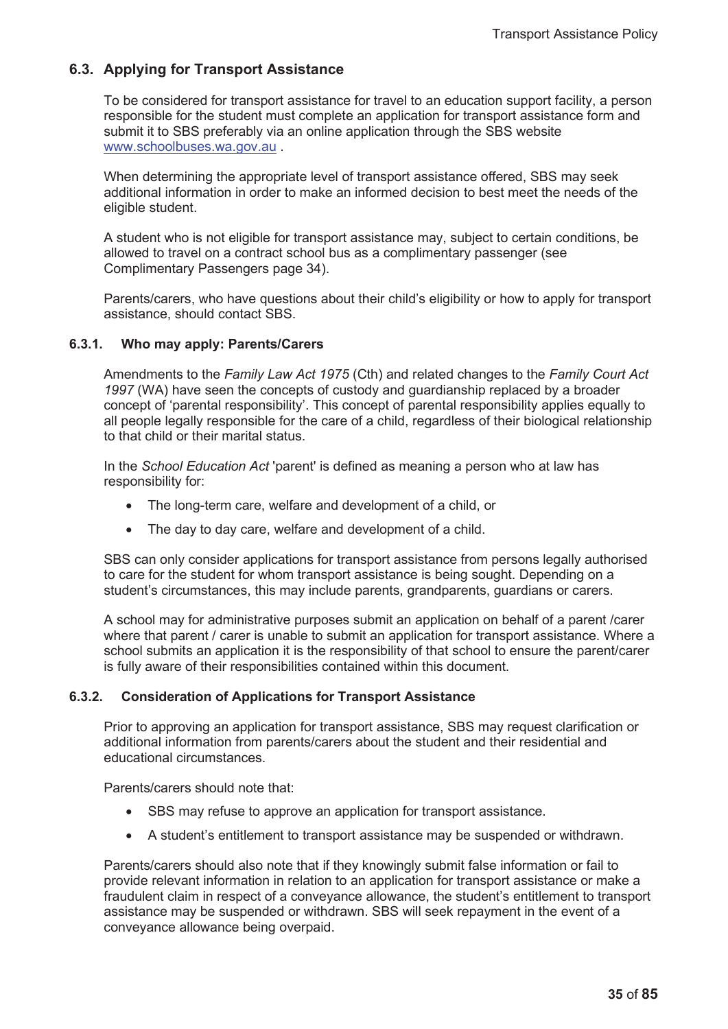## 6.3. Applying for Transport Assistance

To be considered for transport assistance for travel to an education support facility, a person responsible for the student must complete an application for transport assistance form and submit it to SBS preferably via an online application through the SBS website [www.schoolbuses.wa.gov.au](http://www.schoolbuses.wa.gov.au) .

When determining the appropriate level of transport assistance offered, SBS may seek additional information in order to make an informed decision to best meet the needs of the eligible student.

A student who is not eligible for transport assistance may, subject to certain conditions, be allowed to travel on a contract school bus as a complimentary passenger (see Complimentary Passengers page 34).

Parents/carers, who have questions about their child's eligibility or how to apply for transport assistance, should contact SBS.

### 6.3.1. Who may apply: Parents/Carers

Amendments to the *Family Law Act 1975* (Cth) and related changes to the *Family Court Act 1997* (WA) have seen the concepts of custody and guardianship replaced by a broader concept of 'parental responsibility'. This concept of parental responsibility applies equally to all people legally responsible for the care of a child, regardless of their biological relationship to that child or their marital status.

In the *School Education Act* 'parent' is defined as meaning a person who at law has responsibility for:

- The long-term care, welfare and development of a child, or
- The day to day care, welfare and development of a child.

SBS can only consider applications for transport assistance from persons legally authorised to care for the student for whom transport assistance is being sought. Depending on a student's circumstances, this may include parents, grandparents, guardians or carers.

A school may for administrative purposes submit an application on behalf of a parent /carer where that parent / carer is unable to submit an application for transport assistance. Where a school submits an application it is the responsibility of that school to ensure the parent/carer is fully aware of their responsibilities contained within this document.

### 6.3.2. Consideration of Applications for Transport Assistance

Prior to approving an application for transport assistance, SBS may request clarification or additional information from parents/carers about the student and their residential and educational circumstances.

Parents/carers should note that:

- SBS may refuse to approve an application for transport assistance.
- A student's entitlement to transport assistance may be suspended or withdrawn.

Parents/carers should also note that if they knowingly submit false information or fail to provide relevant information in relation to an application for transport assistance or make a fraudulent claim in respect of a conveyance allowance, the student's entitlement to transport assistance may be suspended or withdrawn. SBS will seek repayment in the event of a conveyance allowance being overpaid.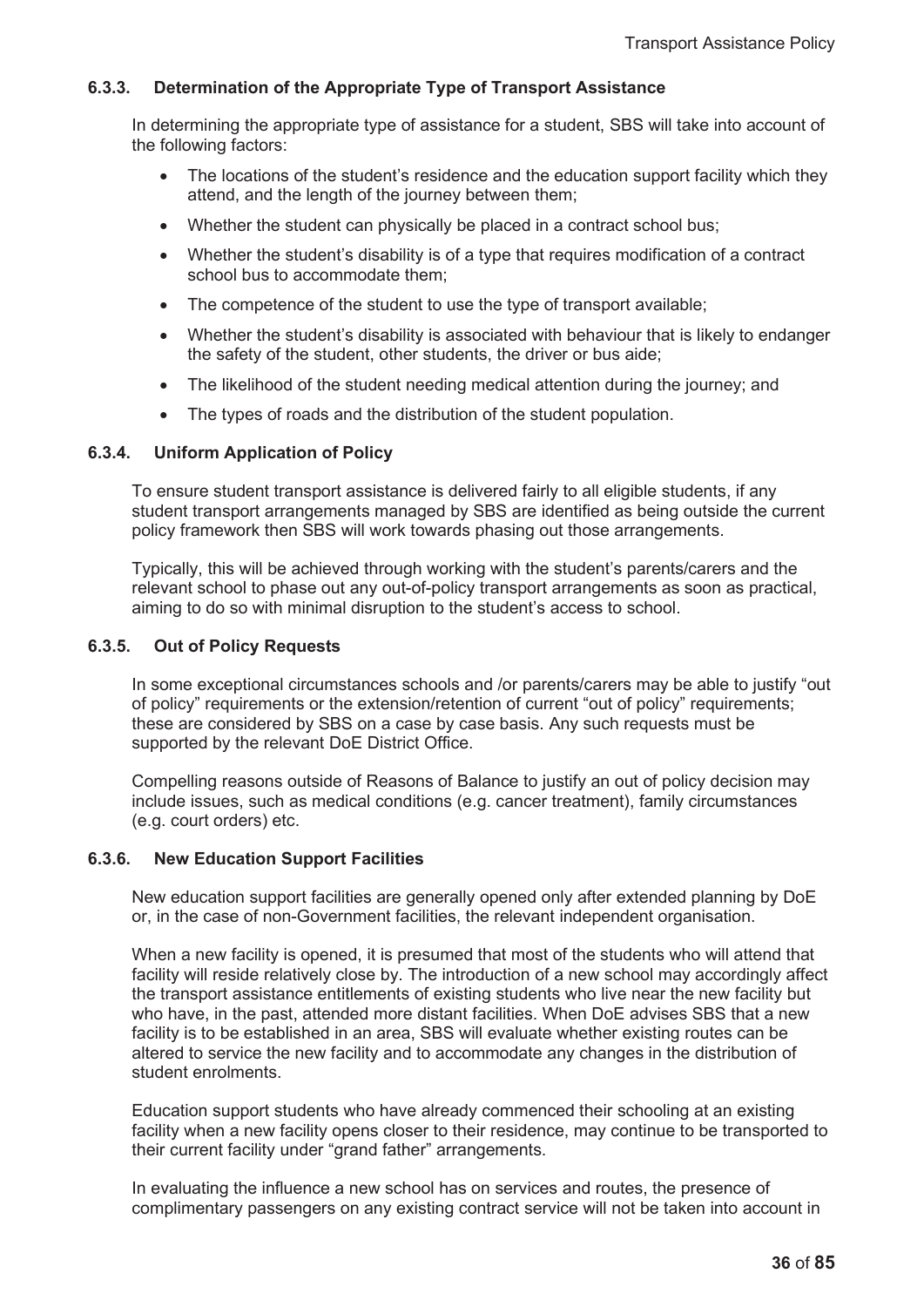### 6.3.3. Determination of the Appropriate Type of Transport Assistance

In determining the appropriate type of assistance for a student, SBS will take into account of the following factors:

- The locations of the student's residence and the education support facility which they attend, and the length of the journey between them;
- Whether the student can physically be placed in a contract school bus;
- Whether the student's disability is of a type that requires modification of a contract school bus to accommodate them;
- The competence of the student to use the type of transport available;
- Whether the student's disability is associated with behaviour that is likely to endanger the safety of the student, other students, the driver or bus aide;
- The likelihood of the student needing medical attention during the journey; and
- The types of roads and the distribution of the student population.

### 6.3.4. Uniform Application of Policy

To ensure student transport assistance is delivered fairly to all eligible students, if any student transport arrangements managed by SBS are identified as being outside the current policy framework then SBS will work towards phasing out those arrangements.

Typically, this will be achieved through working with the student's parents/carers and the relevant school to phase out any out-of-policy transport arrangements as soon as practical, aiming to do so with minimal disruption to the student's access to school.

### 6.3.5. Out of Policy Requests

In some exceptional circumstances schools and /or parents/carers may be able to justify "out of policy" requirements or the extension/retention of current "out of policy" requirements; these are considered by SBS on a case by case basis. Any such requests must be supported by the relevant DoE District Office.

Compelling reasons outside of Reasons of Balance to justify an out of policy decision may include issues, such as medical conditions (e.g. cancer treatment), family circumstances (e.g. court orders) etc.

### 6.3.6. New Education Support Facilities

New education support facilities are generally opened only after extended planning by DoE or, in the case of non-Government facilities, the relevant independent organisation.

When a new facility is opened, it is presumed that most of the students who will attend that facility will reside relatively close by. The introduction of a new school may accordingly affect the transport assistance entitlements of existing students who live near the new facility but who have, in the past, attended more distant facilities. When DoE advises SBS that a new facility is to be established in an area, SBS will evaluate whether existing routes can be altered to service the new facility and to accommodate any changes in the distribution of student enrolments.

Education support students who have already commenced their schooling at an existing facility when a new facility opens closer to their residence, may continue to be transported to their current facility under "grand father" arrangements.

In evaluating the influence a new school has on services and routes, the presence of complimentary passengers on any existing contract service will not be taken into account in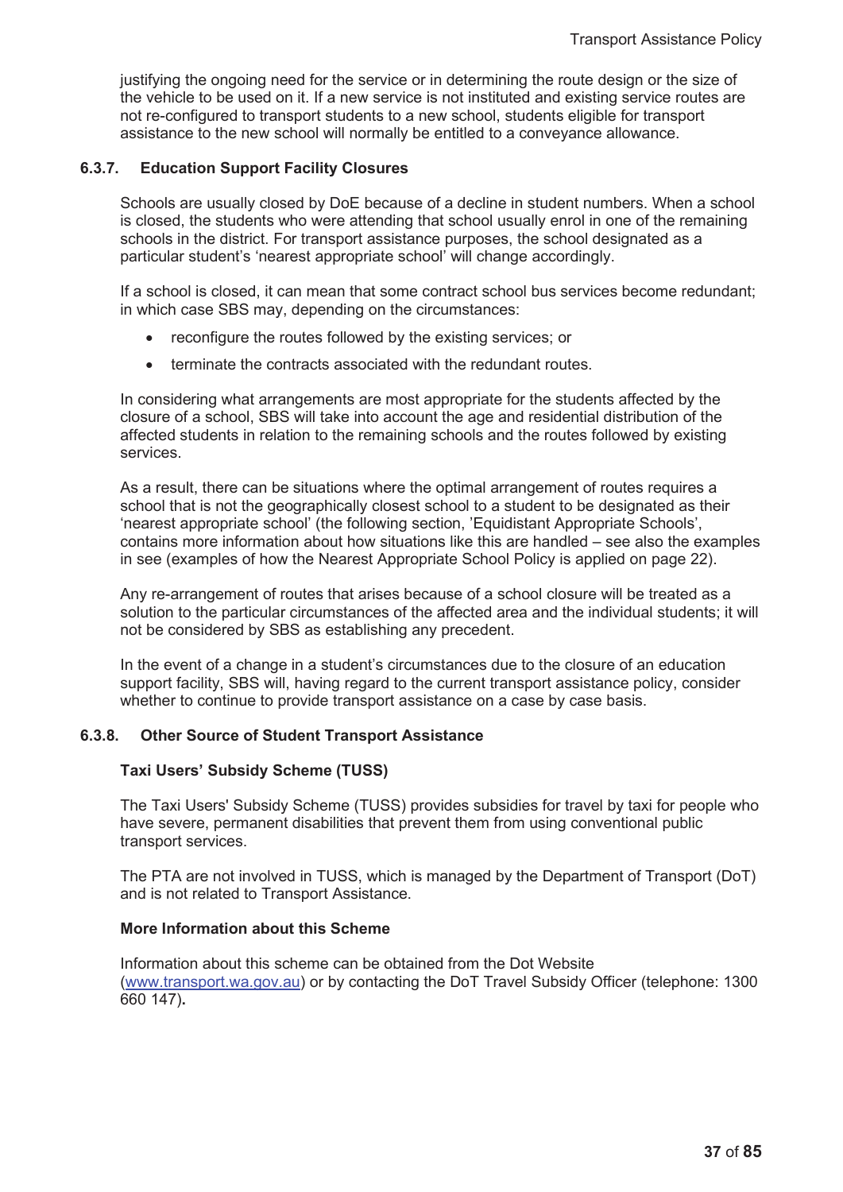justifying the ongoing need for the service or in determining the route design or the size of the vehicle to be used on it. If a new service is not instituted and existing service routes are not re-configured to transport students to a new school, students eligible for transport assistance to the new school will normally be entitled to a conveyance allowance.

### 6.3.7. Education Support Facility Closures

Schools are usually closed by DoE because of a decline in student numbers. When a school is closed, the students who were attending that school usually enrol in one of the remaining schools in the district. For transport assistance purposes, the school designated as a particular student's 'nearest appropriate school' will change accordingly.

If a school is closed, it can mean that some contract school bus services become redundant; in which case SBS may, depending on the circumstances:

- reconfigure the routes followed by the existing services; or
- terminate the contracts associated with the redundant routes.

In considering what arrangements are most appropriate for the students affected by the closure of a school, SBS will take into account the age and residential distribution of the affected students in relation to the remaining schools and the routes followed by existing services.

As a result, there can be situations where the optimal arrangement of routes requires a school that is not the geographically closest school to a student to be designated as their 'nearest appropriate school' (the following section, 'Equidistant Appropriate Schools', contains more information about how situations like this are handled – see also the examples in see (examples of how the Nearest Appropriate School Policy is applied on page 22).

Any re-arrangement of routes that arises because of a school closure will be treated as a solution to the particular circumstances of the affected area and the individual students; it will not be considered by SBS as establishing any precedent.

In the event of a change in a student's circumstances due to the closure of an education support facility, SBS will, having regard to the current transport assistance policy, consider whether to continue to provide transport assistance on a case by case basis.

### 6.3.8. Other Source of Student Transport Assistance

**Taxi Users' Subsidy Scheme (TUSS)**

The Taxi Users' Subsidy Scheme (TUSS) provides subsidies for travel by taxi for people who have severe, permanent disabilities that prevent them from using conventional public transport services.

The PTA are not involved in TUSS, which is managed by the Department of Transport (DoT) and is not related to Transport Assistance.

**More Information about this Scheme**

Information about this scheme can be obtained from the Dot Website (www.transport.wa.gov.au) or by contacting the DoT Travel Subsidy Officer (telephone: 1300 660 147).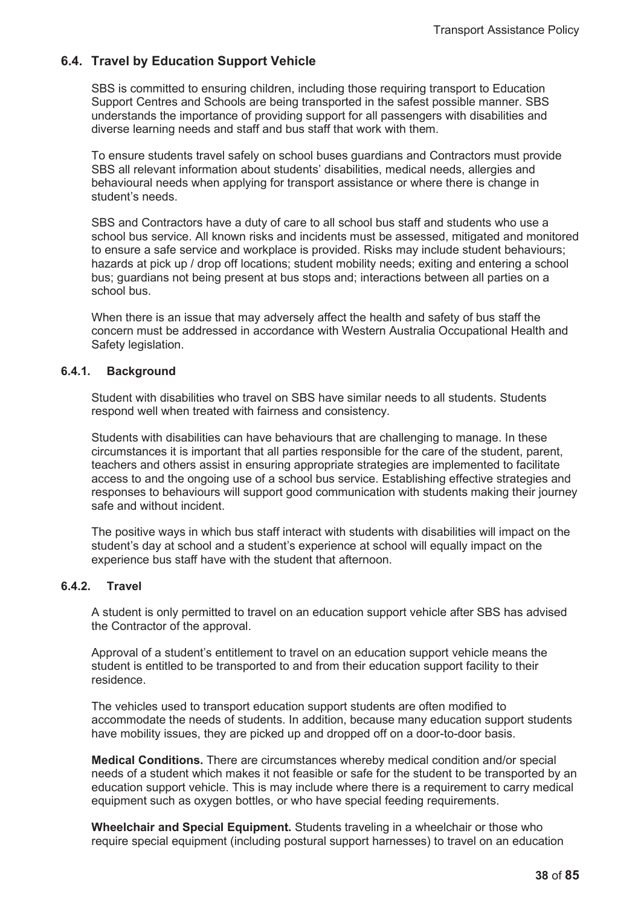## 6.4. Travel by Education Support Vehicle

SBS is committed to ensuring children, including those requiring transport to Education Support Centres and Schools are being transported in the safest possible manner. SBS understands the importance of providing support for all passengers with disabilities and diverse learning needs and staff and bus staff that work with them.

To ensure students travel safely on school buses guardians and Contractors must provide SBS all relevant information about students' disabilities, medical needs, allergies and behavioural needs when applying for transport assistance or where there is change in student's needs.

SBS and Contractors have a duty of care to all school bus staff and students who use a school bus service. All known risks and incidents must be assessed, mitigated and monitored to ensure a safe service and workplace is provided. Risks may include student behaviours; hazards at pick up / drop off locations; student mobility needs; exiting and entering a school bus; guardians not being present at bus stops and; interactions between all parties on a school bus.

When there is an issue that may adversely affect the health and safety of bus staff the concern must be addressed in accordance with Western Australia Occupational Health and Safety legislation.

### 6.4.1. Background

Student with disabilities who travel on SBS have similar needs to all students. Students respond well when treated with fairness and consistency.

Students with disabilities can have behaviours that are challenging to manage. In these circumstances it is important that all parties responsible for the care of the student, parent, teachers and others assist in ensuring appropriate strategies are implemented to facilitate access to and the ongoing use of a school bus service. Establishing effective strategies and responses to behaviours will support good communication with students making their journey safe and without incident.

The positive ways in which bus staff interact with students with disabilities will impact on the student's day at school and a student's experience at school will equally impact on the experience bus staff have with the student that afternoon.

### 6.4.2. Travel

A student is only permitted to travel on an education support vehicle after SBS has advised the Contractor of the approval.

Approval of a student's entitlement to travel on an education support vehicle means the student is entitled to be transported to and from their education support facility to their residence.

The vehicles used to transport education support students are often modified to accommodate the needs of students. In addition, because many education support students have mobility issues, they are picked up and dropped off on a door-to-door basis.

**Medical Conditions.** There are circumstances whereby medical condition and/or special needs of a student which makes it not feasible or safe for the student to be transported by an education support vehicle. This is may include where there is a requirement to carry medical equipment such as oxygen bottles, or who have special feeding requirements.

**Wheelchair and Special Equipment.** Students traveling in a wheelchair or those who require special equipment (including postural support harnesses) to travel on an education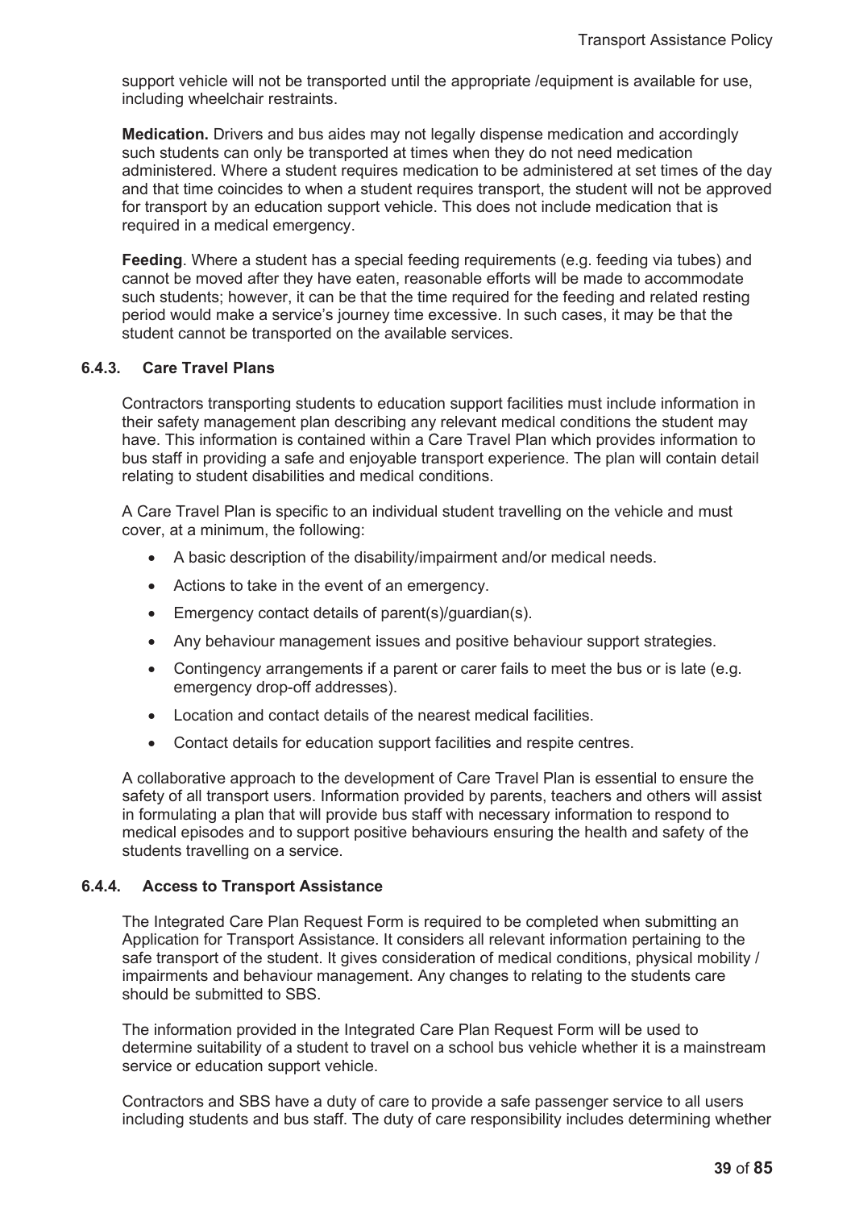support vehicle will not be transported until the appropriate /equipment is available for use, including wheelchair restraints.

**Medication.** Drivers and bus aides may not legally dispense medication and accordingly such students can only be transported at times when they do not need medication administered. Where a student requires medication to be administered at set times of the day and that time coincides to when a student requires transport, the student will not be approved for transport by an education support vehicle. This does not include medication that is required in a medical emergency.

**Feeding**. Where a student has a special feeding requirements (e.g. feeding via tubes) and cannot be moved after they have eaten, reasonable efforts will be made to accommodate such students; however, it can be that the time required for the feeding and related resting period would make a service's journey time excessive. In such cases, it may be that the student cannot be transported on the available services.

#### 6.4.3. Care Travel Plans

Contractors transporting students to education support facilities must include information in their safety management plan describing any relevant medical conditions the student may have. This information is contained within a Care Travel Plan which provides information to bus staff in providing a safe and enjoyable transport experience. The plan will contain detail relating to student disabilities and medical conditions.

A Care Travel Plan is specific to an individual student travelling on the vehicle and must cover, at a minimum, the following:

- A basic description of the disability/impairment and/or medical needs.
- Actions to take in the event of an emergency.
- Emergency contact details of parent(s)/guardian(s).
- Any behaviour management issues and positive behaviour support strategies.
- Contingency arrangements if a parent or carer fails to meet the bus or is late (e.g. emergency drop-off addresses).
- Location and contact details of the nearest medical facilities.
- Contact details for education support facilities and respite centres.

A collaborative approach to the development of Care Travel Plan is essential to ensure the safety of all transport users. Information provided by parents, teachers and others will assist in formulating a plan that will provide bus staff with necessary information to respond to medical episodes and to support positive behaviours ensuring the health and safety of the students travelling on a service.

#### 6.4.4. Access to Transport Assistance

The Integrated Care Plan Request Form is required to be completed when submitting an Application for Transport Assistance. It considers all relevant information pertaining to the safe transport of the student. It gives consideration of medical conditions, physical mobility / impairments and behaviour management. Any changes to relating to the students care should be submitted to SBS.

The information provided in the Integrated Care Plan Request Form will be used to determine suitability of a student to travel on a school bus vehicle whether it is a mainstream service or education support vehicle.

Contractors and SBS have a duty of care to provide a safe passenger service to all users including students and bus staff. The duty of care responsibility includes determining whether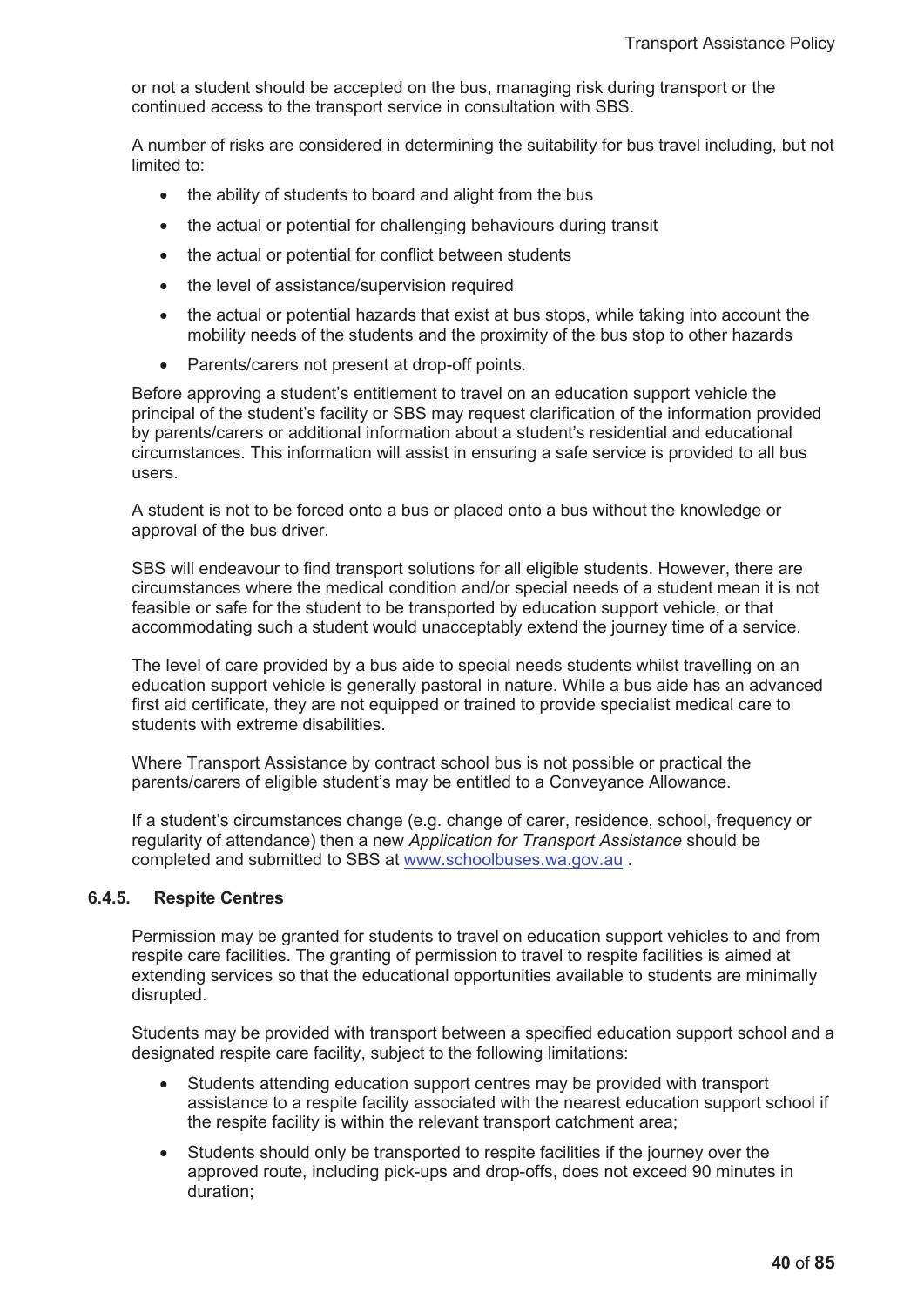or not a student should be accepted on the bus, managing risk during transport or the continued access to the transport service in consultation with SBS.

A number of risks are considered in determining the suitability for bus travel including, but not limited to:

- the ability of students to board and alight from the bus
- the actual or potential for challenging behaviours during transit
- the actual or potential for conflict between students
- the level of assistance/supervision required
- the actual or potential hazards that exist at bus stops, while taking into account the mobility needs of the students and the proximity of the bus stop to other hazards
- Parents/carers not present at drop-off points.

Before approving a student's entitlement to travel on an education support vehicle the principal of the student's facility or SBS may request clarification of the information provided by parents/carers or additional information about a student's residential and educational circumstances. This information will assist in ensuring a safe service is provided to all bus users.

A student is not to be forced onto a bus or placed onto a bus without the knowledge or approval of the bus driver.

SBS will endeavour to find transport solutions for all eligible students. However, there are circumstances where the medical condition and/or special needs of a student mean it is not feasible or safe for the student to be transported by education support vehicle, or that accommodating such a student would unacceptably extend the journey time of a service.

The level of care provided by a bus aide to special needs students whilst travelling on an education support vehicle is generally pastoral in nature. While a bus aide has an advanced first aid certificate, they are not equipped or trained to provide specialist medical care to students with extreme disabilities.

Where Transport Assistance by contract school bus is not possible or practical the parents/carers of eligible student's may be entitled to a Conveyance Allowance.

If a student's circumstances change (e.g. change of carer, residence, school, frequency or regularity of attendance) then a new *Application for Transport Assistance* should be completed and submitted to SBS at www.schoolbuses.wa.gov.au .

### 6.4.5. Respite Centres

Permission may be granted for students to travel on education support vehicles to and from respite care facilities. The granting of permission to travel to respite facilities is aimed at extending services so that the educational opportunities available to students are minimally disrupted.

Students may be provided with transport between a specified education support school and a designated respite care facility, subject to the following limitations:

- Students attending education support centres may be provided with transport assistance to a respite facility associated with the nearest education support school if the respite facility is within the relevant transport catchment area;
- Students should only be transported to respite facilities if the journey over the approved route, including pick-ups and drop-offs, does not exceed 90 minutes in duration;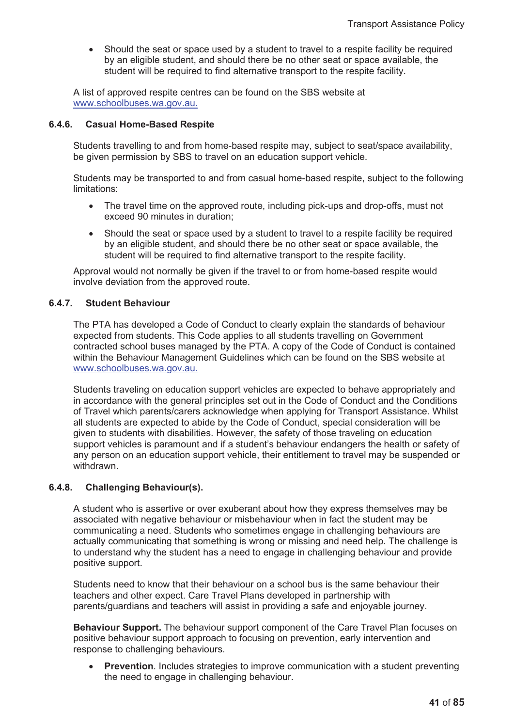- Should the seat or space used by a student to travel to a respite facility be required by an eligible student, and should there be no other seat or space available, the student will be required to find alternative transport to the respite facility.

A list of approved respite centres can be found on the SBS website at www.schoolbuses.wa.gov.au.

#### 6.4.6. Casual Home-Based Respite

Students travelling to and from home-based respite may, subject to seat/space availability, be given permission by SBS to travel on an education support vehicle.

Students may be transported to and from casual home-based respite, subject to the following limitations:

- The travel time on the approved route, including pick-ups and drop-offs, must not exceed 90 minutes in duration;
- Should the seat or space used by a student to travel to a respite facility be required by an eligible student, and should there be no other seat or space available, the student will be required to find alternative transport to the respite facility.

Approval would not normally be given if the travel to or from home-based respite would involve deviation from the approved route.

#### 6.4.7. Student Behaviour

The PTA has developed a Code of Conduct to clearly explain the standards of behaviour expected from students. This Code applies to all students travelling on Government contracted school buses managed by the PTA. A copy of the Code of Conduct is contained within the Behaviour Management Guidelines which can be found on the SBS website at www.schoolbuses.wa.gov.au.

Students traveling on education support vehicles are expected to behave appropriately and in accordance with the general principles set out in the Code of Conduct and the Conditions of Travel which parents/carers acknowledge when applying for Transport Assistance. Whilst all students are expected to abide by the Code of Conduct, special consideration will be given to students with disabilities. However, the safety of those traveling on education support vehicles is paramount and if a student's behaviour endangers the health or safety of any person on an education support vehicle, their entitlement to travel may be suspended or withdrawn.

#### 6.4.8. Challenging Behaviour(s).

A student who is assertive or over exuberant about how they express themselves may be associated with negative behaviour or misbehaviour when in fact the student may be communicating a need. Students who sometimes engage in challenging behaviours are actually communicating that something is wrong or missing and need help. The challenge is to understand why the student has a need to engage in challenging behaviour and provide positive support.

Students need to know that their behaviour on a school bus is the same behaviour their teachers and other expect. Care Travel Plans developed in partnership with parents/guardians and teachers will assist in providing a safe and enjoyable journey.

**Behaviour Support.** The behaviour support component of the Care Travel Plan focuses on positive behaviour support approach to focusing on prevention, early intervention and response to challenging behaviours.

- **Prevention**. Includes strategies to improve communication with a student preventing the need to engage in challenging behaviour.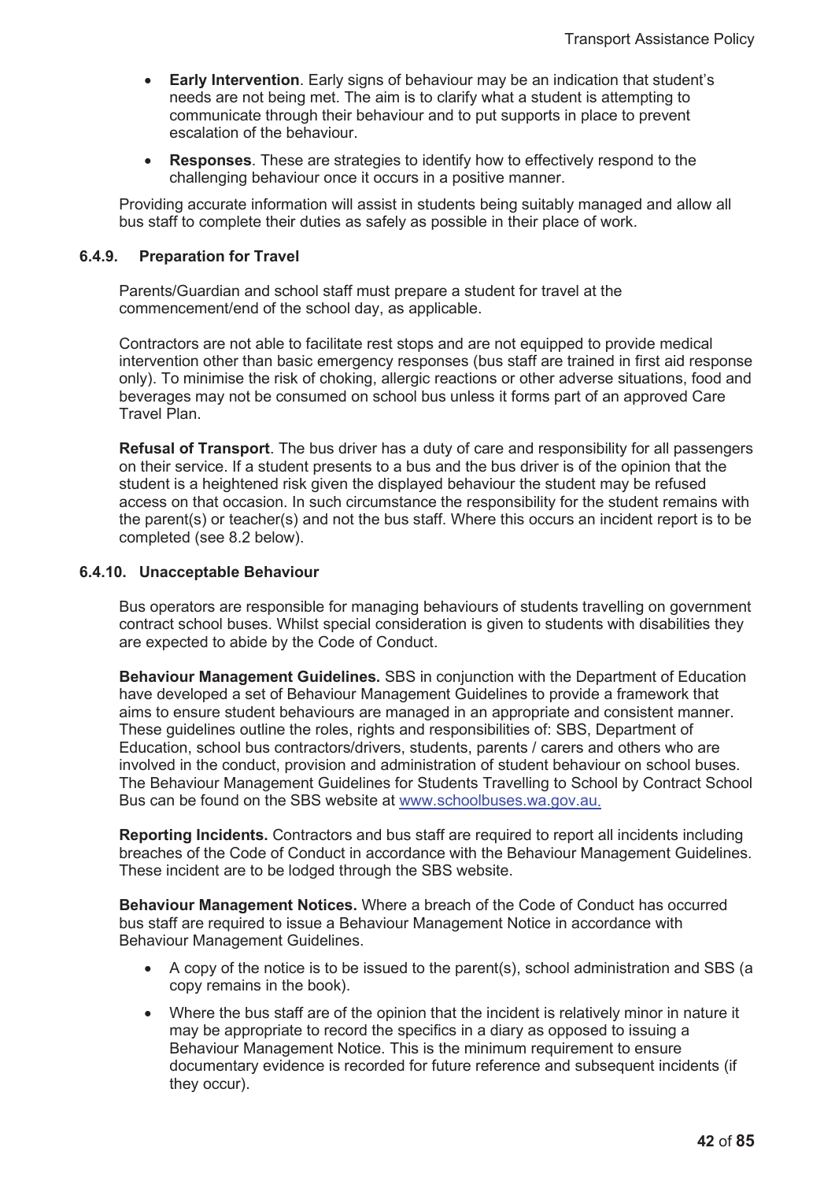- **Early Intervention**. Early signs of behaviour may be an indication that student's needs are not being met. The aim is to clarify what a student is attempting to communicate through their behaviour and to put supports in place to prevent escalation of the behaviour.
- **Responses**. These are strategies to identify how to effectively respond to the challenging behaviour once it occurs in a positive manner.

Providing accurate information will assist in students being suitably managed and allow all bus staff to complete their duties as safely as possible in their place of work.

### 6.4.9. Preparation for Travel

Parents/Guardian and school staff must prepare a student for travel at the commencement/end of the school day, as applicable.

Contractors are not able to facilitate rest stops and are not equipped to provide medical intervention other than basic emergency responses (bus staff are trained in first aid response only). To minimise the risk of choking, allergic reactions or other adverse situations, food and beverages may not be consumed on school bus unless it forms part of an approved Care Travel Plan.

**Refusal of Transport**. The bus driver has a duty of care and responsibility for all passengers on their service. If a student presents to a bus and the bus driver is of the opinion that the student is a heightened risk given the displayed behaviour the student may be refused access on that occasion. In such circumstance the responsibility for the student remains with the parent(s) or teacher(s) and not the bus staff. Where this occurs an incident report is to be completed (see 8.2 below).

### 6.4.10. Unacceptable Behaviour

Bus operators are responsible for managing behaviours of students travelling on government contract school buses. Whilst special consideration is given to students with disabilities they are expected to abide by the Code of Conduct.

**Behaviour Management Guidelines.** SBS in conjunction with the Department of Education have developed a set of Behaviour Management Guidelines to provide a framework that aims to ensure student behaviours are managed in an appropriate and consistent manner. These guidelines outline the roles, rights and responsibilities of: SBS, Department of Education, school bus contractors/drivers, students, parents / carers and others who are involved in the conduct, provision and administration of student behaviour on school buses. The Behaviour Management Guidelines for Students Travelling to School by Contract School Bus can be found on the SBS website at www.schoolbuses.wa.gov.au.

**Reporting Incidents.** Contractors and bus staff are required to report all incidents including breaches of the Code of Conduct in accordance with the Behaviour Management Guidelines. These incident are to be lodged through the SBS website.

**Behaviour Management Notices.** Where a breach of the Code of Conduct has occurred bus staff are required to issue a Behaviour Management Notice in accordance with Behaviour Management Guidelines.

- A copy of the notice is to be issued to the parent(s), school administration and SBS (a copy remains in the book).
- Where the bus staff are of the opinion that the incident is relatively minor in nature it may be appropriate to record the specifics in a diary as opposed to issuing a Behaviour Management Notice. This is the minimum requirement to ensure documentary evidence is recorded for future reference and subsequent incidents (if they occur).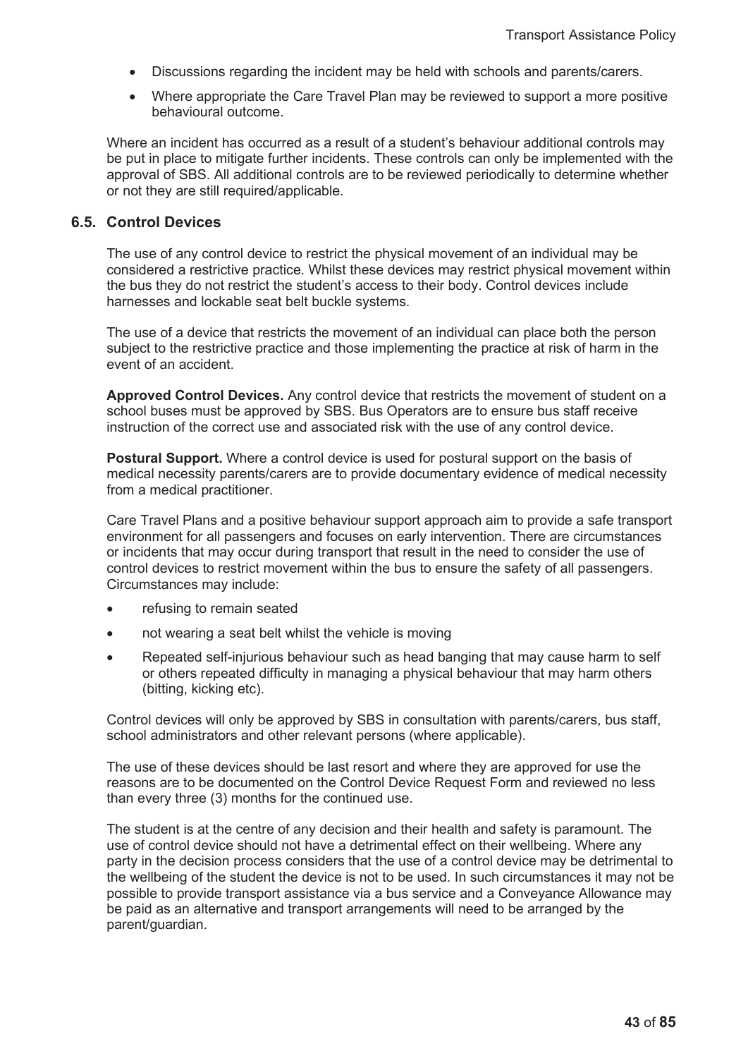- Discussions regarding the incident may be held with schools and parents/carers.
- Where appropriate the Care Travel Plan may be reviewed to support a more positive behavioural outcome.

Where an incident has occurred as a result of a student's behaviour additional controls may be put in place to mitigate further incidents. These controls can only be implemented with the approval of SBS. All additional controls are to be reviewed periodically to determine whether or not they are still required/applicable.

### 6.5. Control Devices

The use of any control device to restrict the physical movement of an individual may be considered a restrictive practice. Whilst these devices may restrict physical movement within the bus they do not restrict the student's access to their body. Control devices include harnesses and lockable seat belt buckle systems.

The use of a device that restricts the movement of an individual can place both the person subject to the restrictive practice and those implementing the practice at risk of harm in the event of an accident.

**Approved Control Devices.** Any control device that restricts the movement of student on a school buses must be approved by SBS. Bus Operators are to ensure bus staff receive instruction of the correct use and associated risk with the use of any control device.

**Postural Support.** Where a control device is used for postural support on the basis of medical necessity parents/carers are to provide documentary evidence of medical necessity from a medical practitioner.

Care Travel Plans and a positive behaviour support approach aim to provide a safe transport environment for all passengers and focuses on early intervention. There are circumstances or incidents that may occur during transport that result in the need to consider the use of control devices to restrict movement within the bus to ensure the safety of all passengers. Circumstances may include:

- refusing to remain seated
- not wearing a seat belt whilst the vehicle is moving
- Repeated self-injurious behaviour such as head banging that may cause harm to self or others repeated difficulty in managing a physical behaviour that may harm others (bitting, kicking etc).

Control devices will only be approved by SBS in consultation with parents/carers, bus staff, school administrators and other relevant persons (where applicable).

The use of these devices should be last resort and where they are approved for use the reasons are to be documented on the Control Device Request Form and reviewed no less than every three (3) months for the continued use.

The student is at the centre of any decision and their health and safety is paramount. The use of control device should not have a detrimental effect on their wellbeing. Where any party in the decision process considers that the use of a control device may be detrimental to the wellbeing of the student the device is not to be used. In such circumstances it may not be possible to provide transport assistance via a bus service and a Conveyance Allowance may be paid as an alternative and transport arrangements will need to be arranged by the parent/guardian.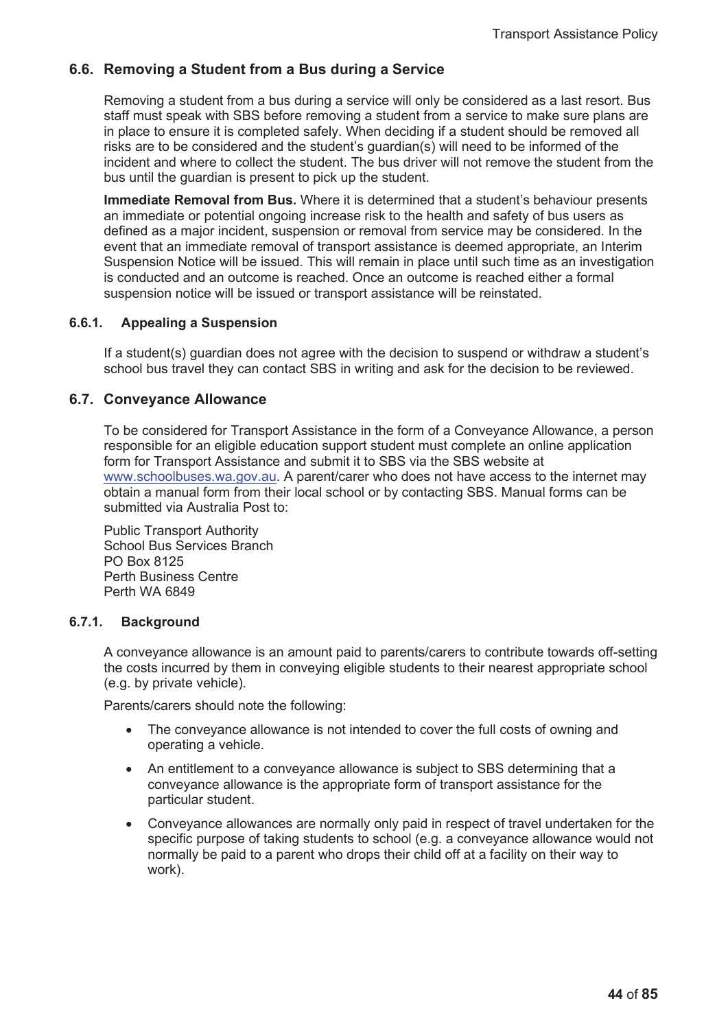## 6.6. Removing a Student from a Bus during a Service

Removing a student from a bus during a service will only be considered as a last resort. Bus staff must speak with SBS before removing a student from a service to make sure plans are in place to ensure it is completed safely. When deciding if a student should be removed all risks are to be considered and the student's guardian(s) will need to be informed of the incident and where to collect the student. The bus driver will not remove the student from the bus until the guardian is present to pick up the student.

**Immediate Removal from Bus.** Where it is determined that a student's behaviour presents an immediate or potential ongoing increase risk to the health and safety of bus users as defined as a major incident, suspension or removal from service may be considered. In the event that an immediate removal of transport assistance is deemed appropriate, an Interim Suspension Notice will be issued. This will remain in place until such time as an investigation is conducted and an outcome is reached. Once an outcome is reached either a formal suspension notice will be issued or transport assistance will be reinstated.

### 6.6.1. Appealing a Suspension

If a student(s) guardian does not agree with the decision to suspend or withdraw a student's school bus travel they can contact SBS in writing and ask for the decision to be reviewed.

## 6.7. Conveyance Allowance

To be considered for Transport Assistance in the form of a Conveyance Allowance, a person responsible for an eligible education support student must complete an online application form for Transport Assistance and submit it to SBS via the SBS website at [www.schoolbuses.wa.gov.au](www.schoolbuses.wa.gov.au). A parent/carer who does not have access to the internet may obtain a manual form from their local school or by contacting SBS. Manual forms can be submitted via Australia Post to:

Public Transport Authority
School Bus Services Branch
PO Box 8125
Perth Business Centre
Perth WA 6849

### 6.7.1. Background

A conveyance allowance is an amount paid to parents/carers to contribute towards off-setting the costs incurred by them in conveying eligible students to their nearest appropriate school (e.g. by private vehicle).

Parents/carers should note the following:

- The conveyance allowance is not intended to cover the full costs of owning and operating a vehicle.
- An entitlement to a conveyance allowance is subject to SBS determining that a conveyance allowance is the appropriate form of transport assistance for the particular student.
- Conveyance allowances are normally only paid in respect of travel undertaken for the specific purpose of taking students to school (e.g. a conveyance allowance would not normally be paid to a parent who drops their child off at a facility on their way to work).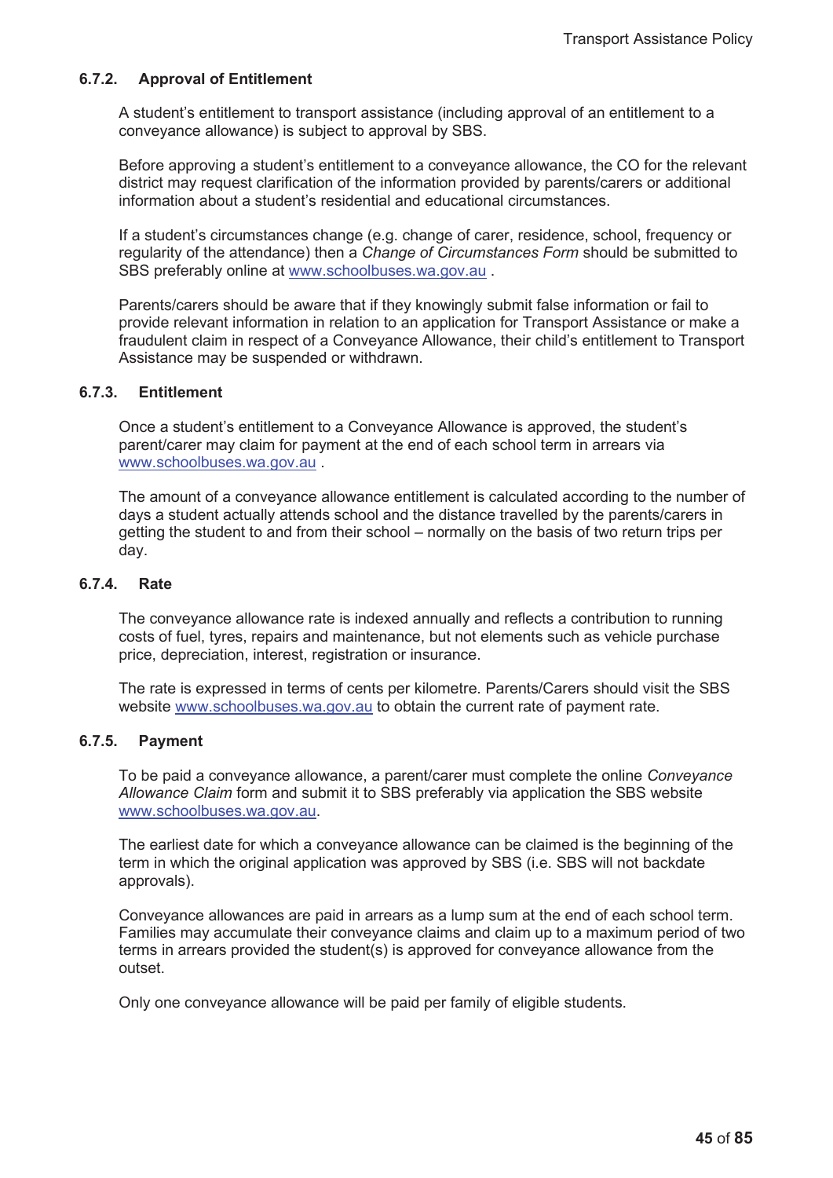#### 6.7.2. Approval of Entitlement

A student's entitlement to transport assistance (including approval of an entitlement to a conveyance allowance) is subject to approval by SBS.

Before approving a student's entitlement to a conveyance allowance, the CO for the relevant district may request clarification of the information provided by parents/carers or additional information about a student's residential and educational circumstances.

If a student's circumstances change (e.g. change of carer, residence, school, frequency or regularity of the attendance) then a *Change of Circumstances Form* should be submitted to SBS preferably online at www.schoolbuses.wa.gov.au .

Parents/carers should be aware that if they knowingly submit false information or fail to provide relevant information in relation to an application for Transport Assistance or make a fraudulent claim in respect of a Conveyance Allowance, their child's entitlement to Transport Assistance may be suspended or withdrawn.

#### 6.7.3. Entitlement

Once a student's entitlement to a Conveyance Allowance is approved, the student's parent/carer may claim for payment at the end of each school term in arrears via www.schoolbuses.wa.gov.au .

The amount of a conveyance allowance entitlement is calculated according to the number of days a student actually attends school and the distance travelled by the parents/carers in getting the student to and from their school – normally on the basis of two return trips per day.

#### 6.7.4. Rate

The conveyance allowance rate is indexed annually and reflects a contribution to running costs of fuel, tyres, repairs and maintenance, but not elements such as vehicle purchase price, depreciation, interest, registration or insurance.

The rate is expressed in terms of cents per kilometre. Parents/Carers should visit the SBS website www.schoolbuses.wa.gov.au to obtain the current rate of payment rate.

#### 6.7.5. Payment

To be paid a conveyance allowance, a parent/carer must complete the online *Conveyance Allowance Claim* form and submit it to SBS preferably via application the SBS website www.schoolbuses.wa.gov.au.

The earliest date for which a conveyance allowance can be claimed is the beginning of the term in which the original application was approved by SBS (i.e. SBS will not backdate approvals).

Conveyance allowances are paid in arrears as a lump sum at the end of each school term. Families may accumulate their conveyance claims and claim up to a maximum period of two terms in arrears provided the student(s) is approved for conveyance allowance from the outset.

Only one conveyance allowance will be paid per family of eligible students.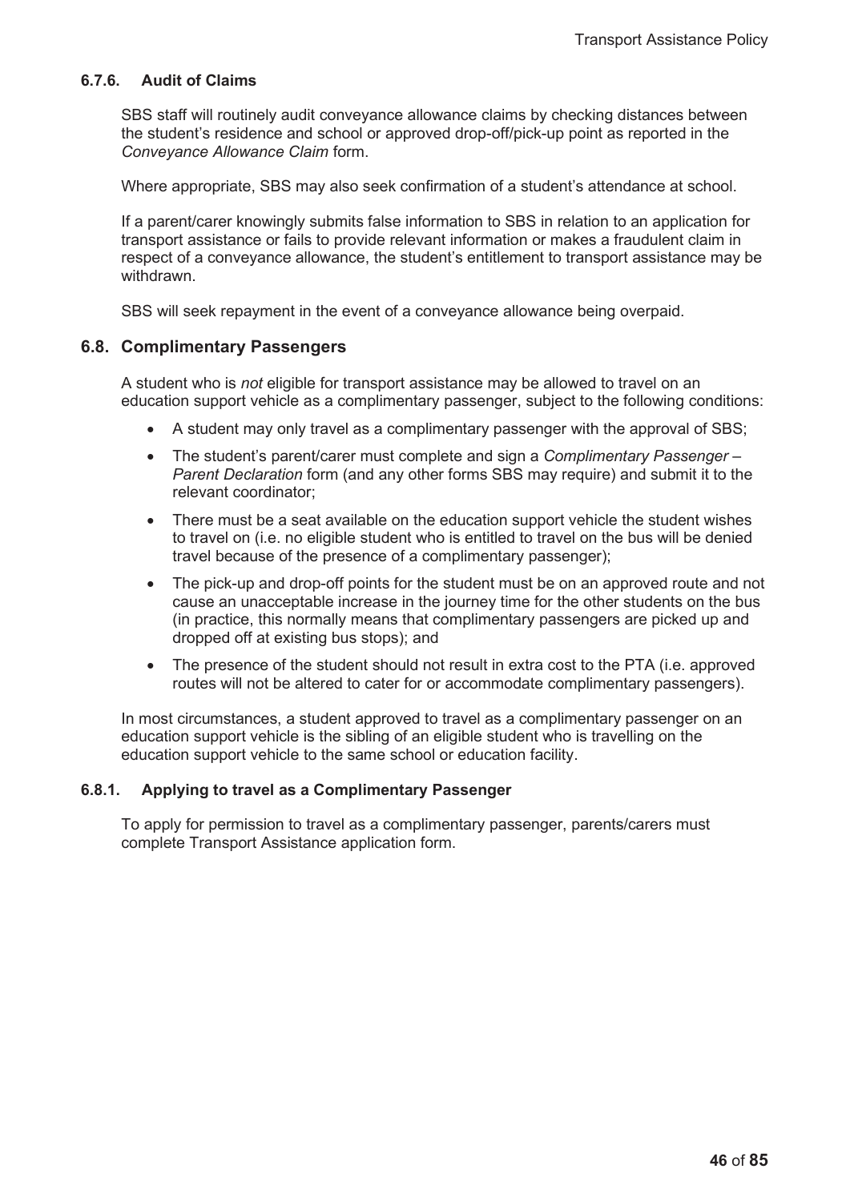#### 6.7.6. Audit of Claims

SBS staff will routinely audit conveyance allowance claims by checking distances between the student's residence and school or approved drop-off/pick-up point as reported in the *Conveyance Allowance Claim* form.

Where appropriate, SBS may also seek confirmation of a student's attendance at school.

If a parent/carer knowingly submits false information to SBS in relation to an application for transport assistance or fails to provide relevant information or makes a fraudulent claim in respect of a conveyance allowance, the student's entitlement to transport assistance may be withdrawn.

SBS will seek repayment in the event of a conveyance allowance being overpaid.

### 6.8. Complimentary Passengers

A student who is *not* eligible for transport assistance may be allowed to travel on an education support vehicle as a complimentary passenger, subject to the following conditions:

- A student may only travel as a complimentary passenger with the approval of SBS;
- The student's parent/carer must complete and sign a *Complimentary Passenger – Parent Declaration* form (and any other forms SBS may require) and submit it to the relevant coordinator;
- There must be a seat available on the education support vehicle the student wishes to travel on (i.e. no eligible student who is entitled to travel on the bus will be denied travel because of the presence of a complimentary passenger);
- The pick-up and drop-off points for the student must be on an approved route and not cause an unacceptable increase in the journey time for the other students on the bus (in practice, this normally means that complimentary passengers are picked up and dropped off at existing bus stops); and
- The presence of the student should not result in extra cost to the PTA (i.e. approved routes will not be altered to cater for or accommodate complimentary passengers).

In most circumstances, a student approved to travel as a complimentary passenger on an education support vehicle is the sibling of an eligible student who is travelling on the education support vehicle to the same school or education facility.

#### 6.8.1. Applying to travel as a Complimentary Passenger

To apply for permission to travel as a complimentary passenger, parents/carers must complete Transport Assistance application form.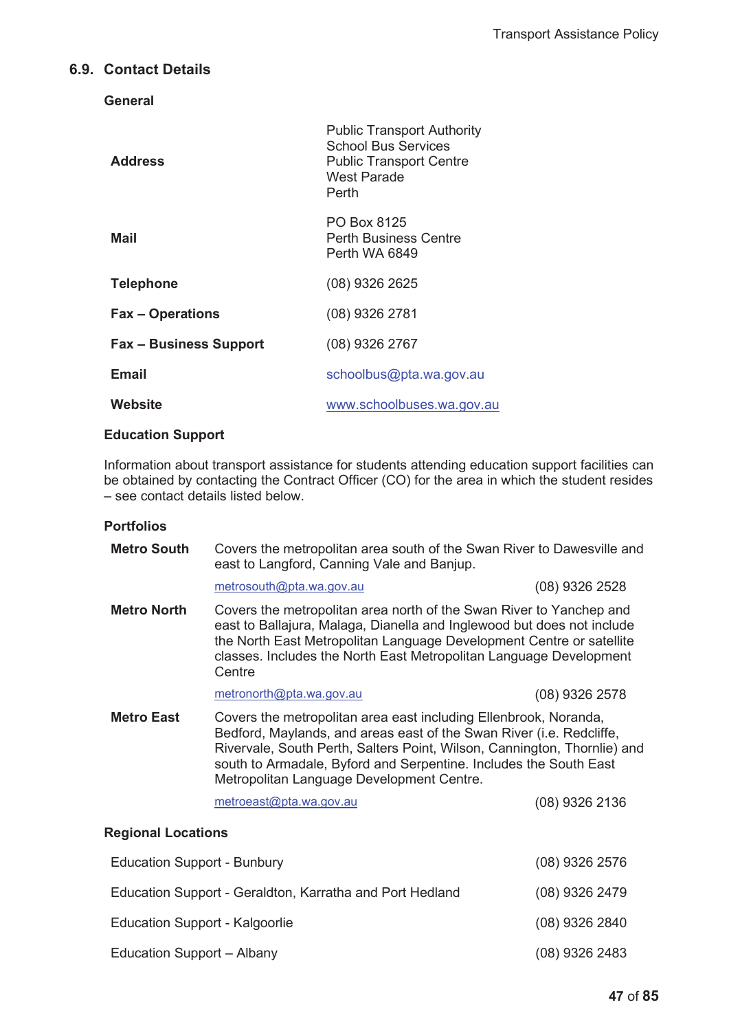## 6.9. Contact Details

### General

| | |
|---|---|
| **Address** | Public Transport Authority<br>School Bus Services<br>Public Transport Centre<br>West Parade<br>Perth |
| **Mail** | PO Box 8125<br>Perth Business Centre<br>Perth WA 6849 |
| **Telephone** | (08) 9326 2625 |
| **Fax – Operations** | (08) 9326 2781 |
| **Fax – Business Support** | (08) 9326 2767 |
| **Email** | schoolbus@pta.wa.gov.au |
| **Website** | www.schoolbuses.wa.gov.au |

### Education Support

Information about transport assistance for students attending education support facilities can be obtained by contacting the Contract Officer (CO) for the area in which the student resides – see contact details listed below.

### Portfolios

**Metro South** Covers the metropolitan area south of the Swan River to Dawesville and east to Langford, Canning Vale and Banjup.

metrosouth@pta.wa.gov.au (08) 9326 2528

**Metro North** Covers the metropolitan area north of the Swan River to Yanchep and east to Ballajura, Malaga, Dianella and Inglewood but does not include the North East Metropolitan Language Development Centre or satellite classes. Includes the North East Metropolitan Language Development Centre

metronorth@pta.wa.gov.au (08) 9326 2578

**Metro East** Covers the metropolitan area east including Ellenbrook, Noranda, Bedford, Maylands, and areas east of the Swan River (i.e. Redcliffe, Rivervale, South Perth, Salters Point, Wilson, Cannington, Thornlie) and south to Armadale, Byford and Serpentine. Includes the South East Metropolitan Language Development Centre.

metroeast@pta.wa.gov.au (08) 9326 2136

### Regional Locations

| | |
|---|---|
| Education Support - Bunbury | (08) 9326 2576 |
| Education Support - Geraldton, Karratha and Port Hedland | (08) 9326 2479 |
| Education Support - Kalgoorlie | (08) 9326 2840 |
| Education Support – Albany | (08) 9326 2483 |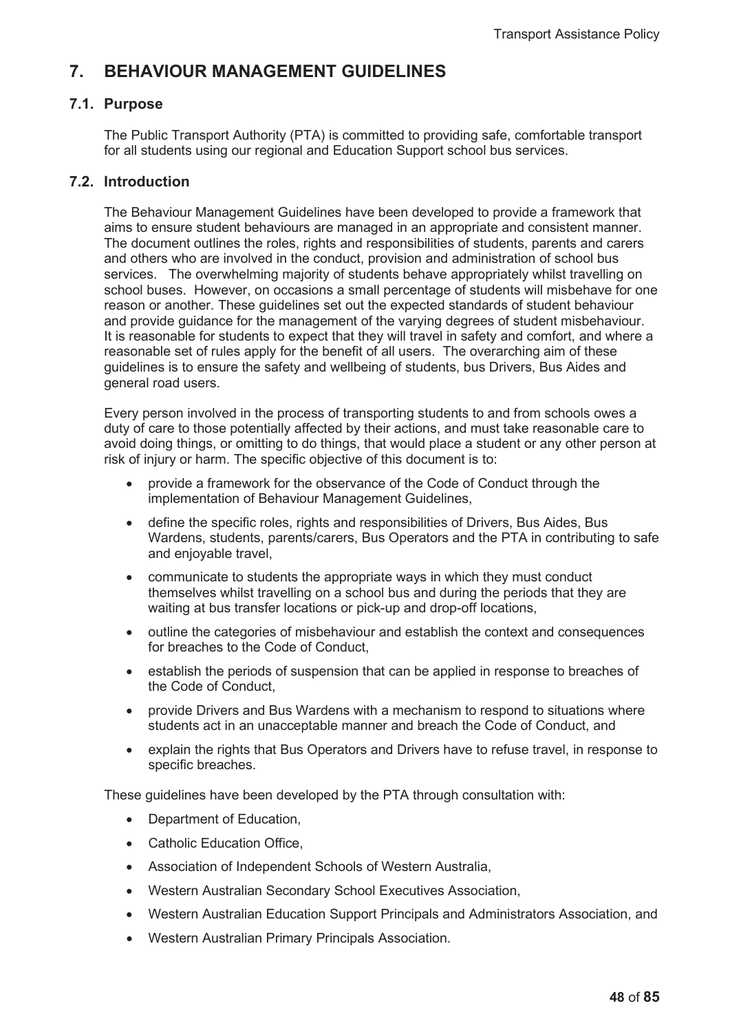# 7. BEHAVIOUR MANAGEMENT GUIDELINES

## 7.1. Purpose

The Public Transport Authority (PTA) is committed to providing safe, comfortable transport for all students using our regional and Education Support school bus services.

## 7.2. Introduction

The Behaviour Management Guidelines have been developed to provide a framework that aims to ensure student behaviours are managed in an appropriate and consistent manner. The document outlines the roles, rights and responsibilities of students, parents and carers and others who are involved in the conduct, provision and administration of school bus services. The overwhelming majority of students behave appropriately whilst travelling on school buses. However, on occasions a small percentage of students will misbehave for one reason or another. These guidelines set out the expected standards of student behaviour and provide guidance for the management of the varying degrees of student misbehaviour. It is reasonable for students to expect that they will travel in safety and comfort, and where a reasonable set of rules apply for the benefit of all users. The overarching aim of these guidelines is to ensure the safety and wellbeing of students, bus Drivers, Bus Aides and general road users.

Every person involved in the process of transporting students to and from schools owes a duty of care to those potentially affected by their actions, and must take reasonable care to avoid doing things, or omitting to do things, that would place a student or any other person at risk of injury or harm. The specific objective of this document is to:

- provide a framework for the observance of the Code of Conduct through the implementation of Behaviour Management Guidelines,
- define the specific roles, rights and responsibilities of Drivers, Bus Aides, Bus Wardens, students, parents/carers, Bus Operators and the PTA in contributing to safe and enjoyable travel,
- communicate to students the appropriate ways in which they must conduct themselves whilst travelling on a school bus and during the periods that they are waiting at bus transfer locations or pick-up and drop-off locations,
- outline the categories of misbehaviour and establish the context and consequences for breaches to the Code of Conduct,
- establish the periods of suspension that can be applied in response to breaches of the Code of Conduct,
- provide Drivers and Bus Wardens with a mechanism to respond to situations where students act in an unacceptable manner and breach the Code of Conduct, and
- explain the rights that Bus Operators and Drivers have to refuse travel, in response to specific breaches.

These guidelines have been developed by the PTA through consultation with:

- Department of Education,
- Catholic Education Office,
- Association of Independent Schools of Western Australia,
- Western Australian Secondary School Executives Association,
- Western Australian Education Support Principals and Administrators Association, and
- Western Australian Primary Principals Association.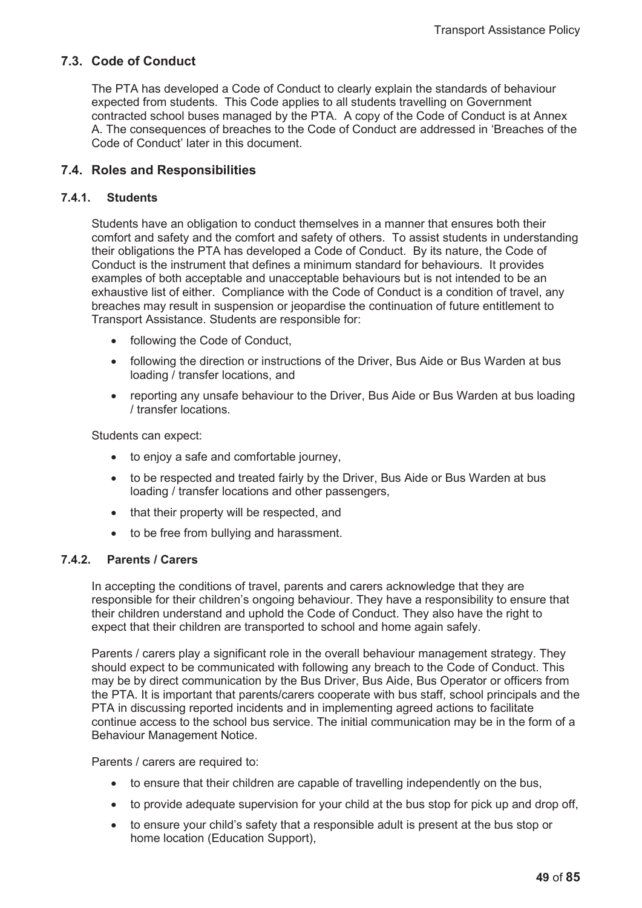## 7.3. Code of Conduct

The PTA has developed a Code of Conduct to clearly explain the standards of behaviour expected from students. This Code applies to all students travelling on Government contracted school buses managed by the PTA. A copy of the Code of Conduct is at Annex A. The consequences of breaches to the Code of Conduct are addressed in 'Breaches of the Code of Conduct' later in this document.

## 7.4. Roles and Responsibilities

### 7.4.1. Students

Students have an obligation to conduct themselves in a manner that ensures both their comfort and safety and the comfort and safety of others. To assist students in understanding their obligations the PTA has developed a Code of Conduct. By its nature, the Code of Conduct is the instrument that defines a minimum standard for behaviours. It provides examples of both acceptable and unacceptable behaviours but is not intended to be an exhaustive list of either. Compliance with the Code of Conduct is a condition of travel, any breaches may result in suspension or jeopardise the continuation of future entitlement to Transport Assistance. Students are responsible for:

- following the Code of Conduct,
- following the direction or instructions of the Driver, Bus Aide or Bus Warden at bus loading / transfer locations, and
- reporting any unsafe behaviour to the Driver, Bus Aide or Bus Warden at bus loading / transfer locations.

Students can expect:

- to enjoy a safe and comfortable journey,
- to be respected and treated fairly by the Driver, Bus Aide or Bus Warden at bus loading / transfer locations and other passengers,
- that their property will be respected, and
- to be free from bullying and harassment.

### 7.4.2. Parents / Carers

In accepting the conditions of travel, parents and carers acknowledge that they are responsible for their children's ongoing behaviour. They have a responsibility to ensure that their children understand and uphold the Code of Conduct. They also have the right to expect that their children are transported to school and home again safely.

Parents / carers play a significant role in the overall behaviour management strategy. They should expect to be communicated with following any breach to the Code of Conduct. This may be by direct communication by the Bus Driver, Bus Aide, Bus Operator or officers from the PTA. It is important that parents/carers cooperate with bus staff, school principals and the PTA in discussing reported incidents and in implementing agreed actions to facilitate continue access to the school bus service. The initial communication may be in the form of a Behaviour Management Notice.

Parents / carers are required to:

- to ensure that their children are capable of travelling independently on the bus,
- to provide adequate supervision for your child at the bus stop for pick up and drop off,
- to ensure your child's safety that a responsible adult is present at the bus stop or home location (Education Support),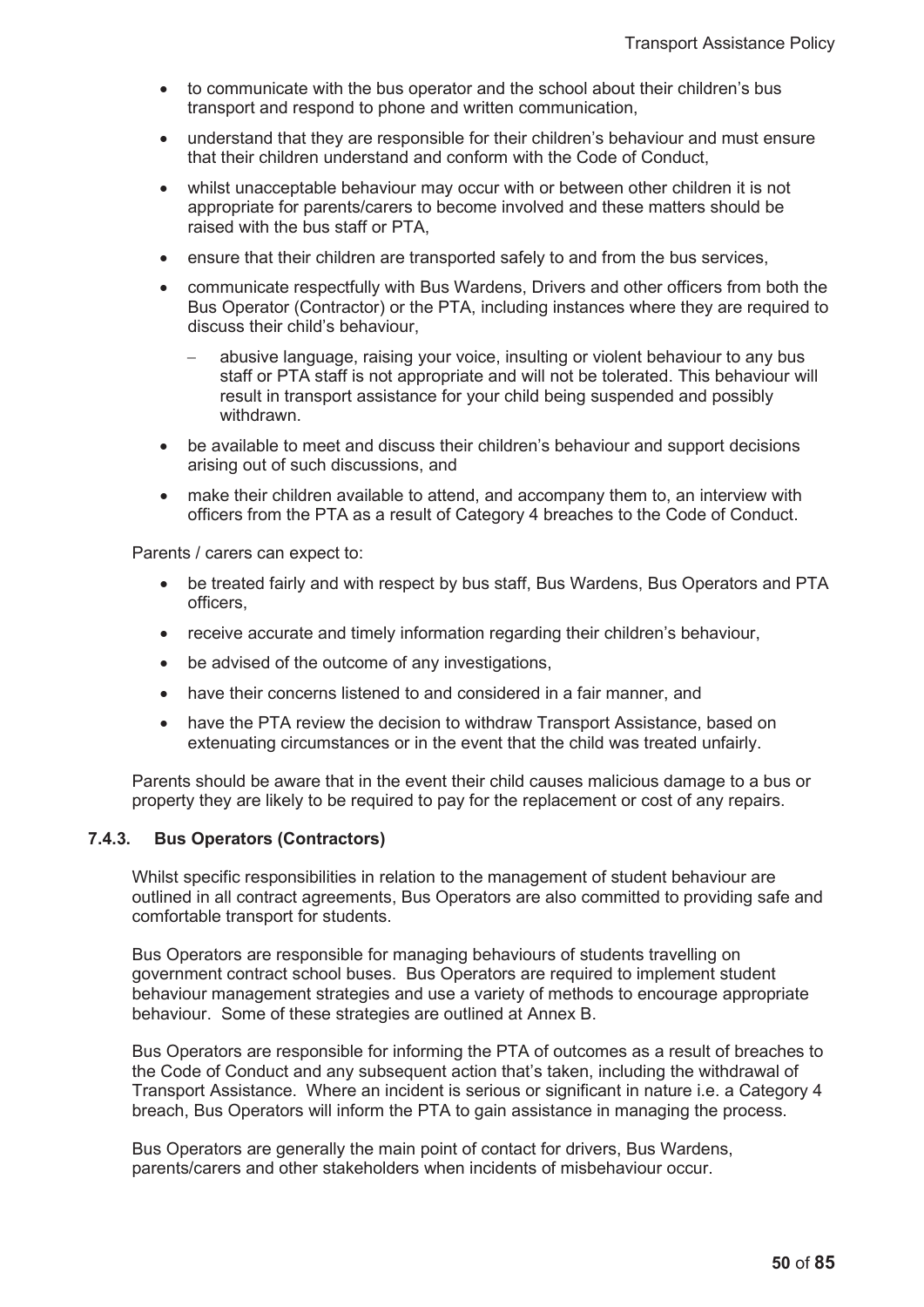- to communicate with the bus operator and the school about their children's bus transport and respond to phone and written communication,
- understand that they are responsible for their children's behaviour and must ensure that their children understand and conform with the Code of Conduct,
- whilst unacceptable behaviour may occur with or between other children it is not appropriate for parents/carers to become involved and these matters should be raised with the bus staff or PTA,
- ensure that their children are transported safely to and from the bus services,
- communicate respectfully with Bus Wardens, Drivers and other officers from both the Bus Operator (Contractor) or the PTA, including instances where they are required to discuss their child's behaviour,
  - abusive language, raising your voice, insulting or violent behaviour to any bus staff or PTA staff is not appropriate and will not be tolerated. This behaviour will result in transport assistance for your child being suspended and possibly withdrawn.
- be available to meet and discuss their children's behaviour and support decisions arising out of such discussions, and
- make their children available to attend, and accompany them to, an interview with officers from the PTA as a result of Category 4 breaches to the Code of Conduct.

Parents / carers can expect to:

- be treated fairly and with respect by bus staff, Bus Wardens, Bus Operators and PTA officers,
- receive accurate and timely information regarding their children's behaviour,
- be advised of the outcome of any investigations,
- have their concerns listened to and considered in a fair manner, and
- have the PTA review the decision to withdraw Transport Assistance, based on extenuating circumstances or in the event that the child was treated unfairly.

Parents should be aware that in the event their child causes malicious damage to a bus or property they are likely to be required to pay for the replacement or cost of any repairs.

#### 7.4.3. Bus Operators (Contractors)

Whilst specific responsibilities in relation to the management of student behaviour are outlined in all contract agreements, Bus Operators are also committed to providing safe and comfortable transport for students.

Bus Operators are responsible for managing behaviours of students travelling on government contract school buses. Bus Operators are required to implement student behaviour management strategies and use a variety of methods to encourage appropriate behaviour. Some of these strategies are outlined at Annex B.

Bus Operators are responsible for informing the PTA of outcomes as a result of breaches to the Code of Conduct and any subsequent action that's taken, including the withdrawal of Transport Assistance. Where an incident is serious or significant in nature i.e. a Category 4 breach, Bus Operators will inform the PTA to gain assistance in managing the process.

Bus Operators are generally the main point of contact for drivers, Bus Wardens, parents/carers and other stakeholders when incidents of misbehaviour occur.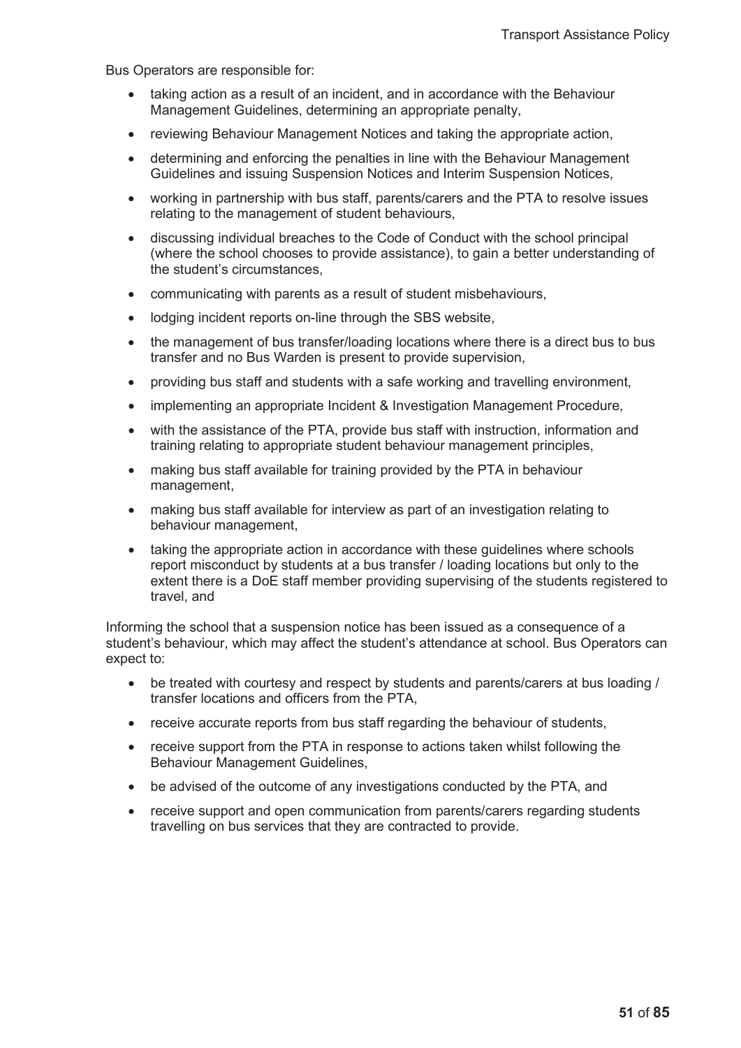Bus Operators are responsible for:

- taking action as a result of an incident, and in accordance with the Behaviour Management Guidelines, determining an appropriate penalty,
- reviewing Behaviour Management Notices and taking the appropriate action,
- determining and enforcing the penalties in line with the Behaviour Management Guidelines and issuing Suspension Notices and Interim Suspension Notices,
- working in partnership with bus staff, parents/carers and the PTA to resolve issues relating to the management of student behaviours,
- discussing individual breaches to the Code of Conduct with the school principal (where the school chooses to provide assistance), to gain a better understanding of the student's circumstances,
- communicating with parents as a result of student misbehaviours,
- lodging incident reports on-line through the SBS website,
- the management of bus transfer/loading locations where there is a direct bus to bus transfer and no Bus Warden is present to provide supervision,
- providing bus staff and students with a safe working and travelling environment,
- implementing an appropriate Incident & Investigation Management Procedure,
- with the assistance of the PTA, provide bus staff with instruction, information and training relating to appropriate student behaviour management principles,
- making bus staff available for training provided by the PTA in behaviour management,
- making bus staff available for interview as part of an investigation relating to behaviour management,
- taking the appropriate action in accordance with these guidelines where schools report misconduct by students at a bus transfer / loading locations but only to the extent there is a DoE staff member providing supervising of the students registered to travel, and

Informing the school that a suspension notice has been issued as a consequence of a student's behaviour, which may affect the student's attendance at school. Bus Operators can expect to:

- be treated with courtesy and respect by students and parents/carers at bus loading / transfer locations and officers from the PTA,
- receive accurate reports from bus staff regarding the behaviour of students,
- receive support from the PTA in response to actions taken whilst following the Behaviour Management Guidelines,
- be advised of the outcome of any investigations conducted by the PTA, and
- receive support and open communication from parents/carers regarding students travelling on bus services that they are contracted to provide.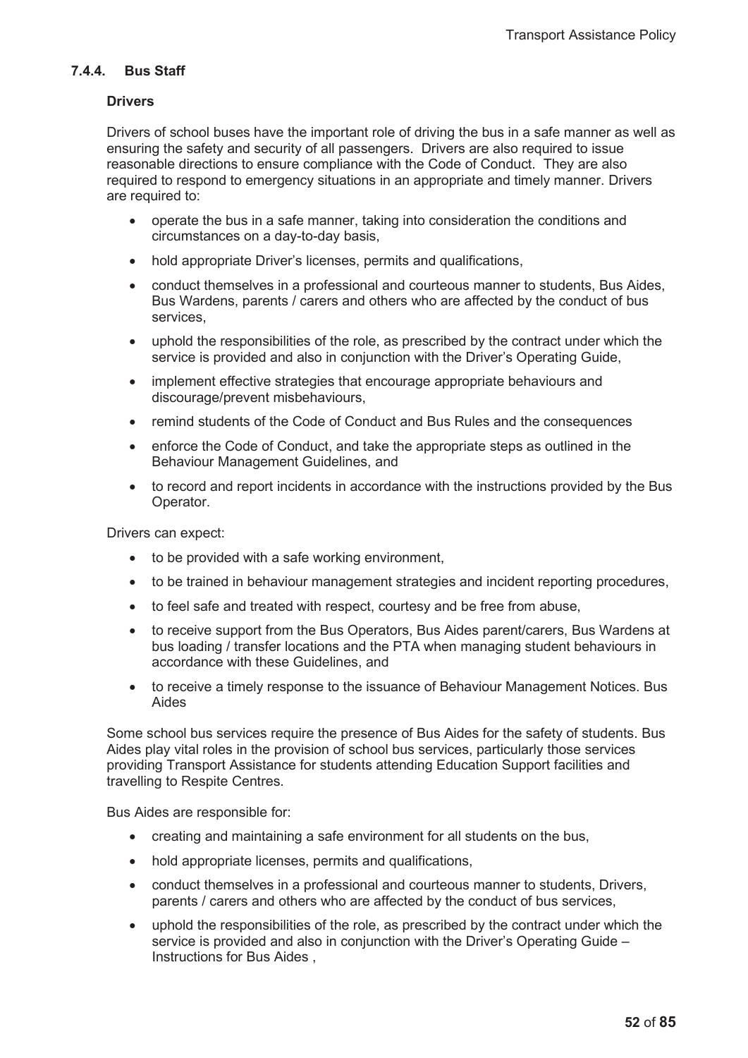### 7.4.4. Bus Staff

**Drivers**

Drivers of school buses have the important role of driving the bus in a safe manner as well as ensuring the safety and security of all passengers. Drivers are also required to issue reasonable directions to ensure compliance with the Code of Conduct. They are also required to respond to emergency situations in an appropriate and timely manner. Drivers are required to:

- operate the bus in a safe manner, taking into consideration the conditions and circumstances on a day-to-day basis,
- hold appropriate Driver's licenses, permits and qualifications,
- conduct themselves in a professional and courteous manner to students, Bus Aides, Bus Wardens, parents / carers and others who are affected by the conduct of bus services,
- uphold the responsibilities of the role, as prescribed by the contract under which the service is provided and also in conjunction with the Driver's Operating Guide,
- implement effective strategies that encourage appropriate behaviours and discourage/prevent misbehaviours,
- remind students of the Code of Conduct and Bus Rules and the consequences
- enforce the Code of Conduct, and take the appropriate steps as outlined in the Behaviour Management Guidelines, and
- to record and report incidents in accordance with the instructions provided by the Bus Operator.

Drivers can expect:

- to be provided with a safe working environment,
- to be trained in behaviour management strategies and incident reporting procedures,
- to feel safe and treated with respect, courtesy and be free from abuse,
- to receive support from the Bus Operators, Bus Aides parent/carers, Bus Wardens at bus loading / transfer locations and the PTA when managing student behaviours in accordance with these Guidelines, and
- to receive a timely response to the issuance of Behaviour Management Notices. Bus Aides

Some school bus services require the presence of Bus Aides for the safety of students. Bus Aides play vital roles in the provision of school bus services, particularly those services providing Transport Assistance for students attending Education Support facilities and travelling to Respite Centres.

Bus Aides are responsible for:

- creating and maintaining a safe environment for all students on the bus,
- hold appropriate licenses, permits and qualifications,
- conduct themselves in a professional and courteous manner to students, Drivers, parents / carers and others who are affected by the conduct of bus services,
- uphold the responsibilities of the role, as prescribed by the contract under which the service is provided and also in conjunction with the Driver's Operating Guide – Instructions for Bus Aides ,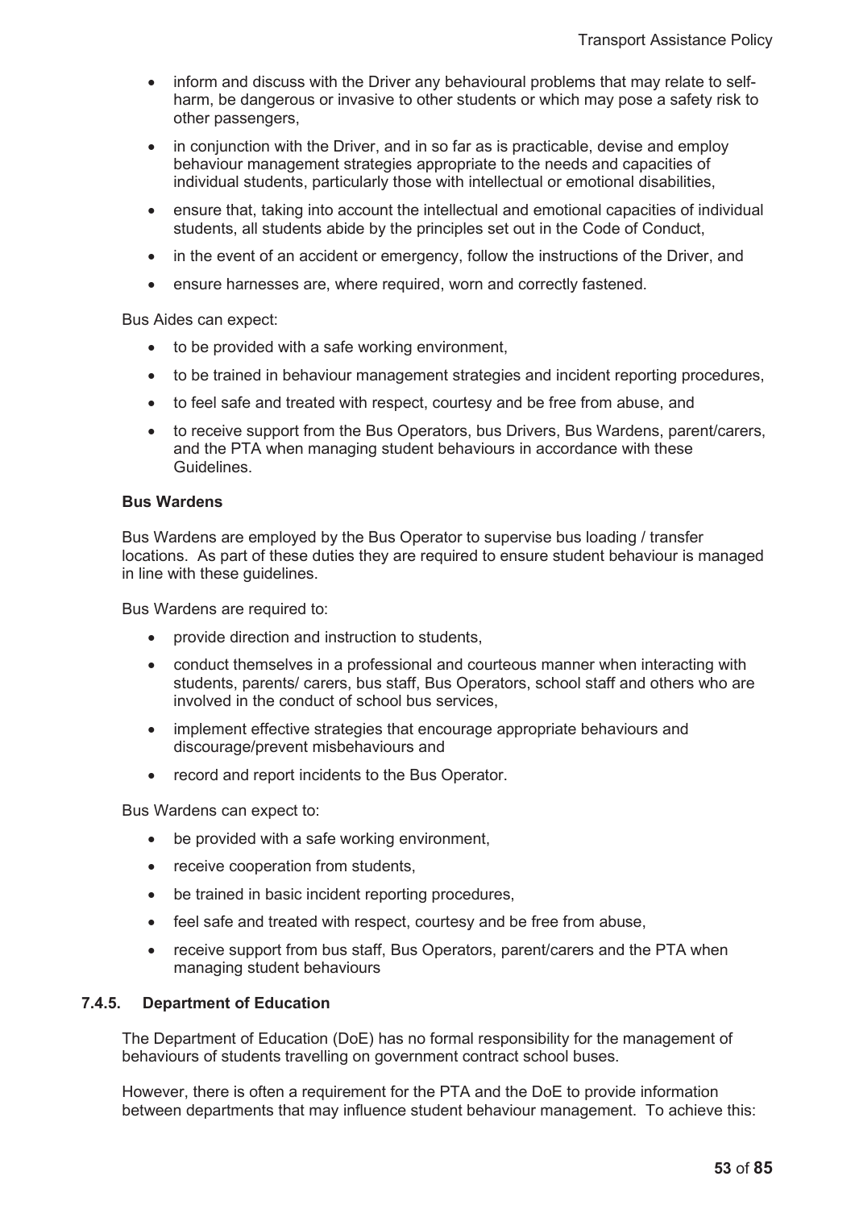- inform and discuss with the Driver any behavioural problems that may relate to self-harm, be dangerous or invasive to other students or which may pose a safety risk to other passengers,
- in conjunction with the Driver, and in so far as is practicable, devise and employ behaviour management strategies appropriate to the needs and capacities of individual students, particularly those with intellectual or emotional disabilities,
- ensure that, taking into account the intellectual and emotional capacities of individual students, all students abide by the principles set out in the Code of Conduct,
- in the event of an accident or emergency, follow the instructions of the Driver, and
- ensure harnesses are, where required, worn and correctly fastened.

Bus Aides can expect:

- to be provided with a safe working environment,
- to be trained in behaviour management strategies and incident reporting procedures,
- to feel safe and treated with respect, courtesy and be free from abuse, and
- to receive support from the Bus Operators, bus Drivers, Bus Wardens, parent/carers, and the PTA when managing student behaviours in accordance with these Guidelines.

**Bus Wardens**

Bus Wardens are employed by the Bus Operator to supervise bus loading / transfer locations. As part of these duties they are required to ensure student behaviour is managed in line with these guidelines.

Bus Wardens are required to:

- provide direction and instruction to students,
- conduct themselves in a professional and courteous manner when interacting with students, parents/ carers, bus staff, Bus Operators, school staff and others who are involved in the conduct of school bus services,
- implement effective strategies that encourage appropriate behaviours and discourage/prevent misbehaviours and
- record and report incidents to the Bus Operator.

Bus Wardens can expect to:

- be provided with a safe working environment,
- receive cooperation from students,
- be trained in basic incident reporting procedures,
- feel safe and treated with respect, courtesy and be free from abuse,
- receive support from bus staff, Bus Operators, parent/carers and the PTA when managing student behaviours

### 7.4.5. Department of Education

The Department of Education (DoE) has no formal responsibility for the management of behaviours of students travelling on government contract school buses.

However, there is often a requirement for the PTA and the DoE to provide information between departments that may influence student behaviour management. To achieve this: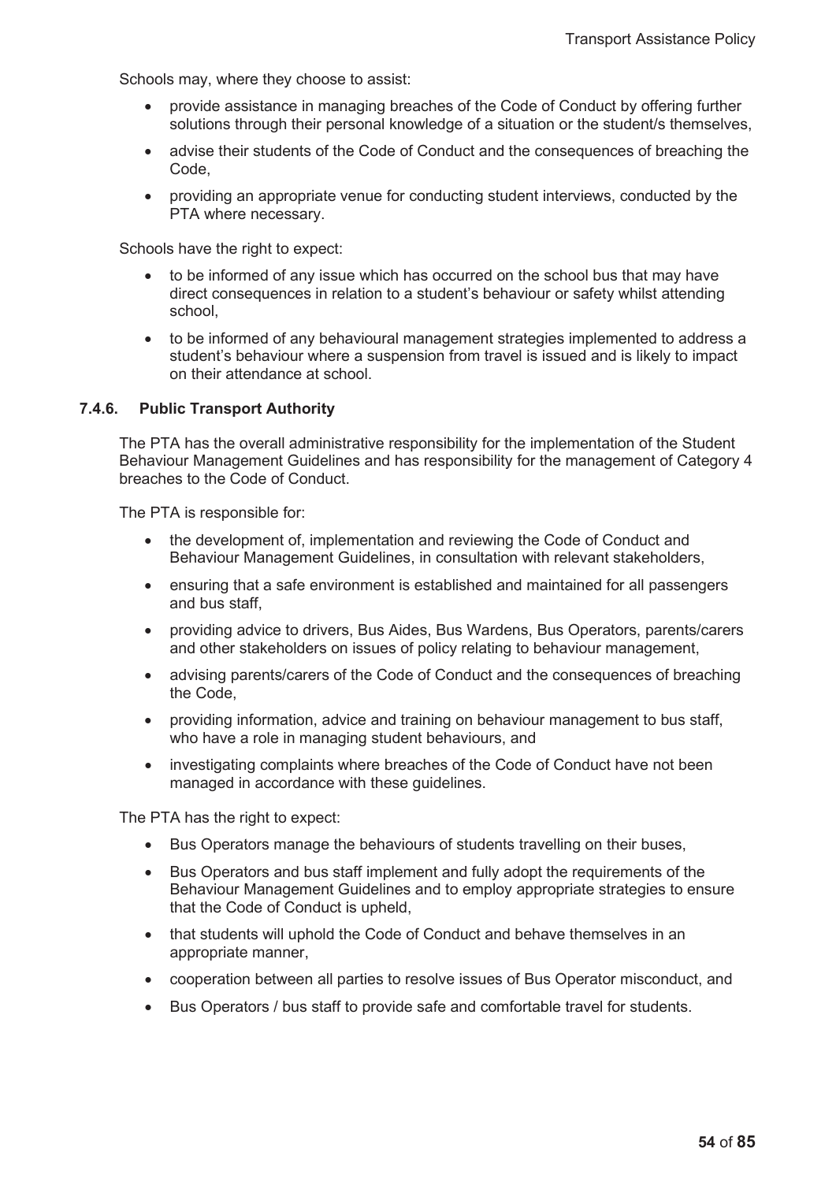Schools may, where they choose to assist:

- provide assistance in managing breaches of the Code of Conduct by offering further solutions through their personal knowledge of a situation or the student/s themselves,
- advise their students of the Code of Conduct and the consequences of breaching the Code,
- providing an appropriate venue for conducting student interviews, conducted by the PTA where necessary.

Schools have the right to expect:

- to be informed of any issue which has occurred on the school bus that may have direct consequences in relation to a student's behaviour or safety whilst attending school,
- to be informed of any behavioural management strategies implemented to address a student's behaviour where a suspension from travel is issued and is likely to impact on their attendance at school.

#### 7.4.6. Public Transport Authority

The PTA has the overall administrative responsibility for the implementation of the Student Behaviour Management Guidelines and has responsibility for the management of Category 4 breaches to the Code of Conduct.

The PTA is responsible for:

- the development of, implementation and reviewing the Code of Conduct and Behaviour Management Guidelines, in consultation with relevant stakeholders,
- ensuring that a safe environment is established and maintained for all passengers and bus staff,
- providing advice to drivers, Bus Aides, Bus Wardens, Bus Operators, parents/carers and other stakeholders on issues of policy relating to behaviour management,
- advising parents/carers of the Code of Conduct and the consequences of breaching the Code,
- providing information, advice and training on behaviour management to bus staff, who have a role in managing student behaviours, and
- investigating complaints where breaches of the Code of Conduct have not been managed in accordance with these guidelines.

The PTA has the right to expect:

- Bus Operators manage the behaviours of students travelling on their buses,
- Bus Operators and bus staff implement and fully adopt the requirements of the Behaviour Management Guidelines and to employ appropriate strategies to ensure that the Code of Conduct is upheld,
- that students will uphold the Code of Conduct and behave themselves in an appropriate manner,
- cooperation between all parties to resolve issues of Bus Operator misconduct, and
- Bus Operators / bus staff to provide safe and comfortable travel for students.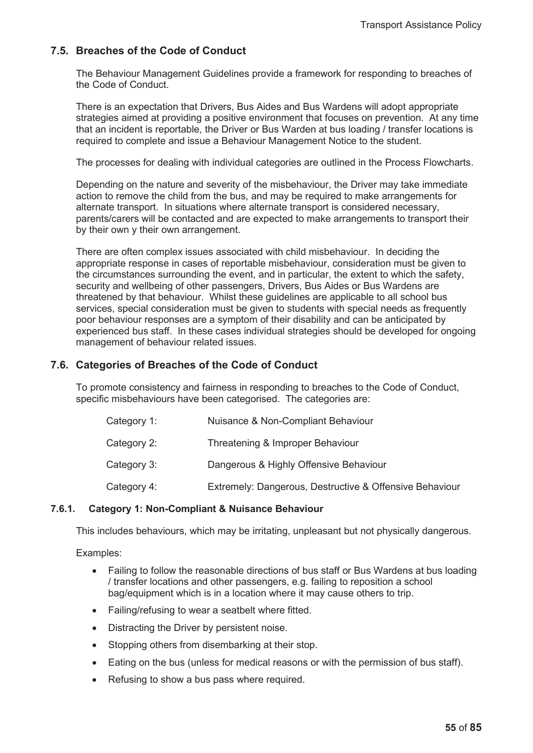## 7.5. Breaches of the Code of Conduct

The Behaviour Management Guidelines provide a framework for responding to breaches of the Code of Conduct.

There is an expectation that Drivers, Bus Aides and Bus Wardens will adopt appropriate strategies aimed at providing a positive environment that focuses on prevention. At any time that an incident is reportable, the Driver or Bus Warden at bus loading / transfer locations is required to complete and issue a Behaviour Management Notice to the student.

The processes for dealing with individual categories are outlined in the Process Flowcharts.

Depending on the nature and severity of the misbehaviour, the Driver may take immediate action to remove the child from the bus, and may be required to make arrangements for alternate transport. In situations where alternate transport is considered necessary, parents/carers will be contacted and are expected to make arrangements to transport their by their own y their own arrangement.

There are often complex issues associated with child misbehaviour. In deciding the appropriate response in cases of reportable misbehaviour, consideration must be given to the circumstances surrounding the event, and in particular, the extent to which the safety, security and wellbeing of other passengers, Drivers, Bus Aides or Bus Wardens are threatened by that behaviour. Whilst these guidelines are applicable to all school bus services, special consideration must be given to students with special needs as frequently poor behaviour responses are a symptom of their disability and can be anticipated by experienced bus staff. In these cases individual strategies should be developed for ongoing management of behaviour related issues.

## 7.6. Categories of Breaches of the Code of Conduct

To promote consistency and fairness in responding to breaches to the Code of Conduct, specific misbehaviours have been categorised. The categories are:

| | |
|---|---|
| Category 1: | Nuisance & Non-Compliant Behaviour |
| Category 2: | Threatening & Improper Behaviour |
| Category 3: | Dangerous & Highly Offensive Behaviour |
| Category 4: | Extremely: Dangerous, Destructive & Offensive Behaviour |

### 7.6.1. Category 1: Non-Compliant & Nuisance Behaviour

This includes behaviours, which may be irritating, unpleasant but not physically dangerous.

Examples:

- Failing to follow the reasonable directions of bus staff or Bus Wardens at bus loading / transfer locations and other passengers, e.g. failing to reposition a school bag/equipment which is in a location where it may cause others to trip.
- Failing/refusing to wear a seatbelt where fitted.
- Distracting the Driver by persistent noise.
- Stopping others from disembarking at their stop.
- Eating on the bus (unless for medical reasons or with the permission of bus staff).
- Refusing to show a bus pass where required.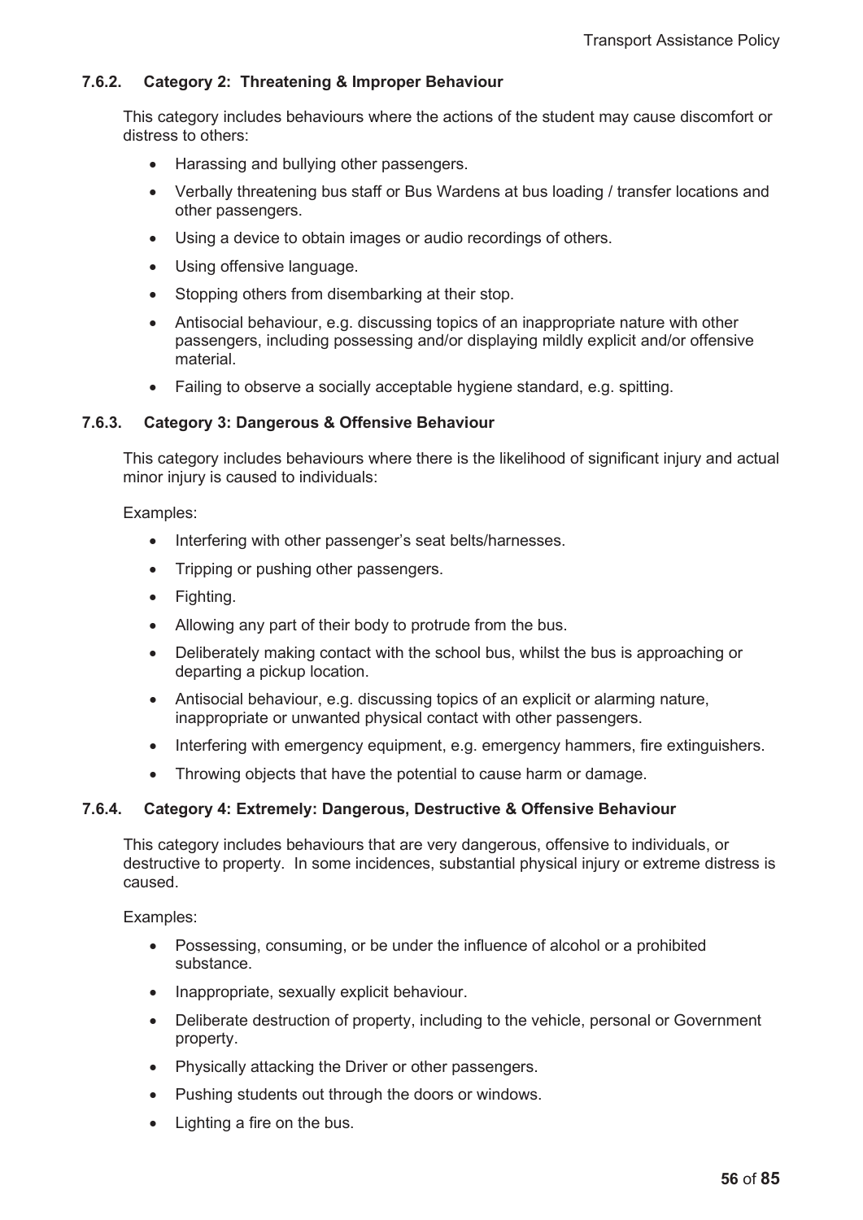### 7.6.2. Category 2: Threatening & Improper Behaviour

This category includes behaviours where the actions of the student may cause discomfort or distress to others:

- Harassing and bullying other passengers.
- Verbally threatening bus staff or Bus Wardens at bus loading / transfer locations and other passengers.
- Using a device to obtain images or audio recordings of others.
- Using offensive language.
- Stopping others from disembarking at their stop.
- Antisocial behaviour, e.g. discussing topics of an inappropriate nature with other passengers, including possessing and/or displaying mildly explicit and/or offensive material.
- Failing to observe a socially acceptable hygiene standard, e.g. spitting.

### 7.6.3. Category 3: Dangerous & Offensive Behaviour

This category includes behaviours where there is the likelihood of significant injury and actual minor injury is caused to individuals:

Examples:

- Interfering with other passenger's seat belts/harnesses.
- Tripping or pushing other passengers.
- Fighting.
- Allowing any part of their body to protrude from the bus.
- Deliberately making contact with the school bus, whilst the bus is approaching or departing a pickup location.
- Antisocial behaviour, e.g. discussing topics of an explicit or alarming nature, inappropriate or unwanted physical contact with other passengers.
- Interfering with emergency equipment, e.g. emergency hammers, fire extinguishers.
- Throwing objects that have the potential to cause harm or damage.

### 7.6.4. Category 4: Extremely: Dangerous, Destructive & Offensive Behaviour

This category includes behaviours that are very dangerous, offensive to individuals, or destructive to property. In some incidences, substantial physical injury or extreme distress is caused.

Examples:

- Possessing, consuming, or be under the influence of alcohol or a prohibited substance.
- Inappropriate, sexually explicit behaviour.
- Deliberate destruction of property, including to the vehicle, personal or Government property.
- Physically attacking the Driver or other passengers.
- Pushing students out through the doors or windows.
- Lighting a fire on the bus.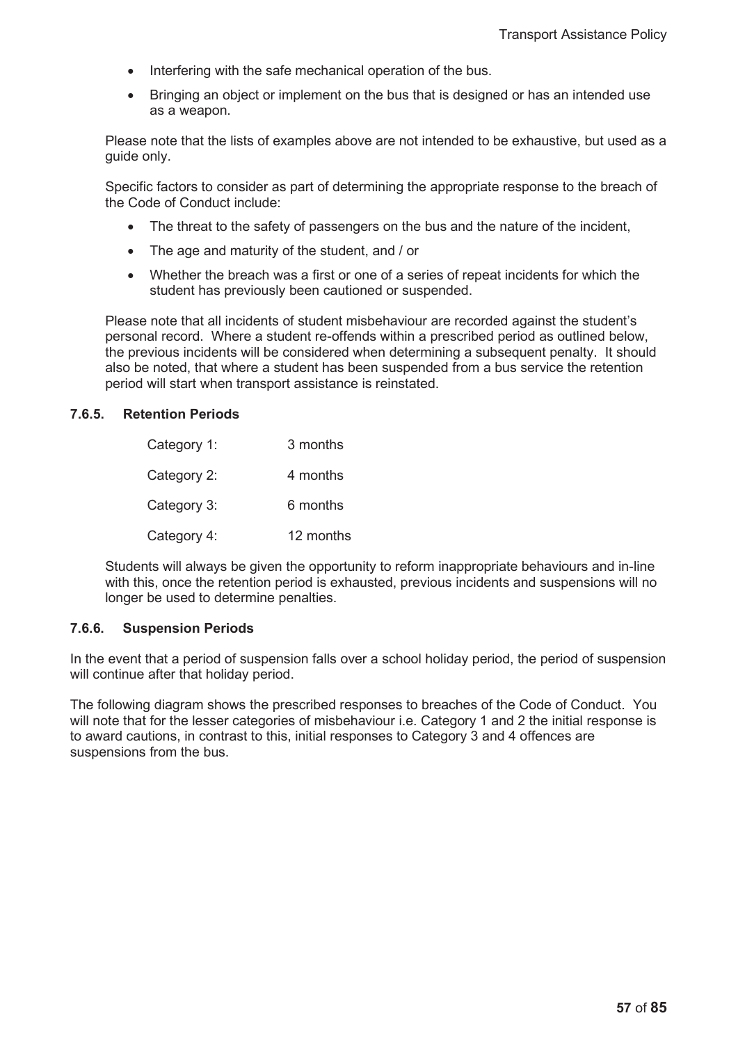- Interfering with the safe mechanical operation of the bus.
- Bringing an object or implement on the bus that is designed or has an intended use as a weapon.

Please note that the lists of examples above are not intended to be exhaustive, but used as a guide only.

Specific factors to consider as part of determining the appropriate response to the breach of the Code of Conduct include:

- The threat to the safety of passengers on the bus and the nature of the incident,
- The age and maturity of the student, and / or
- Whether the breach was a first or one of a series of repeat incidents for which the student has previously been cautioned or suspended.

Please note that all incidents of student misbehaviour are recorded against the student's personal record. Where a student re-offends within a prescribed period as outlined below, the previous incidents will be considered when determining a subsequent penalty. It should also be noted, that where a student has been suspended from a bus service the retention period will start when transport assistance is reinstated.

### 7.6.5. Retention Periods

| | |
|---|---|
| Category 1: | 3 months |
| Category 2: | 4 months |
| Category 3: | 6 months |
| Category 4: | 12 months |

Students will always be given the opportunity to reform inappropriate behaviours and in-line with this, once the retention period is exhausted, previous incidents and suspensions will no longer be used to determine penalties.

### 7.6.6. Suspension Periods

In the event that a period of suspension falls over a school holiday period, the period of suspension will continue after that holiday period.

The following diagram shows the prescribed responses to breaches of the Code of Conduct. You will note that for the lesser categories of misbehaviour i.e. Category 1 and 2 the initial response is to award cautions, in contrast to this, initial responses to Category 3 and 4 offences are suspensions from the bus.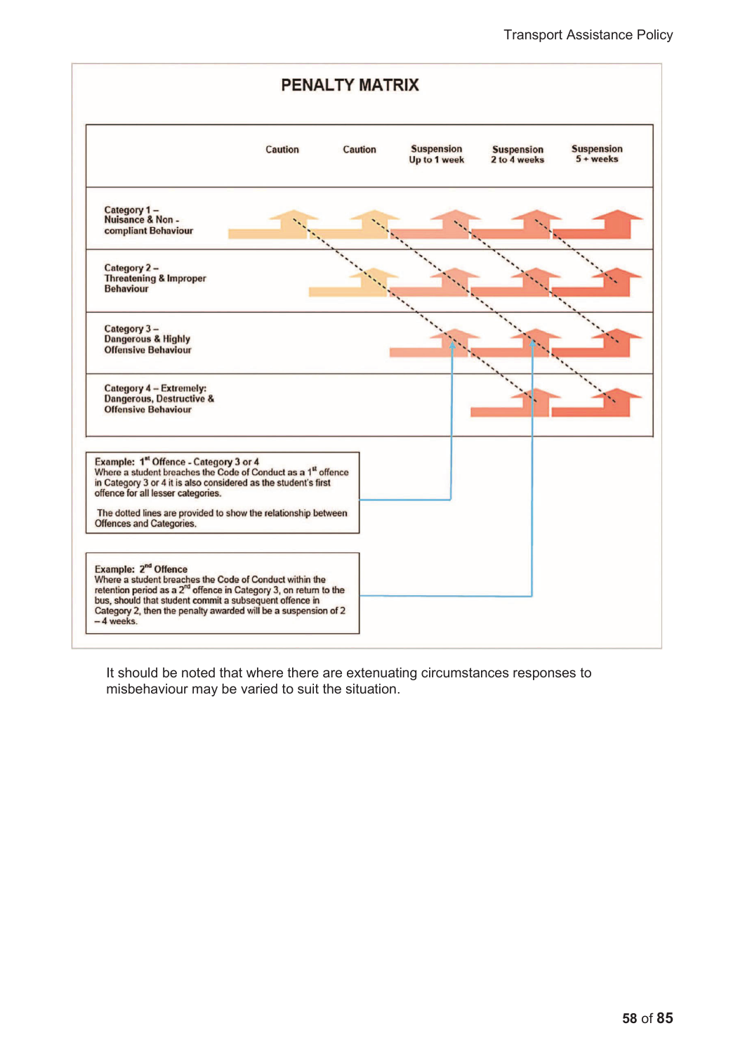# PENALTY MATRIX

| | Caution | Caution | Suspension Up to 1 week | Suspension 2 to 4 weeks | Suspension 5 + weeks |
|---|---|---|---|---|---|
| Category 1 – Nuisance & Non - compliant Behaviour | ↑ | ↑ | ↑ | ↑ | ↑ |
| Category 2 – Threatening & Improper Behaviour | | ↑ | ↑ | ↑ | ↑ |
| Category 3 – Dangerous & Highly Offensive Behaviour | | | ↑ | ↑ | ↑ |
| Category 4 – Extremely: Dangerous, Destructive & Offensive Behaviour | | | | ↑ | ↑ |

**Example: 1st Offence - Category 3 or 4**
Where a student breaches the Code of Conduct as a 1st offence in Category 3 or 4 it is also considered as the student's first offence for all lesser categories.

The dotted lines are provided to show the relationship between Offences and Categories.

**Example: 2nd Offence**
Where a student breaches the Code of Conduct within the retention period as a 2nd offence in Category 3, on return to the bus, should that student commit a subsequent offence in Category 2, then the penalty awarded will be a suspension of 2 – 4 weeks.

It should be noted that where there are extenuating circumstances responses to misbehaviour may be varied to suit the situation.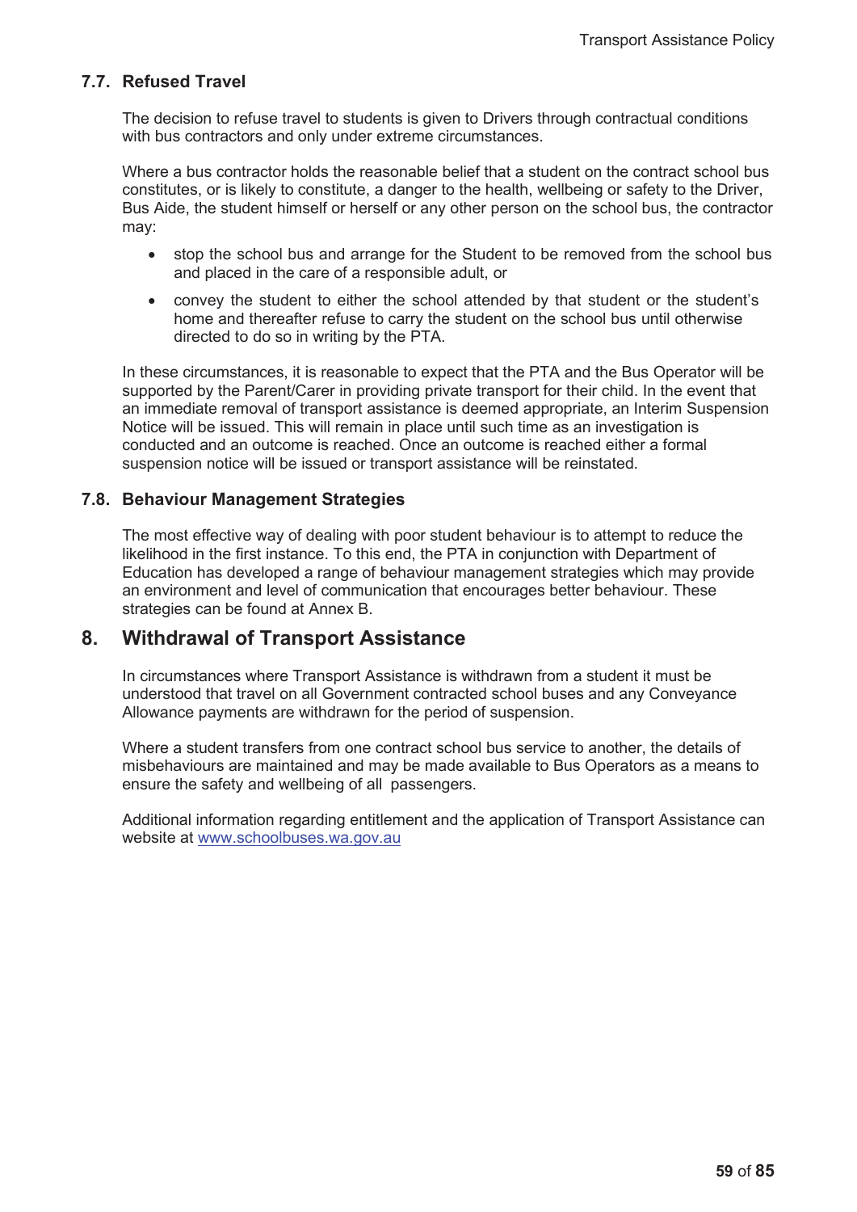### 7.7. Refused Travel

The decision to refuse travel to students is given to Drivers through contractual conditions with bus contractors and only under extreme circumstances.

Where a bus contractor holds the reasonable belief that a student on the contract school bus constitutes, or is likely to constitute, a danger to the health, wellbeing or safety to the Driver, Bus Aide, the student himself or herself or any other person on the school bus, the contractor may:

- stop the school bus and arrange for the Student to be removed from the school bus and placed in the care of a responsible adult, or
- convey the student to either the school attended by that student or the student's home and thereafter refuse to carry the student on the school bus until otherwise directed to do so in writing by the PTA.

In these circumstances, it is reasonable to expect that the PTA and the Bus Operator will be supported by the Parent/Carer in providing private transport for their child. In the event that an immediate removal of transport assistance is deemed appropriate, an Interim Suspension Notice will be issued. This will remain in place until such time as an investigation is conducted and an outcome is reached. Once an outcome is reached either a formal suspension notice will be issued or transport assistance will be reinstated.

### 7.8. Behaviour Management Strategies

The most effective way of dealing with poor student behaviour is to attempt to reduce the likelihood in the first instance. To this end, the PTA in conjunction with Department of Education has developed a range of behaviour management strategies which may provide an environment and level of communication that encourages better behaviour. These strategies can be found at Annex B.

## 8. Withdrawal of Transport Assistance

In circumstances where Transport Assistance is withdrawn from a student it must be understood that travel on all Government contracted school buses and any Conveyance Allowance payments are withdrawn for the period of suspension.

Where a student transfers from one contract school bus service to another, the details of misbehaviours are maintained and may be made available to Bus Operators as a means to ensure the safety and wellbeing of all passengers.

Additional information regarding entitlement and the application of Transport Assistance can website at www.schoolbuses.wa.gov.au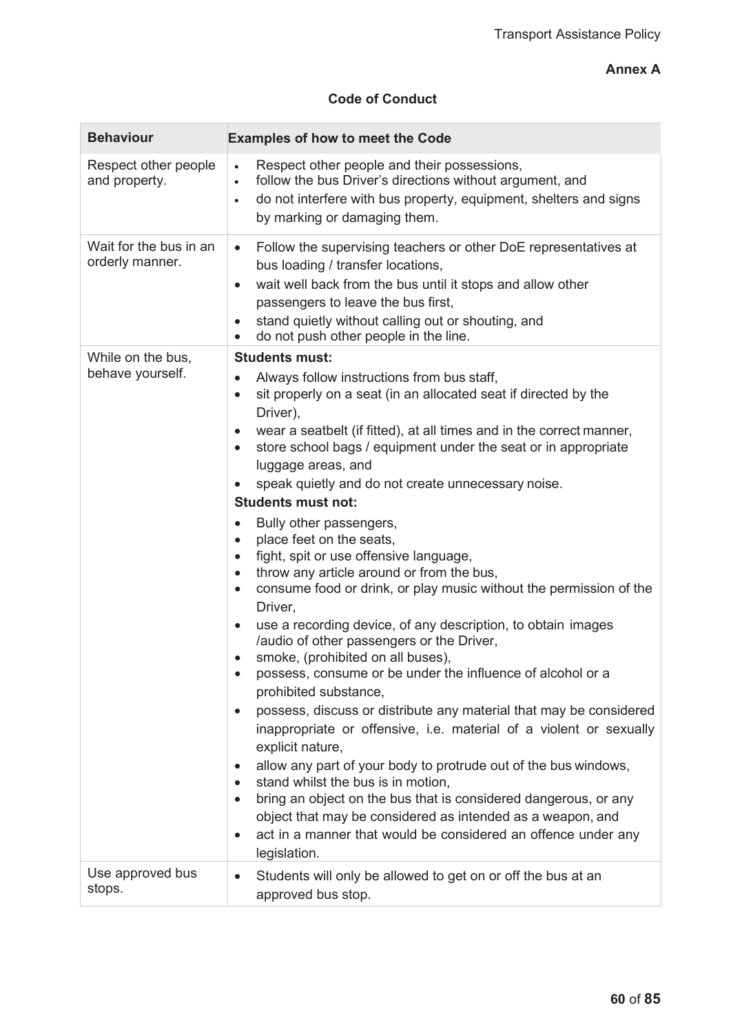**Annex A**

## Code of Conduct

| Behaviour | Examples of how to meet the Code |
|---|---|
| Respect other people and property. | • Respect other people and their possessions,<br>• follow the bus Driver's directions without argument, and<br>• do not interfere with bus property, equipment, shelters and signs by marking or damaging them. |
| Wait for the bus in an orderly manner. | • Follow the supervising teachers or other DoE representatives at bus loading / transfer locations,<br>• wait well back from the bus until it stops and allow other passengers to leave the bus first,<br>• stand quietly without calling out or shouting, and<br>• do not push other people in the line. |
| While on the bus, behave yourself. | **Students must:**<br>• Always follow instructions from bus staff,<br>• sit properly on a seat (in an allocated seat if directed by the Driver),<br>• wear a seatbelt (if fitted), at all times and in the correct manner,<br>• store school bags / equipment under the seat or in appropriate luggage areas, and<br>• speak quietly and do not create unnecessary noise.<br>**Students must not:**<br>• Bully other passengers,<br>• place feet on the seats,<br>• fight, spit or use offensive language,<br>• throw any article around or from the bus,<br>• consume food or drink, or play music without the permission of the Driver,<br>• use a recording device, of any description, to obtain images /audio of other passengers or the Driver,<br>• smoke, (prohibited on all buses),<br>• possess, consume or be under the influence of alcohol or a prohibited substance,<br>• possess, discuss or distribute any material that may be considered inappropriate or offensive, i.e. material of a violent or sexually explicit nature,<br>• allow any part of your body to protrude out of the bus windows,<br>• stand whilst the bus is in motion,<br>• bring an object on the bus that is considered dangerous, or any object that may be considered as intended as a weapon, and<br>• act in a manner that would be considered an offence under any legislation. |
| Use approved bus stops. | • Students will only be allowed to get on or off the bus at an approved bus stop. |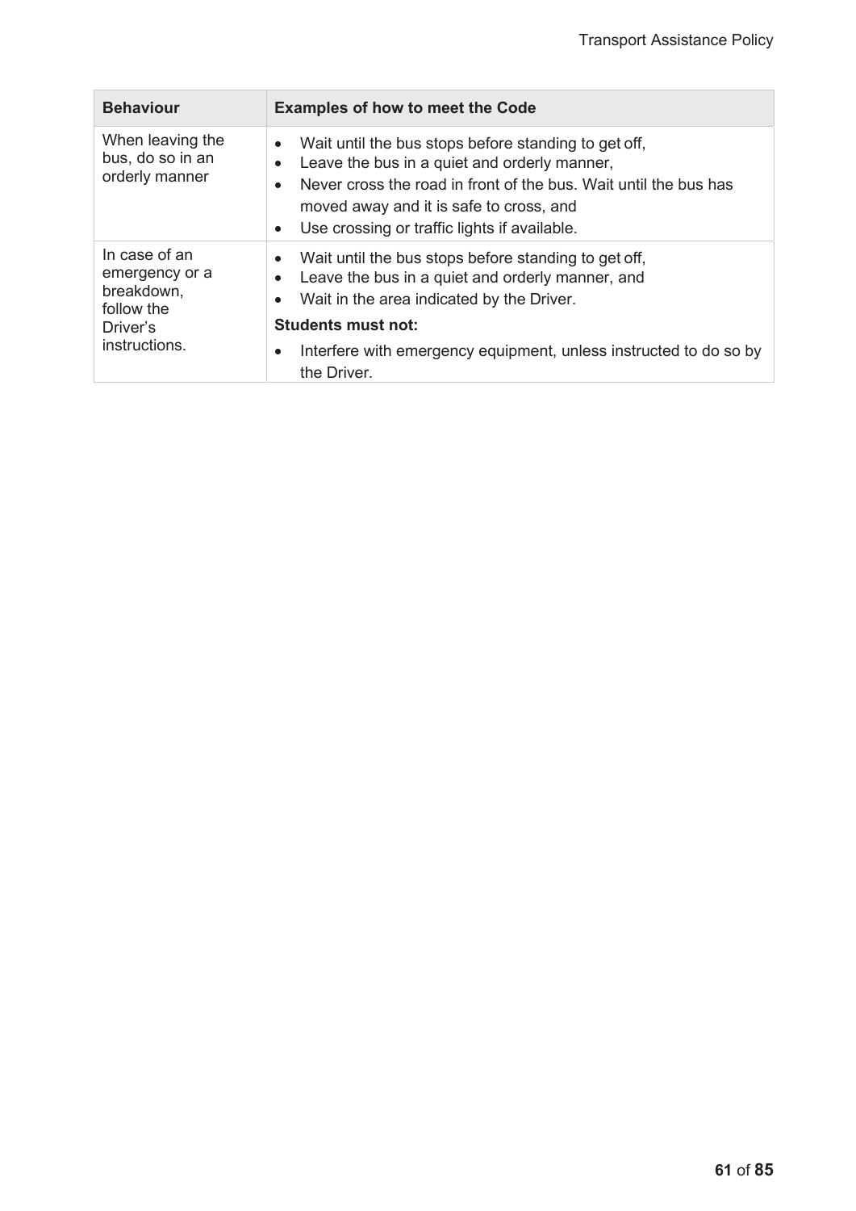| Behaviour | Examples of how to meet the Code |
| --- | --- |
| When leaving the bus, do so in an orderly manner | • Wait until the bus stops before standing to get off,<br>• Leave the bus in a quiet and orderly manner,<br>• Never cross the road in front of the bus. Wait until the bus has moved away and it is safe to cross, and<br>• Use crossing or traffic lights if available. |
| In case of an emergency or a breakdown, follow the Driver's instructions. | • Wait until the bus stops before standing to get off,<br>• Leave the bus in a quiet and orderly manner, and<br>• Wait in the area indicated by the Driver.<br>**Students must not:**<br>• Interfere with emergency equipment, unless instructed to do so by the Driver. |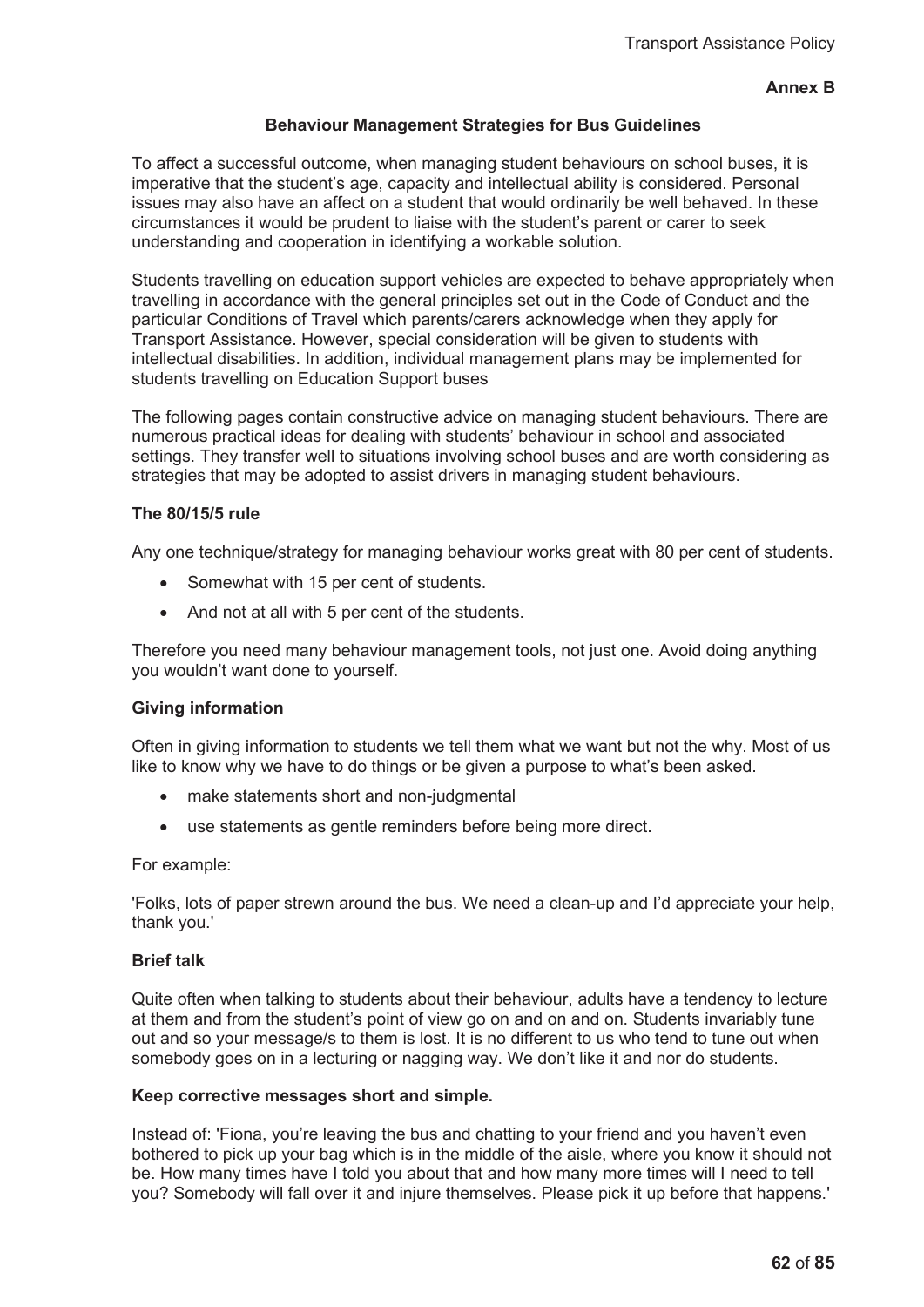**Annex B**

## Behaviour Management Strategies for Bus Guidelines

To affect a successful outcome, when managing student behaviours on school buses, it is imperative that the student's age, capacity and intellectual ability is considered. Personal issues may also have an affect on a student that would ordinarily be well behaved. In these circumstances it would be prudent to liaise with the student's parent or carer to seek understanding and cooperation in identifying a workable solution.

Students travelling on education support vehicles are expected to behave appropriately when travelling in accordance with the general principles set out in the Code of Conduct and the particular Conditions of Travel which parents/carers acknowledge when they apply for Transport Assistance. However, special consideration will be given to students with intellectual disabilities. In addition, individual management plans may be implemented for students travelling on Education Support buses

The following pages contain constructive advice on managing student behaviours. There are numerous practical ideas for dealing with students' behaviour in school and associated settings. They transfer well to situations involving school buses and are worth considering as strategies that may be adopted to assist drivers in managing student behaviours.

### The 80/15/5 rule

Any one technique/strategy for managing behaviour works great with 80 per cent of students.

- Somewhat with 15 per cent of students.
- And not at all with 5 per cent of the students.

Therefore you need many behaviour management tools, not just one. Avoid doing anything you wouldn't want done to yourself.

### Giving information

Often in giving information to students we tell them what we want but not the why. Most of us like to know why we have to do things or be given a purpose to what's been asked.

- make statements short and non-judgmental
- use statements as gentle reminders before being more direct.

For example:

'Folks, lots of paper strewn around the bus. We need a clean-up and I'd appreciate your help, thank you.'

### Brief talk

Quite often when talking to students about their behaviour, adults have a tendency to lecture at them and from the student's point of view go on and on and on. Students invariably tune out and so your message/s to them is lost. It is no different to us who tend to tune out when somebody goes on in a lecturing or nagging way. We don't like it and nor do students.

**Keep corrective messages short and simple.**

Instead of: 'Fiona, you're leaving the bus and chatting to your friend and you haven't even bothered to pick up your bag which is in the middle of the aisle, where you know it should not be. How many times have I told you about that and how many more times will I need to tell you? Somebody will fall over it and injure themselves. Please pick it up before that happens.'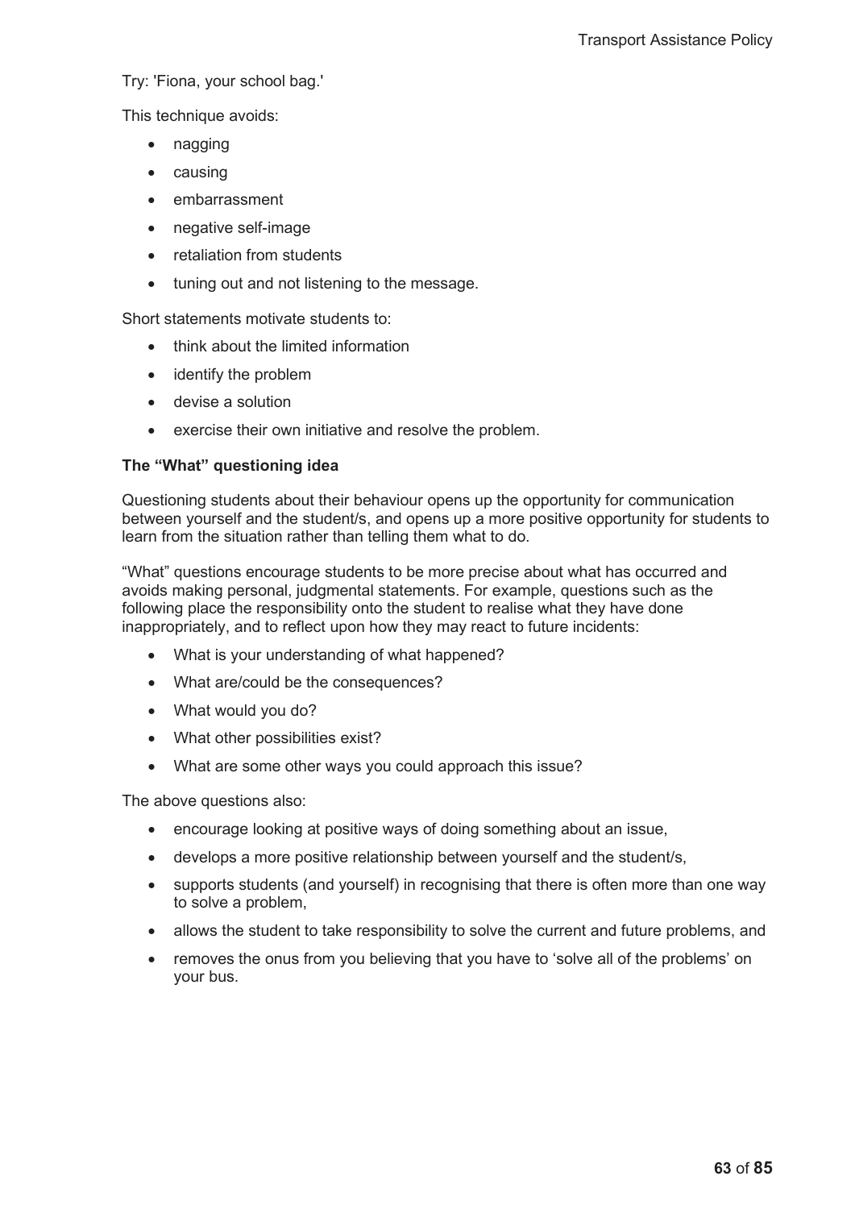Try: 'Fiona, your school bag.'

This technique avoids:

- nagging
- causing
- embarrassment
- negative self-image
- retaliation from students
- tuning out and not listening to the message.

Short statements motivate students to:

- think about the limited information
- identify the problem
- devise a solution
- exercise their own initiative and resolve the problem.

**The "What" questioning idea**

Questioning students about their behaviour opens up the opportunity for communication between yourself and the student/s, and opens up a more positive opportunity for students to learn from the situation rather than telling them what to do.

"What" questions encourage students to be more precise about what has occurred and avoids making personal, judgmental statements. For example, questions such as the following place the responsibility onto the student to realise what they have done inappropriately, and to reflect upon how they may react to future incidents:

- What is your understanding of what happened?
- What are/could be the consequences?
- What would you do?
- What other possibilities exist?
- What are some other ways you could approach this issue?

The above questions also:

- encourage looking at positive ways of doing something about an issue,
- develops a more positive relationship between yourself and the student/s,
- supports students (and yourself) in recognising that there is often more than one way to solve a problem,
- allows the student to take responsibility to solve the current and future problems, and
- removes the onus from you believing that you have to 'solve all of the problems' on your bus.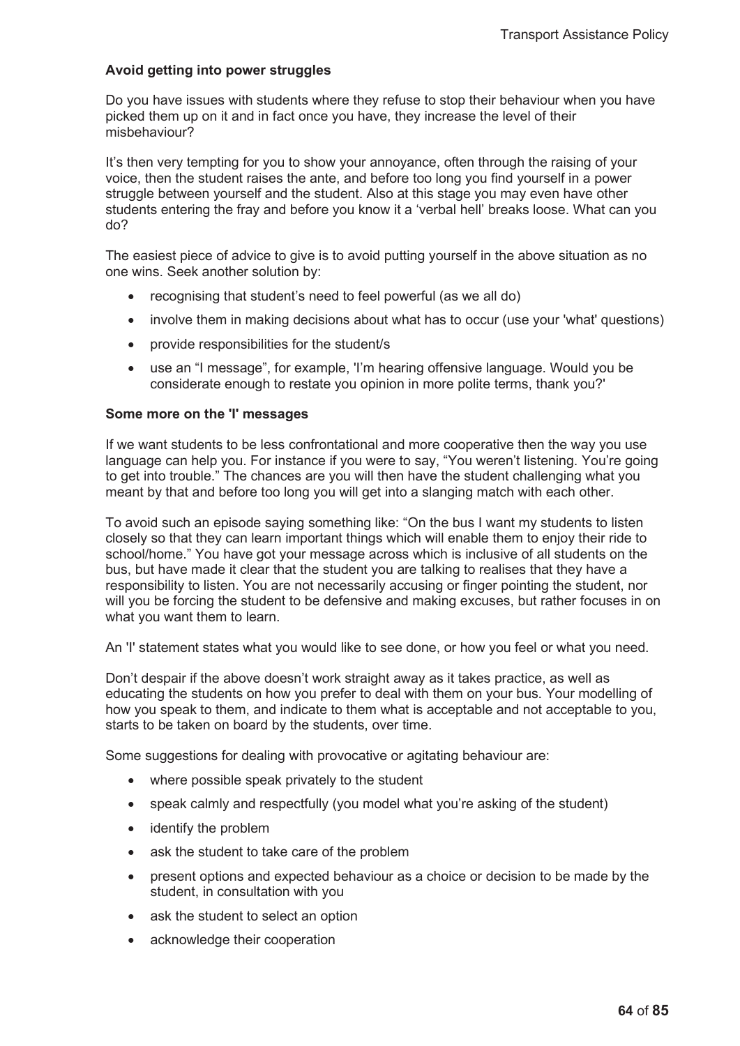**Avoid getting into power struggles**

Do you have issues with students where they refuse to stop their behaviour when you have picked them up on it and in fact once you have, they increase the level of their misbehaviour?

It's then very tempting for you to show your annoyance, often through the raising of your voice, then the student raises the ante, and before too long you find yourself in a power struggle between yourself and the student. Also at this stage you may even have other students entering the fray and before you know it a 'verbal hell' breaks loose. What can you do?

The easiest piece of advice to give is to avoid putting yourself in the above situation as no one wins. Seek another solution by:

- recognising that student's need to feel powerful (as we all do)
- involve them in making decisions about what has to occur (use your 'what' questions)
- provide responsibilities for the student/s
- use an "I message", for example, 'I'm hearing offensive language. Would you be considerate enough to restate you opinion in more polite terms, thank you?'

**Some more on the 'I' messages**

If we want students to be less confrontational and more cooperative then the way you use language can help you. For instance if you were to say, "You weren't listening. You're going to get into trouble." The chances are you will then have the student challenging what you meant by that and before too long you will get into a slanging match with each other.

To avoid such an episode saying something like: "On the bus I want my students to listen closely so that they can learn important things which will enable them to enjoy their ride to school/home." You have got your message across which is inclusive of all students on the bus, but have made it clear that the student you are talking to realises that they have a responsibility to listen. You are not necessarily accusing or finger pointing the student, nor will you be forcing the student to be defensive and making excuses, but rather focuses in on what you want them to learn.

An 'I' statement states what you would like to see done, or how you feel or what you need.

Don't despair if the above doesn't work straight away as it takes practice, as well as educating the students on how you prefer to deal with them on your bus. Your modelling of how you speak to them, and indicate to them what is acceptable and not acceptable to you, starts to be taken on board by the students, over time.

Some suggestions for dealing with provocative or agitating behaviour are:

- where possible speak privately to the student
- speak calmly and respectfully (you model what you're asking of the student)
- identify the problem
- ask the student to take care of the problem
- present options and expected behaviour as a choice or decision to be made by the student, in consultation with you
- ask the student to select an option
- acknowledge their cooperation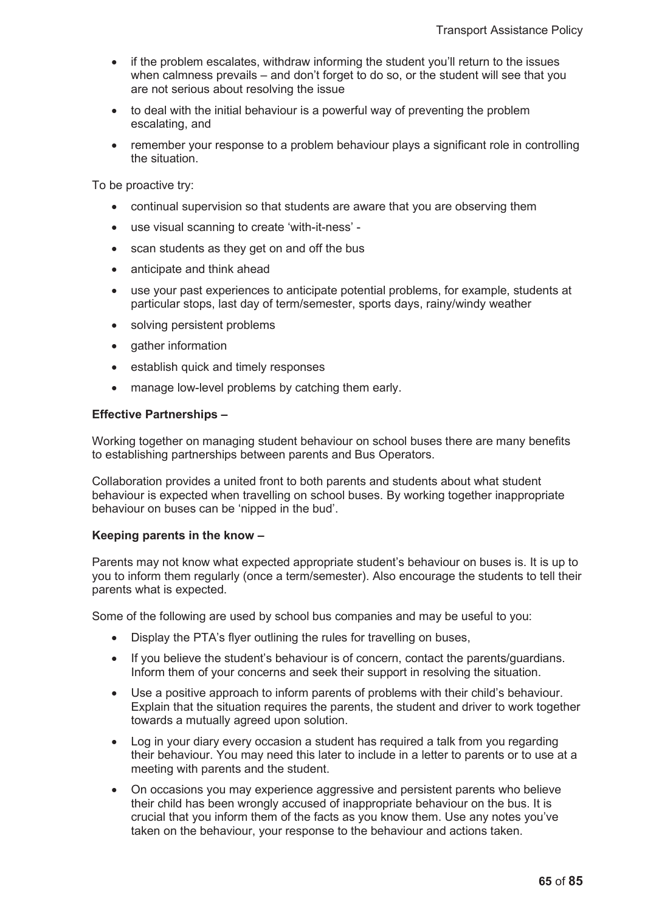- if the problem escalates, withdraw informing the student you'll return to the issues when calmness prevails – and don't forget to do so, or the student will see that you are not serious about resolving the issue
- to deal with the initial behaviour is a powerful way of preventing the problem escalating, and
- remember your response to a problem behaviour plays a significant role in controlling the situation.

To be proactive try:

- continual supervision so that students are aware that you are observing them
- use visual scanning to create 'with-it-ness' -
- scan students as they get on and off the bus
- anticipate and think ahead
- use your past experiences to anticipate potential problems, for example, students at particular stops, last day of term/semester, sports days, rainy/windy weather
- solving persistent problems
- gather information
- establish quick and timely responses
- manage low-level problems by catching them early.

**Effective Partnerships –**

Working together on managing student behaviour on school buses there are many benefits to establishing partnerships between parents and Bus Operators.

Collaboration provides a united front to both parents and students about what student behaviour is expected when travelling on school buses. By working together inappropriate behaviour on buses can be 'nipped in the bud'.

**Keeping parents in the know –**

Parents may not know what expected appropriate student's behaviour on buses is. It is up to you to inform them regularly (once a term/semester). Also encourage the students to tell their parents what is expected.

Some of the following are used by school bus companies and may be useful to you:

- Display the PTA's flyer outlining the rules for travelling on buses,
- If you believe the student's behaviour is of concern, contact the parents/guardians. Inform them of your concerns and seek their support in resolving the situation.
- Use a positive approach to inform parents of problems with their child's behaviour. Explain that the situation requires the parents, the student and driver to work together towards a mutually agreed upon solution.
- Log in your diary every occasion a student has required a talk from you regarding their behaviour. You may need this later to include in a letter to parents or to use at a meeting with parents and the student.
- On occasions you may experience aggressive and persistent parents who believe their child has been wrongly accused of inappropriate behaviour on the bus. It is crucial that you inform them of the facts as you know them. Use any notes you've taken on the behaviour, your response to the behaviour and actions taken.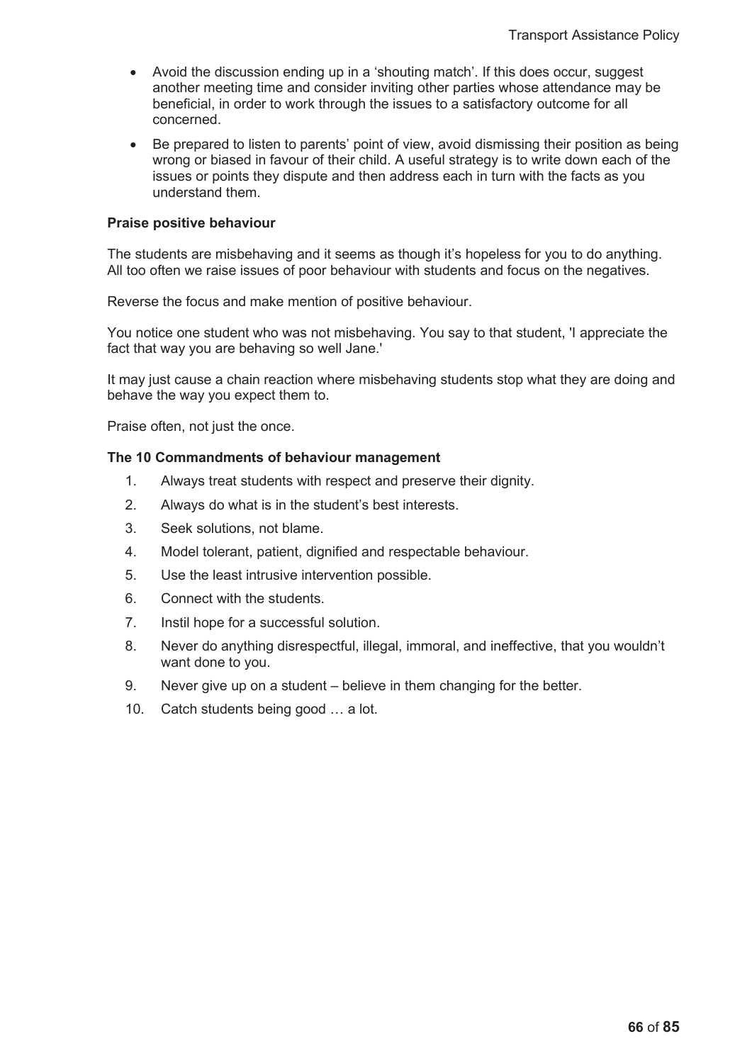- Avoid the discussion ending up in a 'shouting match'. If this does occur, suggest another meeting time and consider inviting other parties whose attendance may be beneficial, in order to work through the issues to a satisfactory outcome for all concerned.
- Be prepared to listen to parents' point of view, avoid dismissing their position as being wrong or biased in favour of their child. A useful strategy is to write down each of the issues or points they dispute and then address each in turn with the facts as you understand them.

**Praise positive behaviour**

The students are misbehaving and it seems as though it's hopeless for you to do anything. All too often we raise issues of poor behaviour with students and focus on the negatives.

Reverse the focus and make mention of positive behaviour.

You notice one student who was not misbehaving. You say to that student, 'I appreciate the fact that way you are behaving so well Jane.'

It may just cause a chain reaction where misbehaving students stop what they are doing and behave the way you expect them to.

Praise often, not just the once.

**The 10 Commandments of behaviour management**

1. Always treat students with respect and preserve their dignity.
2. Always do what is in the student's best interests.
3. Seek solutions, not blame.
4. Model tolerant, patient, dignified and respectable behaviour.
5. Use the least intrusive intervention possible.
6. Connect with the students.
7. Instil hope for a successful solution.
8. Never do anything disrespectful, illegal, immoral, and ineffective, that you wouldn't want done to you.
9. Never give up on a student – believe in them changing for the better.
10. Catch students being good … a lot.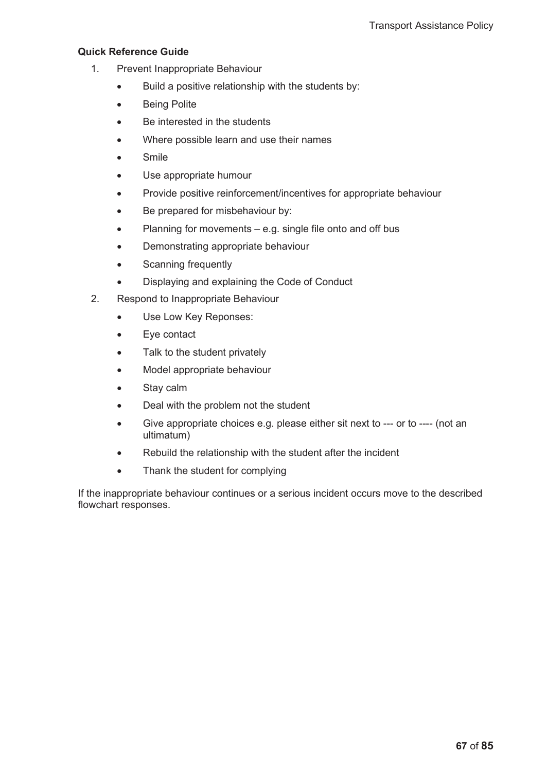**Quick Reference Guide**

1. Prevent Inappropriate Behaviour
   - Build a positive relationship with the students by:
   - Being Polite
   - Be interested in the students
   - Where possible learn and use their names
   - Smile
   - Use appropriate humour
   - Provide positive reinforcement/incentives for appropriate behaviour
   - Be prepared for misbehaviour by:
   - Planning for movements – e.g. single file onto and off bus
   - Demonstrating appropriate behaviour
   - Scanning frequently
   - Displaying and explaining the Code of Conduct
2. Respond to Inappropriate Behaviour
   - Use Low Key Reponses:
   - Eye contact
   - Talk to the student privately
   - Model appropriate behaviour
   - Stay calm
   - Deal with the problem not the student
   - Give appropriate choices e.g. please either sit next to --- or to ---- (not an ultimatum)
   - Rebuild the relationship with the student after the incident
   - Thank the student for complying

If the inappropriate behaviour continues or a serious incident occurs move to the described flowchart responses.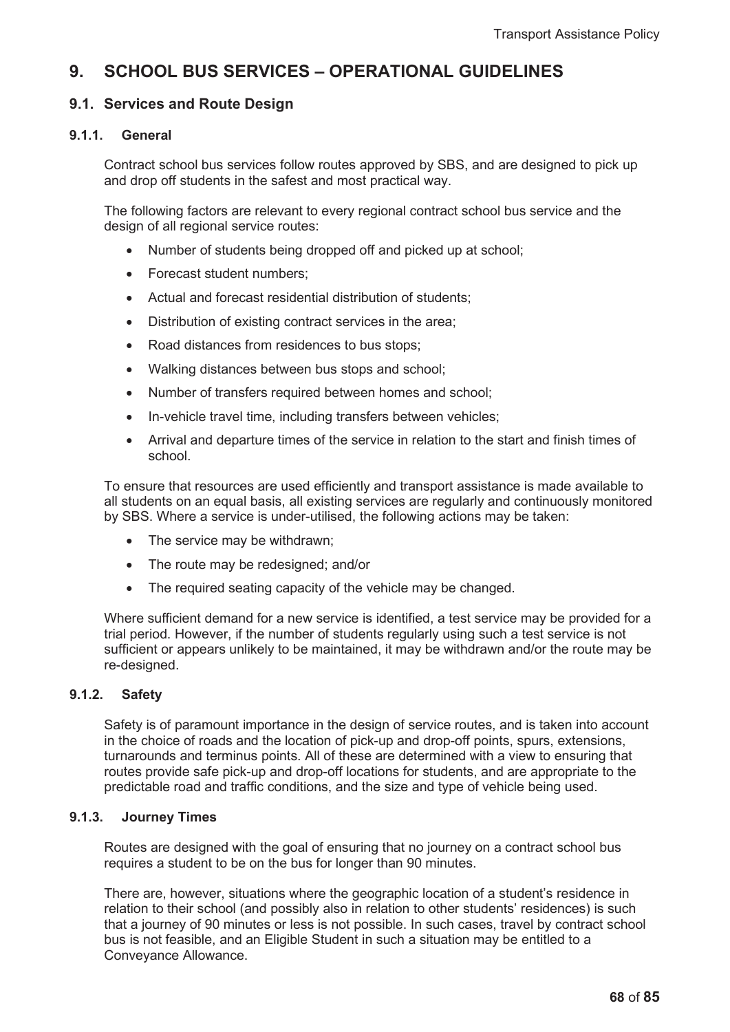# 9. SCHOOL BUS SERVICES – OPERATIONAL GUIDELINES

## 9.1. Services and Route Design

### 9.1.1. General

Contract school bus services follow routes approved by SBS, and are designed to pick up and drop off students in the safest and most practical way.

The following factors are relevant to every regional contract school bus service and the design of all regional service routes:

- Number of students being dropped off and picked up at school;
- Forecast student numbers;
- Actual and forecast residential distribution of students;
- Distribution of existing contract services in the area;
- Road distances from residences to bus stops;
- Walking distances between bus stops and school;
- Number of transfers required between homes and school;
- In-vehicle travel time, including transfers between vehicles;
- Arrival and departure times of the service in relation to the start and finish times of school.

To ensure that resources are used efficiently and transport assistance is made available to all students on an equal basis, all existing services are regularly and continuously monitored by SBS. Where a service is under-utilised, the following actions may be taken:

- The service may be withdrawn;
- The route may be redesigned; and/or
- The required seating capacity of the vehicle may be changed.

Where sufficient demand for a new service is identified, a test service may be provided for a trial period. However, if the number of students regularly using such a test service is not sufficient or appears unlikely to be maintained, it may be withdrawn and/or the route may be re-designed.

### 9.1.2. Safety

Safety is of paramount importance in the design of service routes, and is taken into account in the choice of roads and the location of pick-up and drop-off points, spurs, extensions, turnarounds and terminus points. All of these are determined with a view to ensuring that routes provide safe pick-up and drop-off locations for students, and are appropriate to the predictable road and traffic conditions, and the size and type of vehicle being used.

### 9.1.3. Journey Times

Routes are designed with the goal of ensuring that no journey on a contract school bus requires a student to be on the bus for longer than 90 minutes.

There are, however, situations where the geographic location of a student's residence in relation to their school (and possibly also in relation to other students' residences) is such that a journey of 90 minutes or less is not possible. In such cases, travel by contract school bus is not feasible, and an Eligible Student in such a situation may be entitled to a Conveyance Allowance.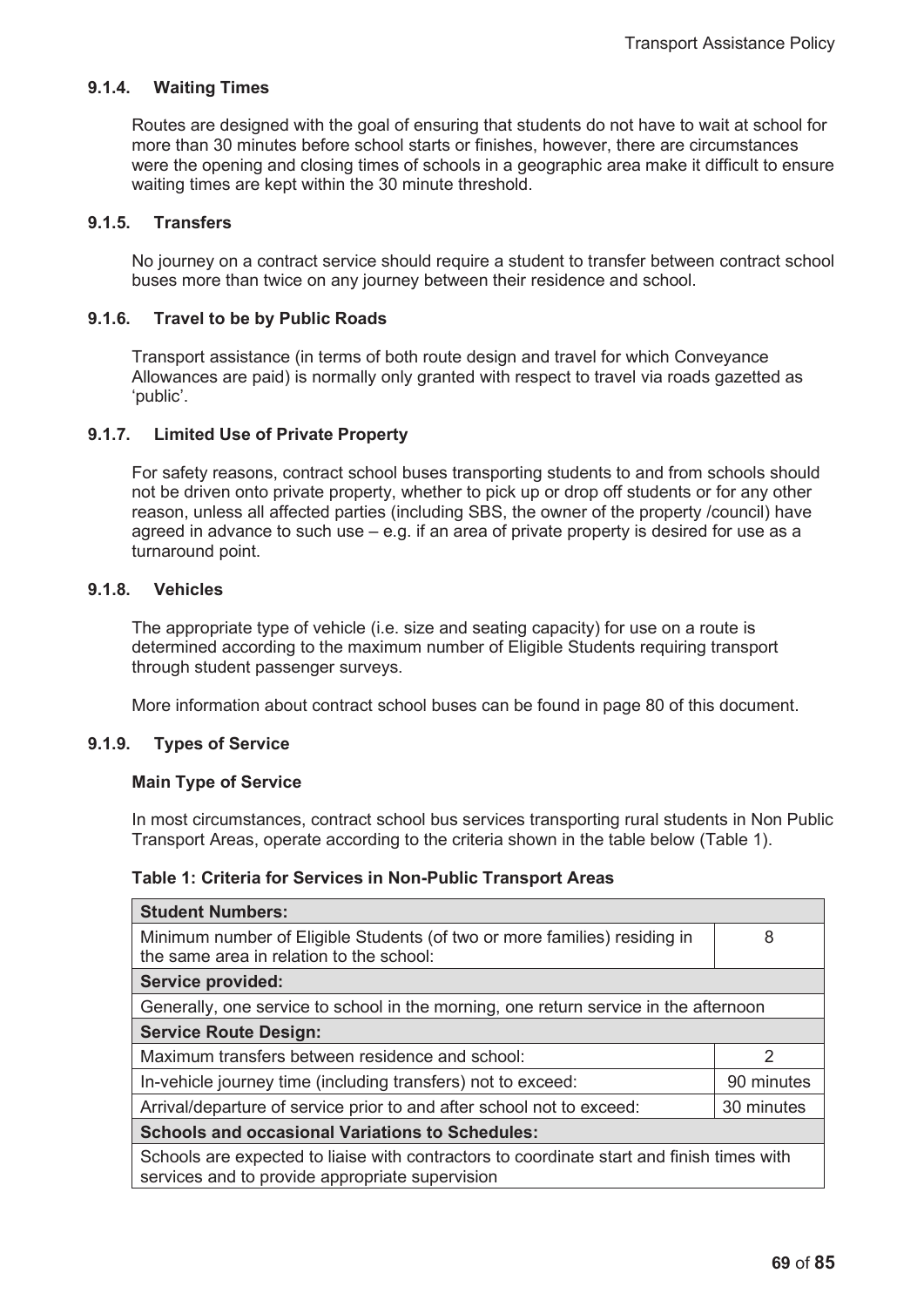#### 9.1.4. Waiting Times

Routes are designed with the goal of ensuring that students do not have to wait at school for more than 30 minutes before school starts or finishes, however, there are circumstances were the opening and closing times of schools in a geographic area make it difficult to ensure waiting times are kept within the 30 minute threshold.

#### 9.1.5. Transfers

No journey on a contract service should require a student to transfer between contract school buses more than twice on any journey between their residence and school.

#### 9.1.6. Travel to be by Public Roads

Transport assistance (in terms of both route design and travel for which Conveyance Allowances are paid) is normally only granted with respect to travel via roads gazetted as 'public'.

#### 9.1.7. Limited Use of Private Property

For safety reasons, contract school buses transporting students to and from schools should not be driven onto private property, whether to pick up or drop off students or for any other reason, unless all affected parties (including SBS, the owner of the property /council) have agreed in advance to such use – e.g. if an area of private property is desired for use as a turnaround point.

#### 9.1.8. Vehicles

The appropriate type of vehicle (i.e. size and seating capacity) for use on a route is determined according to the maximum number of Eligible Students requiring transport through student passenger surveys.

More information about contract school buses can be found in page 80 of this document.

#### 9.1.9. Types of Service

**Main Type of Service**

In most circumstances, contract school bus services transporting rural students in Non Public Transport Areas, operate according to the criteria shown in the table below (Table 1).

**Table 1: Criteria for Services in Non-Public Transport Areas**

| **Student Numbers:** | |
|---|---|
| Minimum number of Eligible Students (of two or more families) residing in the same area in relation to the school: | 8 |
| **Service provided:** | |
| Generally, one service to school in the morning, one return service in the afternoon | |
| **Service Route Design:** | |
| Maximum transfers between residence and school: | 2 |
| In-vehicle journey time (including transfers) not to exceed: | 90 minutes |
| Arrival/departure of service prior to and after school not to exceed: | 30 minutes |
| **Schools and occasional Variations to Schedules:** | |
| Schools are expected to liaise with contractors to coordinate start and finish times with services and to provide appropriate supervision | |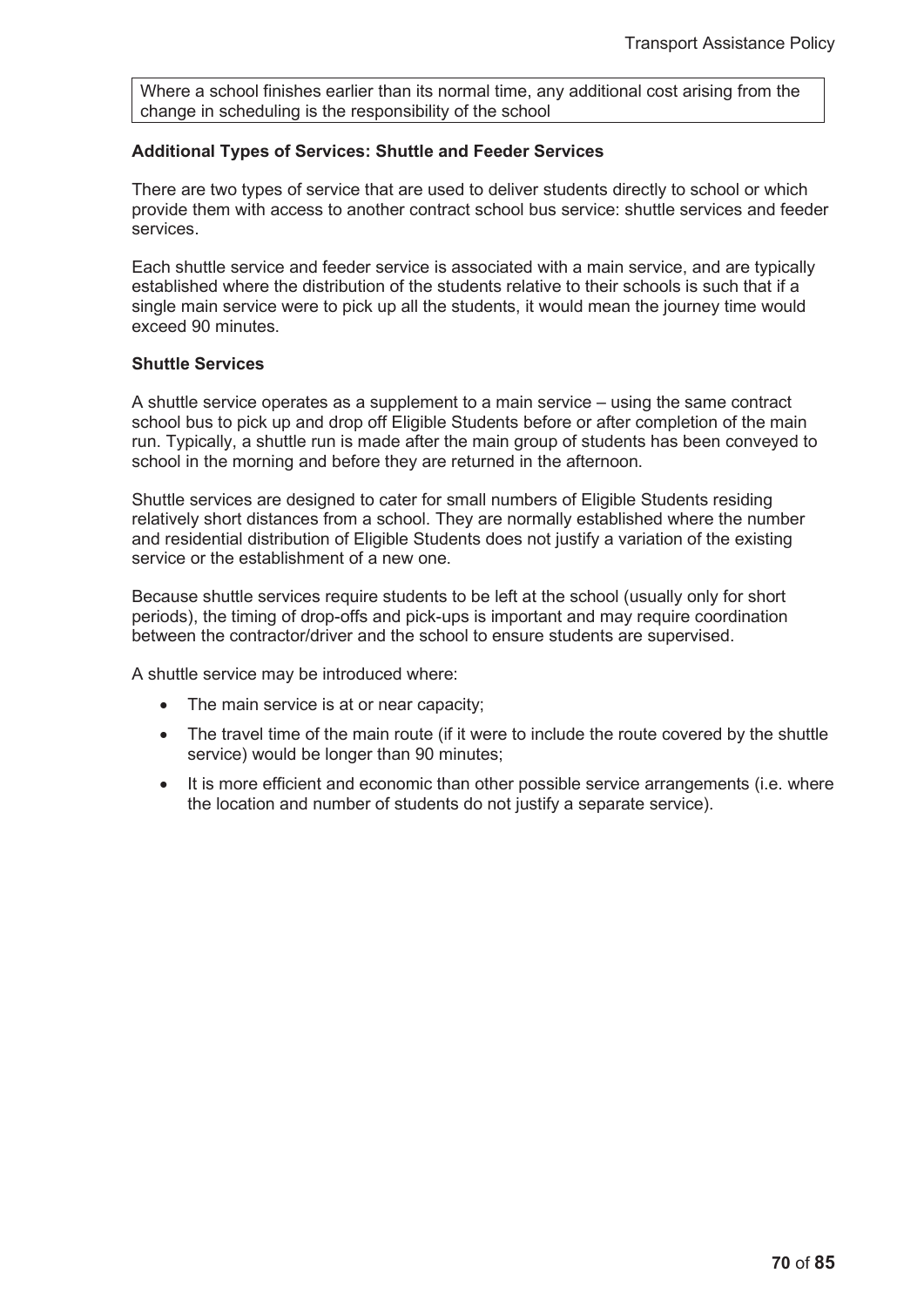Where a school finishes earlier than its normal time, any additional cost arising from the change in scheduling is the responsibility of the school

**Additional Types of Services: Shuttle and Feeder Services**

There are two types of service that are used to deliver students directly to school or which provide them with access to another contract school bus service: shuttle services and feeder services.

Each shuttle service and feeder service is associated with a main service, and are typically established where the distribution of the students relative to their schools is such that if a single main service were to pick up all the students, it would mean the journey time would exceed 90 minutes.

**Shuttle Services**

A shuttle service operates as a supplement to a main service – using the same contract school bus to pick up and drop off Eligible Students before or after completion of the main run. Typically, a shuttle run is made after the main group of students has been conveyed to school in the morning and before they are returned in the afternoon.

Shuttle services are designed to cater for small numbers of Eligible Students residing relatively short distances from a school. They are normally established where the number and residential distribution of Eligible Students does not justify a variation of the existing service or the establishment of a new one.

Because shuttle services require students to be left at the school (usually only for short periods), the timing of drop-offs and pick-ups is important and may require coordination between the contractor/driver and the school to ensure students are supervised.

A shuttle service may be introduced where:

- The main service is at or near capacity;
- The travel time of the main route (if it were to include the route covered by the shuttle service) would be longer than 90 minutes;
- It is more efficient and economic than other possible service arrangements (i.e. where the location and number of students do not justify a separate service).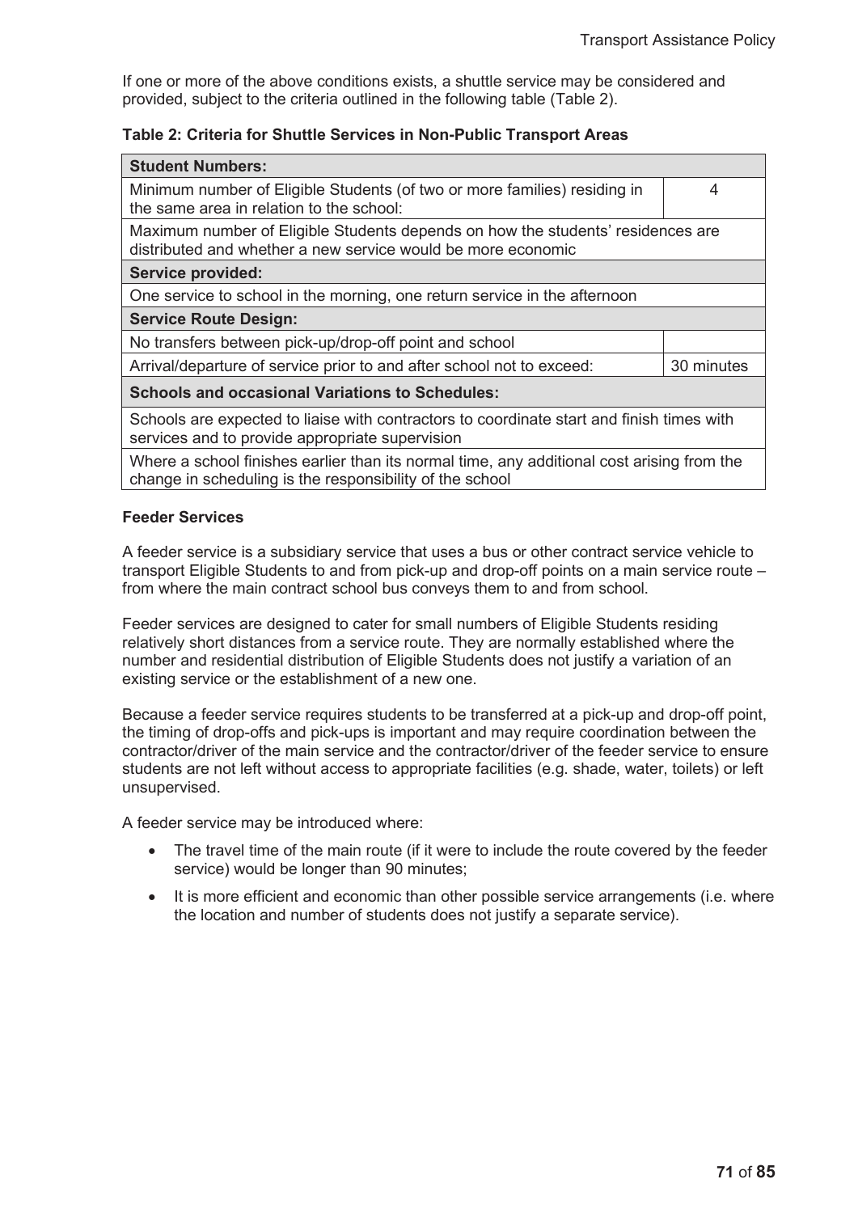If one or more of the above conditions exists, a shuttle service may be considered and provided, subject to the criteria outlined in the following table (Table 2).

**Table 2: Criteria for Shuttle Services in Non-Public Transport Areas**

| **Student Numbers:** | |
|---|---|
| Minimum number of Eligible Students (of two or more families) residing in the same area in relation to the school: | 4 |
| Maximum number of Eligible Students depends on how the students' residences are distributed and whether a new service would be more economic | |
| **Service provided:** | |
| One service to school in the morning, one return service in the afternoon | |
| **Service Route Design:** | |
| No transfers between pick-up/drop-off point and school | |
| Arrival/departure of service prior to and after school not to exceed: | 30 minutes |
| **Schools and occasional Variations to Schedules:** | |
| Schools are expected to liaise with contractors to coordinate start and finish times with services and to provide appropriate supervision | |
| Where a school finishes earlier than its normal time, any additional cost arising from the change in scheduling is the responsibility of the school | |

**Feeder Services**

A feeder service is a subsidiary service that uses a bus or other contract service vehicle to transport Eligible Students to and from pick-up and drop-off points on a main service route – from where the main contract school bus conveys them to and from school.

Feeder services are designed to cater for small numbers of Eligible Students residing relatively short distances from a service route. They are normally established where the number and residential distribution of Eligible Students does not justify a variation of an existing service or the establishment of a new one.

Because a feeder service requires students to be transferred at a pick-up and drop-off point, the timing of drop-offs and pick-ups is important and may require coordination between the contractor/driver of the main service and the contractor/driver of the feeder service to ensure students are not left without access to appropriate facilities (e.g. shade, water, toilets) or left unsupervised.

A feeder service may be introduced where:

- The travel time of the main route (if it were to include the route covered by the feeder service) would be longer than 90 minutes;
- It is more efficient and economic than other possible service arrangements (i.e. where the location and number of students does not justify a separate service).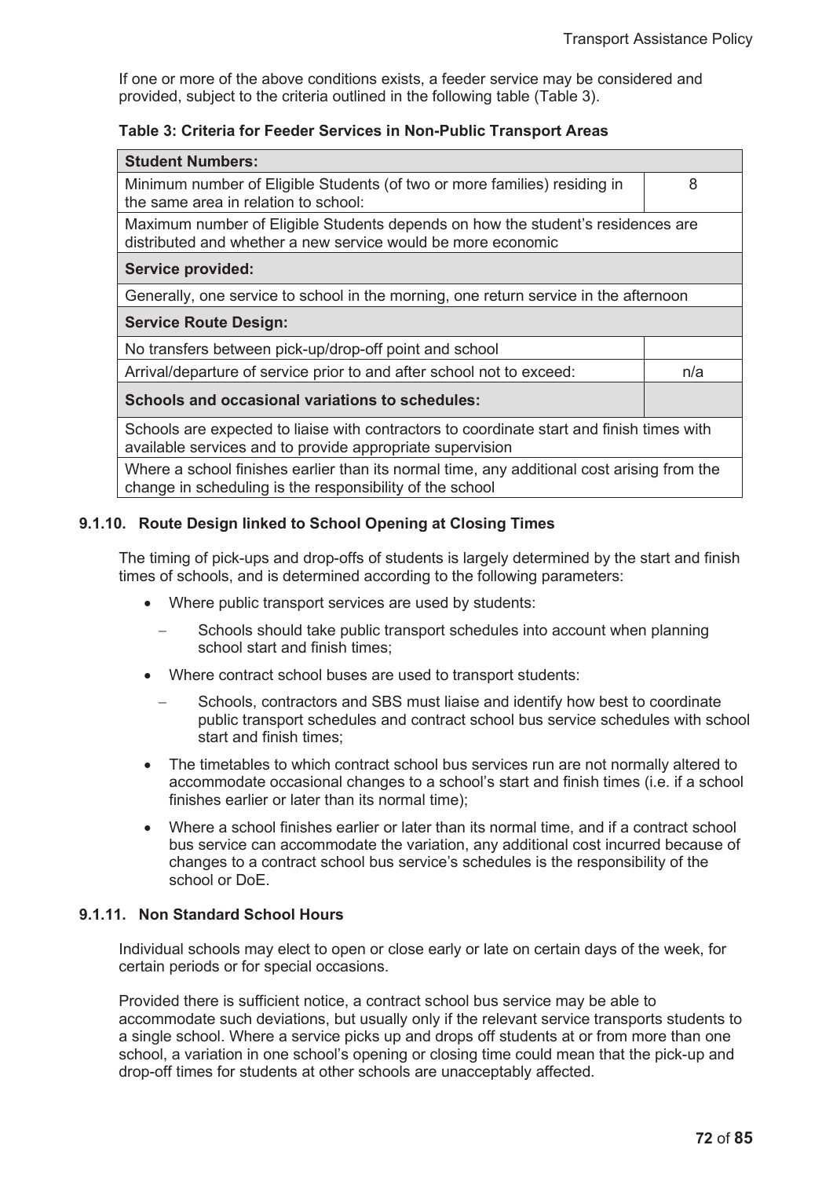If one or more of the above conditions exists, a feeder service may be considered and provided, subject to the criteria outlined in the following table (Table 3).

**Table 3: Criteria for Feeder Services in Non-Public Transport Areas**

| **Student Numbers:** | |
|---|---|
| Minimum number of Eligible Students (of two or more families) residing in the same area in relation to school: | 8 |
| Maximum number of Eligible Students depends on how the student's residences are distributed and whether a new service would be more economic | |
| **Service provided:** | |
| Generally, one service to school in the morning, one return service in the afternoon | |
| **Service Route Design:** | |
| No transfers between pick-up/drop-off point and school | |
| Arrival/departure of service prior to and after school not to exceed: | n/a |
| **Schools and occasional variations to schedules:** | |
| Schools are expected to liaise with contractors to coordinate start and finish times with available services and to provide appropriate supervision | |
| Where a school finishes earlier than its normal time, any additional cost arising from the change in scheduling is the responsibility of the school | |

#### 9.1.10. Route Design linked to School Opening at Closing Times

The timing of pick-ups and drop-offs of students is largely determined by the start and finish times of schools, and is determined according to the following parameters:

- Where public transport services are used by students:
  - Schools should take public transport schedules into account when planning school start and finish times;
- Where contract school buses are used to transport students:
  - Schools, contractors and SBS must liaise and identify how best to coordinate public transport schedules and contract school bus service schedules with school start and finish times;
- The timetables to which contract school bus services run are not normally altered to accommodate occasional changes to a school's start and finish times (i.e. if a school finishes earlier or later than its normal time);
- Where a school finishes earlier or later than its normal time, and if a contract school bus service can accommodate the variation, any additional cost incurred because of changes to a contract school bus service's schedules is the responsibility of the school or DoE.

#### 9.1.11. Non Standard School Hours

Individual schools may elect to open or close early or late on certain days of the week, for certain periods or for special occasions.

Provided there is sufficient notice, a contract school bus service may be able to accommodate such deviations, but usually only if the relevant service transports students to a single school. Where a service picks up and drops off students at or from more than one school, a variation in one school's opening or closing time could mean that the pick-up and drop-off times for students at other schools are unacceptably affected.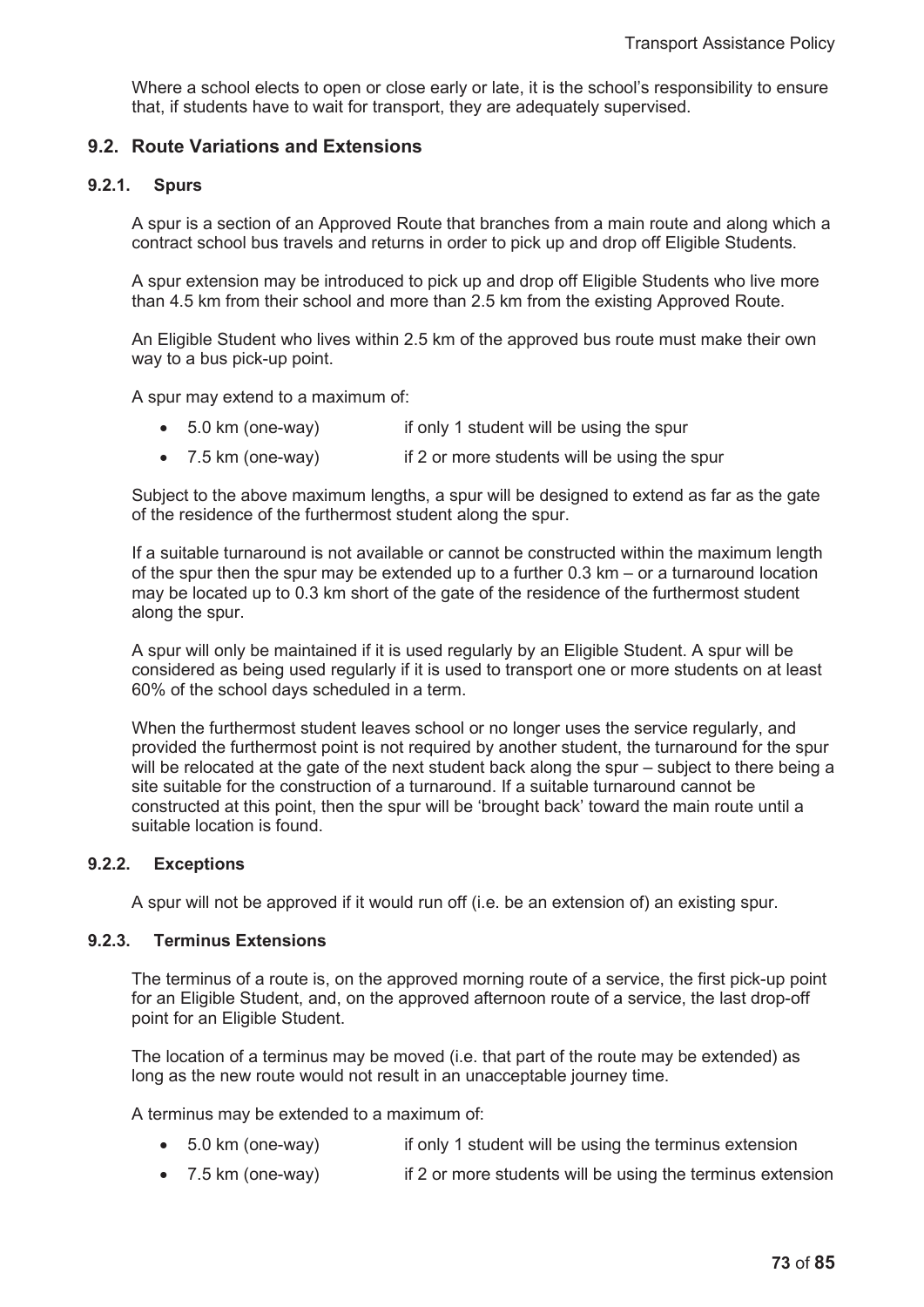Where a school elects to open or close early or late, it is the school's responsibility to ensure that, if students have to wait for transport, they are adequately supervised.

## 9.2. Route Variations and Extensions

### 9.2.1. Spurs

A spur is a section of an Approved Route that branches from a main route and along which a contract school bus travels and returns in order to pick up and drop off Eligible Students.

A spur extension may be introduced to pick up and drop off Eligible Students who live more than 4.5 km from their school and more than 2.5 km from the existing Approved Route.

An Eligible Student who lives within 2.5 km of the approved bus route must make their own way to a bus pick-up point.

A spur may extend to a maximum of:

- 5.0 km (one-way) if only 1 student will be using the spur
- 7.5 km (one-way) if 2 or more students will be using the spur

Subject to the above maximum lengths, a spur will be designed to extend as far as the gate of the residence of the furthermost student along the spur.

If a suitable turnaround is not available or cannot be constructed within the maximum length of the spur then the spur may be extended up to a further 0.3 km – or a turnaround location may be located up to 0.3 km short of the gate of the residence of the furthermost student along the spur.

A spur will only be maintained if it is used regularly by an Eligible Student. A spur will be considered as being used regularly if it is used to transport one or more students on at least 60% of the school days scheduled in a term.

When the furthermost student leaves school or no longer uses the service regularly, and provided the furthermost point is not required by another student, the turnaround for the spur will be relocated at the gate of the next student back along the spur – subject to there being a site suitable for the construction of a turnaround. If a suitable turnaround cannot be constructed at this point, then the spur will be 'brought back' toward the main route until a suitable location is found.

### 9.2.2. Exceptions

A spur will not be approved if it would run off (i.e. be an extension of) an existing spur.

### 9.2.3. Terminus Extensions

The terminus of a route is, on the approved morning route of a service, the first pick-up point for an Eligible Student, and, on the approved afternoon route of a service, the last drop-off point for an Eligible Student.

The location of a terminus may be moved (i.e. that part of the route may be extended) as long as the new route would not result in an unacceptable journey time.

A terminus may be extended to a maximum of:

- 5.0 km (one-way) if only 1 student will be using the terminus extension
- 7.5 km (one-way) if 2 or more students will be using the terminus extension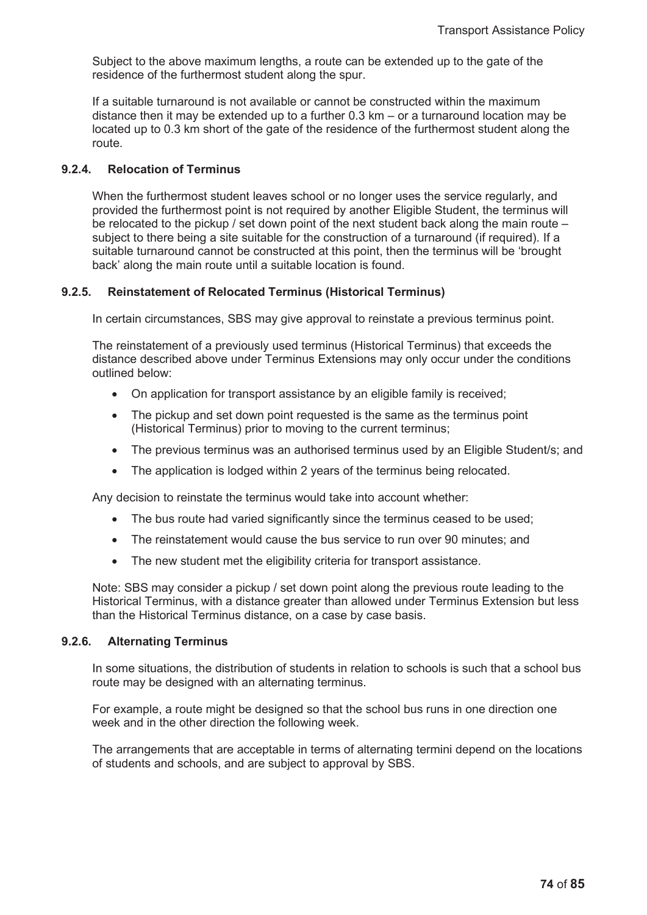Subject to the above maximum lengths, a route can be extended up to the gate of the residence of the furthermost student along the spur.

If a suitable turnaround is not available or cannot be constructed within the maximum distance then it may be extended up to a further 0.3 km – or a turnaround location may be located up to 0.3 km short of the gate of the residence of the furthermost student along the route.

#### 9.2.4. Relocation of Terminus

When the furthermost student leaves school or no longer uses the service regularly, and provided the furthermost point is not required by another Eligible Student, the terminus will be relocated to the pickup / set down point of the next student back along the main route – subject to there being a site suitable for the construction of a turnaround (if required). If a suitable turnaround cannot be constructed at this point, then the terminus will be 'brought back' along the main route until a suitable location is found.

#### 9.2.5. Reinstatement of Relocated Terminus (Historical Terminus)

In certain circumstances, SBS may give approval to reinstate a previous terminus point.

The reinstatement of a previously used terminus (Historical Terminus) that exceeds the distance described above under Terminus Extensions may only occur under the conditions outlined below:

- On application for transport assistance by an eligible family is received;
- The pickup and set down point requested is the same as the terminus point (Historical Terminus) prior to moving to the current terminus;
- The previous terminus was an authorised terminus used by an Eligible Student/s; and
- The application is lodged within 2 years of the terminus being relocated.

Any decision to reinstate the terminus would take into account whether:

- The bus route had varied significantly since the terminus ceased to be used;
- The reinstatement would cause the bus service to run over 90 minutes; and
- The new student met the eligibility criteria for transport assistance.

Note: SBS may consider a pickup / set down point along the previous route leading to the Historical Terminus, with a distance greater than allowed under Terminus Extension but less than the Historical Terminus distance, on a case by case basis.

#### 9.2.6. Alternating Terminus

In some situations, the distribution of students in relation to schools is such that a school bus route may be designed with an alternating terminus.

For example, a route might be designed so that the school bus runs in one direction one week and in the other direction the following week.

The arrangements that are acceptable in terms of alternating termini depend on the locations of students and schools, and are subject to approval by SBS.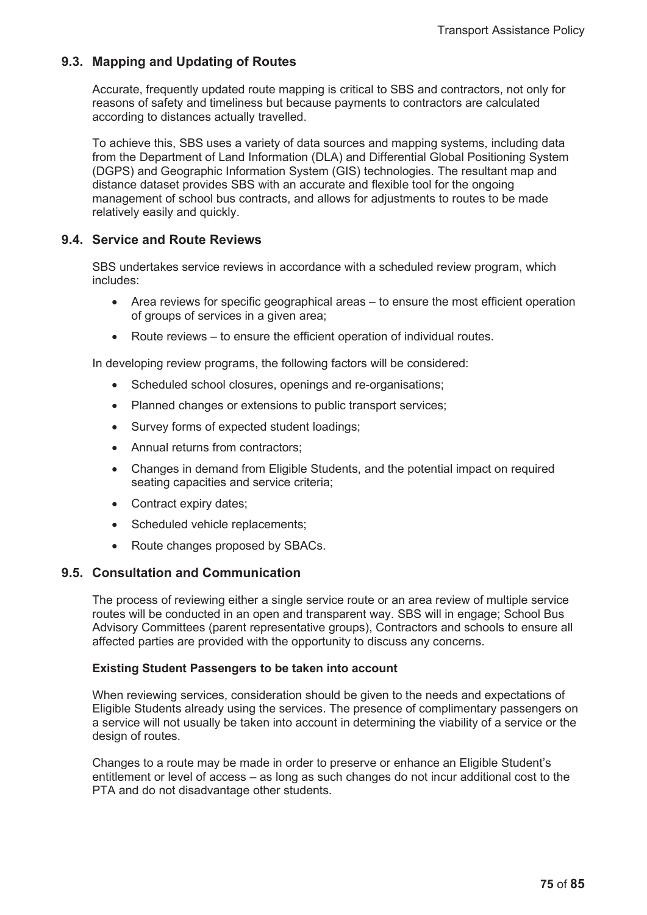## 9.3. Mapping and Updating of Routes

Accurate, frequently updated route mapping is critical to SBS and contractors, not only for reasons of safety and timeliness but because payments to contractors are calculated according to distances actually travelled.

To achieve this, SBS uses a variety of data sources and mapping systems, including data from the Department of Land Information (DLA) and Differential Global Positioning System (DGPS) and Geographic Information System (GIS) technologies. The resultant map and distance dataset provides SBS with an accurate and flexible tool for the ongoing management of school bus contracts, and allows for adjustments to routes to be made relatively easily and quickly.

## 9.4. Service and Route Reviews

SBS undertakes service reviews in accordance with a scheduled review program, which includes:

- Area reviews for specific geographical areas – to ensure the most efficient operation of groups of services in a given area;
- Route reviews – to ensure the efficient operation of individual routes.

In developing review programs, the following factors will be considered:

- Scheduled school closures, openings and re-organisations;
- Planned changes or extensions to public transport services;
- Survey forms of expected student loadings;
- Annual returns from contractors;
- Changes in demand from Eligible Students, and the potential impact on required seating capacities and service criteria;
- Contract expiry dates;
- Scheduled vehicle replacements;
- Route changes proposed by SBACs.

## 9.5. Consultation and Communication

The process of reviewing either a single service route or an area review of multiple service routes will be conducted in an open and transparent way. SBS will in engage; School Bus Advisory Committees (parent representative groups), Contractors and schools to ensure all affected parties are provided with the opportunity to discuss any concerns.

**Existing Student Passengers to be taken into account**

When reviewing services, consideration should be given to the needs and expectations of Eligible Students already using the services. The presence of complimentary passengers on a service will not usually be taken into account in determining the viability of a service or the design of routes.

Changes to a route may be made in order to preserve or enhance an Eligible Student's entitlement or level of access – as long as such changes do not incur additional cost to the PTA and do not disadvantage other students.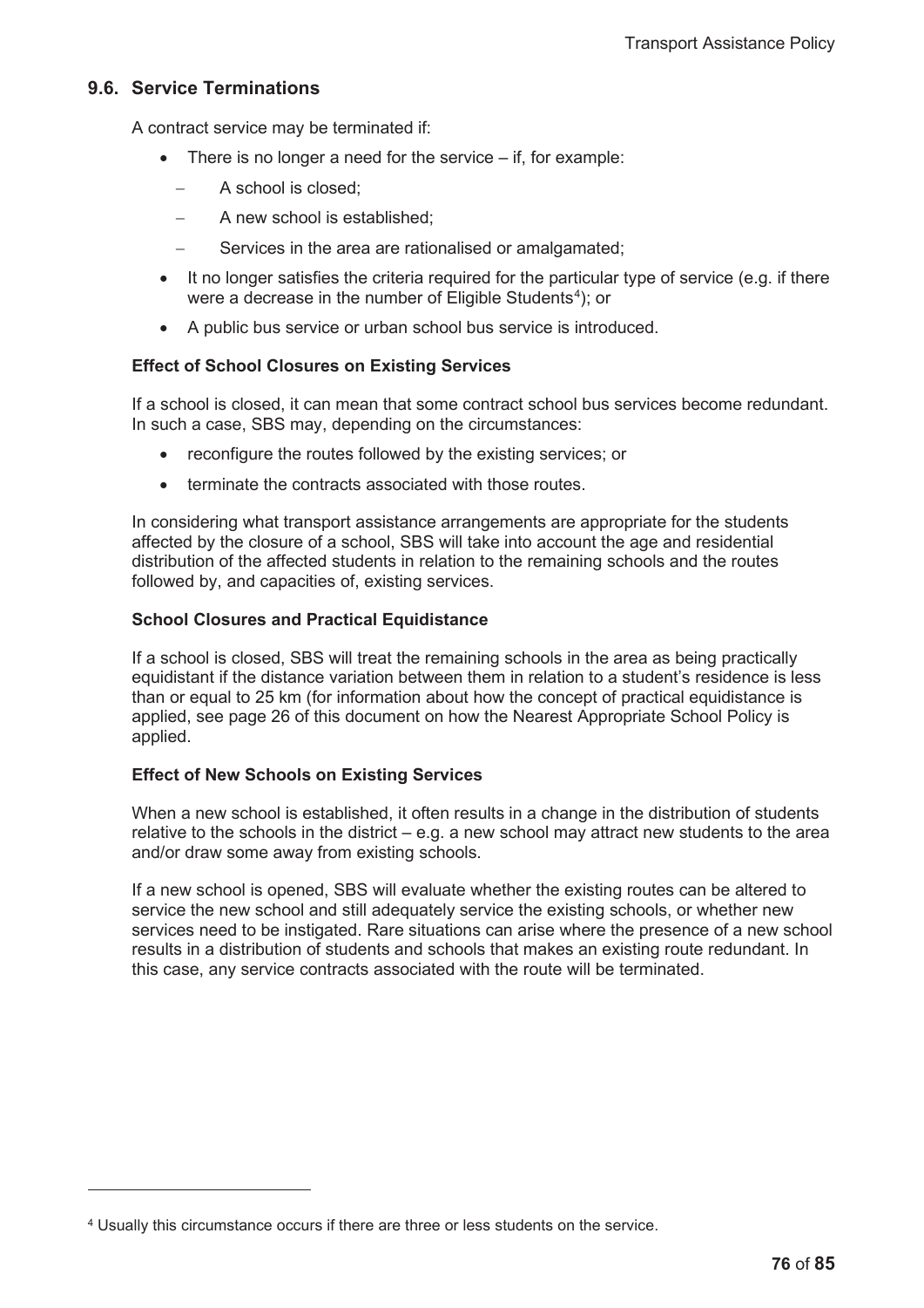## 9.6. Service Terminations

A contract service may be terminated if:

- There is no longer a need for the service – if, for example:
  - A school is closed;
  - A new school is established;
  - Services in the area are rationalised or amalgamated;
- It no longer satisfies the criteria required for the particular type of service (e.g. if there were a decrease in the number of Eligible Students[4]); or
- A public bus service or urban school bus service is introduced.

**Effect of School Closures on Existing Services**

If a school is closed, it can mean that some contract school bus services become redundant. In such a case, SBS may, depending on the circumstances:

- reconfigure the routes followed by the existing services; or
- terminate the contracts associated with those routes.

In considering what transport assistance arrangements are appropriate for the students affected by the closure of a school, SBS will take into account the age and residential distribution of the affected students in relation to the remaining schools and the routes followed by, and capacities of, existing services.

**School Closures and Practical Equidistance**

If a school is closed, SBS will treat the remaining schools in the area as being practically equidistant if the distance variation between them in relation to a student's residence is less than or equal to 25 km (for information about how the concept of practical equidistance is applied, see page 26 of this document on how the Nearest Appropriate School Policy is applied.

**Effect of New Schools on Existing Services**

When a new school is established, it often results in a change in the distribution of students relative to the schools in the district – e.g. a new school may attract new students to the area and/or draw some away from existing schools.

If a new school is opened, SBS will evaluate whether the existing routes can be altered to service the new school and still adequately service the existing schools, or whether new services need to be instigated. Rare situations can arise where the presence of a new school results in a distribution of students and schools that makes an existing route redundant. In this case, any service contracts associated with the route will be terminated.

---

[4] Usually this circumstance occurs if there are three or less students on the service.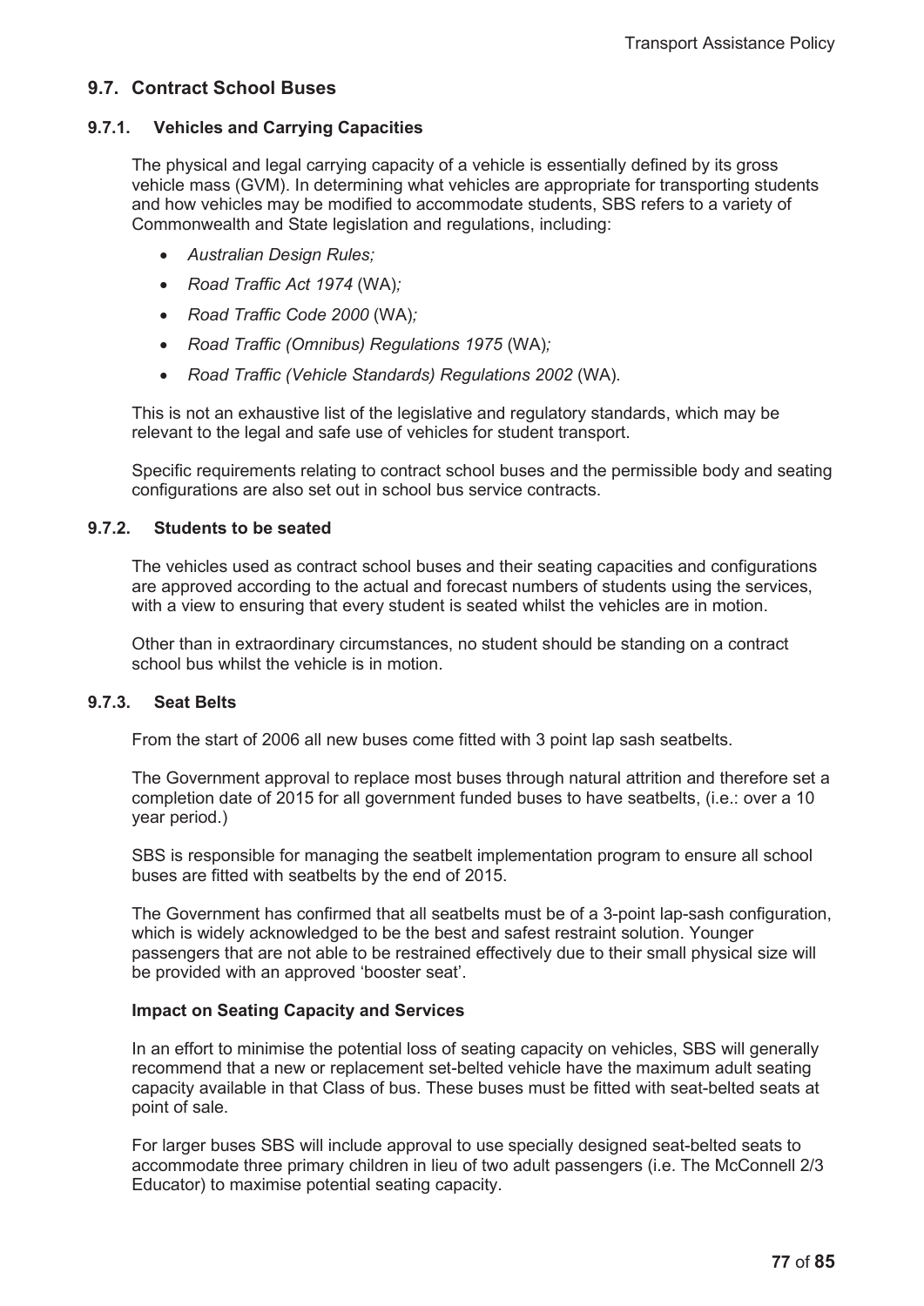## 9.7. Contract School Buses

### 9.7.1. Vehicles and Carrying Capacities

The physical and legal carrying capacity of a vehicle is essentially defined by its gross vehicle mass (GVM). In determining what vehicles are appropriate for transporting students and how vehicles may be modified to accommodate students, SBS refers to a variety of Commonwealth and State legislation and regulations, including:

- *Australian Design Rules;*
- *Road Traffic Act 1974* (WA)*;*
- *Road Traffic Code 2000* (WA)*;*
- *Road Traffic (Omnibus) Regulations 1975* (WA)*;*
- *Road Traffic (Vehicle Standards) Regulations 2002* (WA)*.*

This is not an exhaustive list of the legislative and regulatory standards, which may be relevant to the legal and safe use of vehicles for student transport.

Specific requirements relating to contract school buses and the permissible body and seating configurations are also set out in school bus service contracts.

### 9.7.2. Students to be seated

The vehicles used as contract school buses and their seating capacities and configurations are approved according to the actual and forecast numbers of students using the services, with a view to ensuring that every student is seated whilst the vehicles are in motion.

Other than in extraordinary circumstances, no student should be standing on a contract school bus whilst the vehicle is in motion.

### 9.7.3. Seat Belts

From the start of 2006 all new buses come fitted with 3 point lap sash seatbelts.

The Government approval to replace most buses through natural attrition and therefore set a completion date of 2015 for all government funded buses to have seatbelts, (i.e.: over a 10 year period.)

SBS is responsible for managing the seatbelt implementation program to ensure all school buses are fitted with seatbelts by the end of 2015.

The Government has confirmed that all seatbelts must be of a 3-point lap-sash configuration, which is widely acknowledged to be the best and safest restraint solution. Younger passengers that are not able to be restrained effectively due to their small physical size will be provided with an approved 'booster seat'.

**Impact on Seating Capacity and Services**

In an effort to minimise the potential loss of seating capacity on vehicles, SBS will generally recommend that a new or replacement set-belted vehicle have the maximum adult seating capacity available in that Class of bus. These buses must be fitted with seat-belted seats at point of sale.

For larger buses SBS will include approval to use specially designed seat-belted seats to accommodate three primary children in lieu of two adult passengers (i.e. The McConnell 2/3 Educator) to maximise potential seating capacity.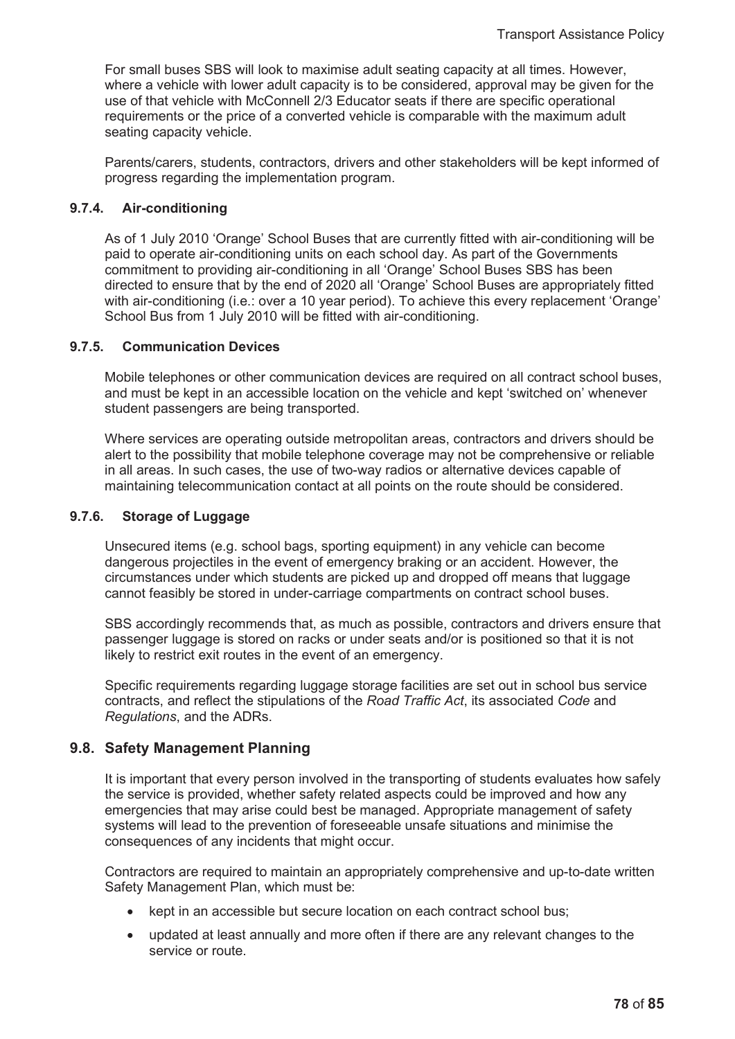For small buses SBS will look to maximise adult seating capacity at all times. However, where a vehicle with lower adult capacity is to be considered, approval may be given for the use of that vehicle with McConnell 2/3 Educator seats if there are specific operational requirements or the price of a converted vehicle is comparable with the maximum adult seating capacity vehicle.

Parents/carers, students, contractors, drivers and other stakeholders will be kept informed of progress regarding the implementation program.

#### 9.7.4. Air-conditioning

As of 1 July 2010 'Orange' School Buses that are currently fitted with air-conditioning will be paid to operate air-conditioning units on each school day. As part of the Governments commitment to providing air-conditioning in all 'Orange' School Buses SBS has been directed to ensure that by the end of 2020 all 'Orange' School Buses are appropriately fitted with air-conditioning (i.e.: over a 10 year period). To achieve this every replacement 'Orange' School Bus from 1 July 2010 will be fitted with air-conditioning.

#### 9.7.5. Communication Devices

Mobile telephones or other communication devices are required on all contract school buses, and must be kept in an accessible location on the vehicle and kept 'switched on' whenever student passengers are being transported.

Where services are operating outside metropolitan areas, contractors and drivers should be alert to the possibility that mobile telephone coverage may not be comprehensive or reliable in all areas. In such cases, the use of two-way radios or alternative devices capable of maintaining telecommunication contact at all points on the route should be considered.

#### 9.7.6. Storage of Luggage

Unsecured items (e.g. school bags, sporting equipment) in any vehicle can become dangerous projectiles in the event of emergency braking or an accident. However, the circumstances under which students are picked up and dropped off means that luggage cannot feasibly be stored in under-carriage compartments on contract school buses.

SBS accordingly recommends that, as much as possible, contractors and drivers ensure that passenger luggage is stored on racks or under seats and/or is positioned so that it is not likely to restrict exit routes in the event of an emergency.

Specific requirements regarding luggage storage facilities are set out in school bus service contracts, and reflect the stipulations of the *Road Traffic Act*, its associated *Code* and *Regulations*, and the ADRs.

### 9.8. Safety Management Planning

It is important that every person involved in the transporting of students evaluates how safely the service is provided, whether safety related aspects could be improved and how any emergencies that may arise could best be managed. Appropriate management of safety systems will lead to the prevention of foreseeable unsafe situations and minimise the consequences of any incidents that might occur.

Contractors are required to maintain an appropriately comprehensive and up-to-date written Safety Management Plan, which must be:

- kept in an accessible but secure location on each contract school bus;
- updated at least annually and more often if there are any relevant changes to the service or route.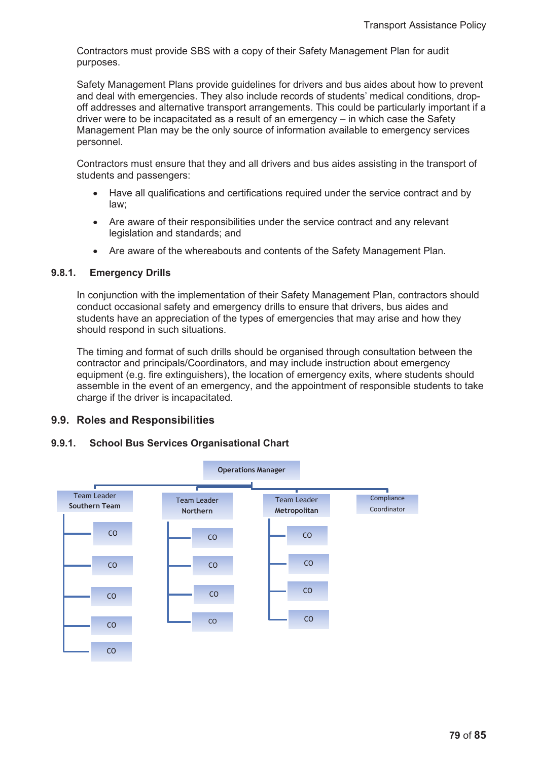Contractors must provide SBS with a copy of their Safety Management Plan for audit purposes.

Safety Management Plans provide guidelines for drivers and bus aides about how to prevent and deal with emergencies. They also include records of students' medical conditions, drop-off addresses and alternative transport arrangements. This could be particularly important if a driver were to be incapacitated as a result of an emergency – in which case the Safety Management Plan may be the only source of information available to emergency services personnel.

Contractors must ensure that they and all drivers and bus aides assisting in the transport of students and passengers:

- Have all qualifications and certifications required under the service contract and by law;
- Are aware of their responsibilities under the service contract and any relevant legislation and standards; and
- Are aware of the whereabouts and contents of the Safety Management Plan.

#### 9.8.1. Emergency Drills

In conjunction with the implementation of their Safety Management Plan, contractors should conduct occasional safety and emergency drills to ensure that drivers, bus aides and students have an appreciation of the types of emergencies that may arise and how they should respond in such situations.

The timing and format of such drills should be organised through consultation between the contractor and principals/Coordinators, and may include instruction about emergency equipment (e.g. fire extinguishers), the location of emergency exits, where students should assemble in the event of an emergency, and the appointment of responsible students to take charge if the driver is incapacitated.

### 9.9. Roles and Responsibilities

#### 9.9.1. School Bus Services Organisational Chart

- Operations Manager
  - Team Leader Southern Team
    - CO
    - CO
    - CO
    - CO
    - CO
  - Team Leader Northern
    - CO
    - CO
    - CO
    - CO
  - Team Leader Metropolitan
    - CO
    - CO
    - CO
    - CO
  - Compliance Coordinator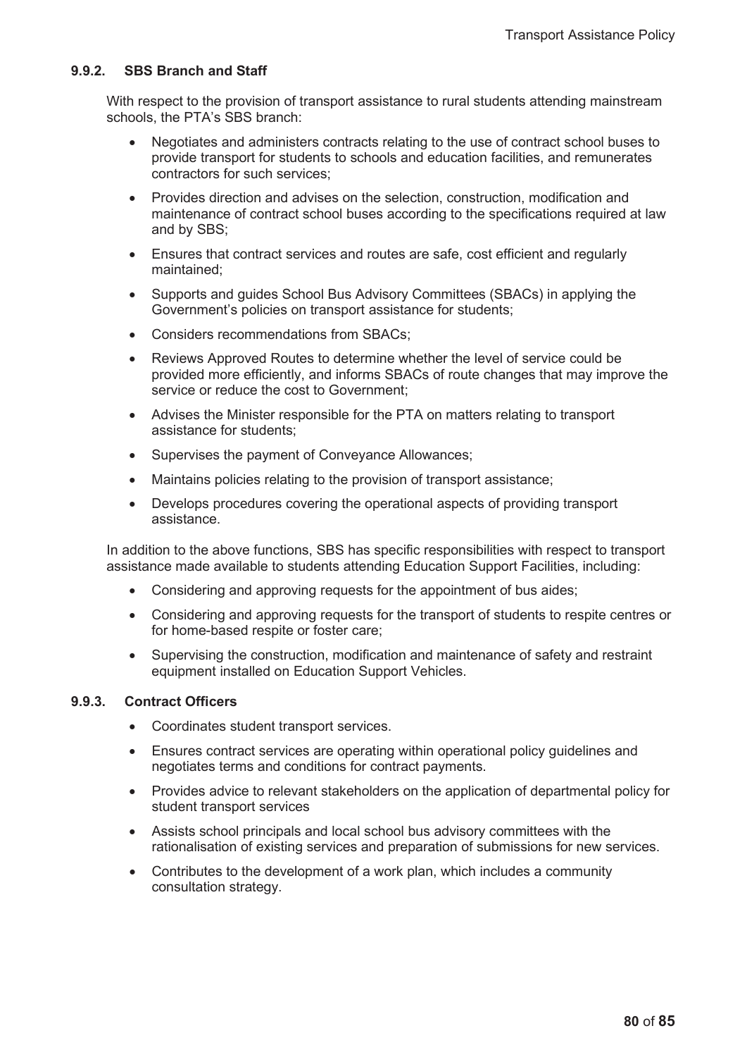### 9.9.2. SBS Branch and Staff

With respect to the provision of transport assistance to rural students attending mainstream schools, the PTA's SBS branch:

- Negotiates and administers contracts relating to the use of contract school buses to provide transport for students to schools and education facilities, and remunerates contractors for such services;
- Provides direction and advises on the selection, construction, modification and maintenance of contract school buses according to the specifications required at law and by SBS;
- Ensures that contract services and routes are safe, cost efficient and regularly maintained;
- Supports and guides School Bus Advisory Committees (SBACs) in applying the Government's policies on transport assistance for students;
- Considers recommendations from SBACs;
- Reviews Approved Routes to determine whether the level of service could be provided more efficiently, and informs SBACs of route changes that may improve the service or reduce the cost to Government;
- Advises the Minister responsible for the PTA on matters relating to transport assistance for students;
- Supervises the payment of Conveyance Allowances;
- Maintains policies relating to the provision of transport assistance;
- Develops procedures covering the operational aspects of providing transport assistance.

In addition to the above functions, SBS has specific responsibilities with respect to transport assistance made available to students attending Education Support Facilities, including:

- Considering and approving requests for the appointment of bus aides;
- Considering and approving requests for the transport of students to respite centres or for home-based respite or foster care;
- Supervising the construction, modification and maintenance of safety and restraint equipment installed on Education Support Vehicles.

### 9.9.3. Contract Officers

- Coordinates student transport services.
- Ensures contract services are operating within operational policy guidelines and negotiates terms and conditions for contract payments.
- Provides advice to relevant stakeholders on the application of departmental policy for student transport services
- Assists school principals and local school bus advisory committees with the rationalisation of existing services and preparation of submissions for new services.
- Contributes to the development of a work plan, which includes a community consultation strategy.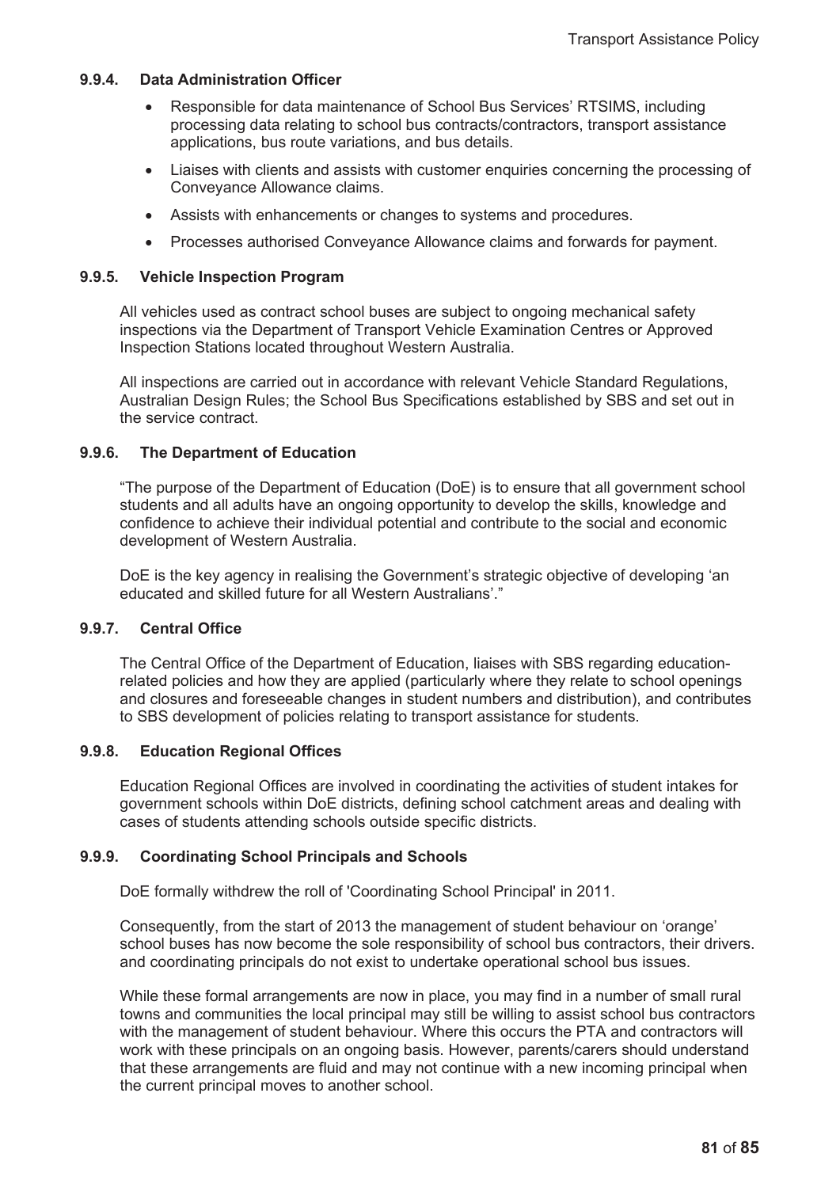#### 9.9.4. Data Administration Officer

- Responsible for data maintenance of School Bus Services' RTSIMS, including processing data relating to school bus contracts/contractors, transport assistance applications, bus route variations, and bus details.
- Liaises with clients and assists with customer enquiries concerning the processing of Conveyance Allowance claims.
- Assists with enhancements or changes to systems and procedures.
- Processes authorised Conveyance Allowance claims and forwards for payment.

#### 9.9.5. Vehicle Inspection Program

All vehicles used as contract school buses are subject to ongoing mechanical safety inspections via the Department of Transport Vehicle Examination Centres or Approved Inspection Stations located throughout Western Australia.

All inspections are carried out in accordance with relevant Vehicle Standard Regulations, Australian Design Rules; the School Bus Specifications established by SBS and set out in the service contract.

#### 9.9.6. The Department of Education

"The purpose of the Department of Education (DoE) is to ensure that all government school students and all adults have an ongoing opportunity to develop the skills, knowledge and confidence to achieve their individual potential and contribute to the social and economic development of Western Australia.

DoE is the key agency in realising the Government's strategic objective of developing 'an educated and skilled future for all Western Australians'."

#### 9.9.7. Central Office

The Central Office of the Department of Education, liaises with SBS regarding education-related policies and how they are applied (particularly where they relate to school openings and closures and foreseeable changes in student numbers and distribution), and contributes to SBS development of policies relating to transport assistance for students.

#### 9.9.8. Education Regional Offices

Education Regional Offices are involved in coordinating the activities of student intakes for government schools within DoE districts, defining school catchment areas and dealing with cases of students attending schools outside specific districts.

#### 9.9.9. Coordinating School Principals and Schools

DoE formally withdrew the roll of 'Coordinating School Principal' in 2011.

Consequently, from the start of 2013 the management of student behaviour on 'orange' school buses has now become the sole responsibility of school bus contractors, their drivers. and coordinating principals do not exist to undertake operational school bus issues.

While these formal arrangements are now in place, you may find in a number of small rural towns and communities the local principal may still be willing to assist school bus contractors with the management of student behaviour. Where this occurs the PTA and contractors will work with these principals on an ongoing basis. However, parents/carers should understand that these arrangements are fluid and may not continue with a new incoming principal when the current principal moves to another school.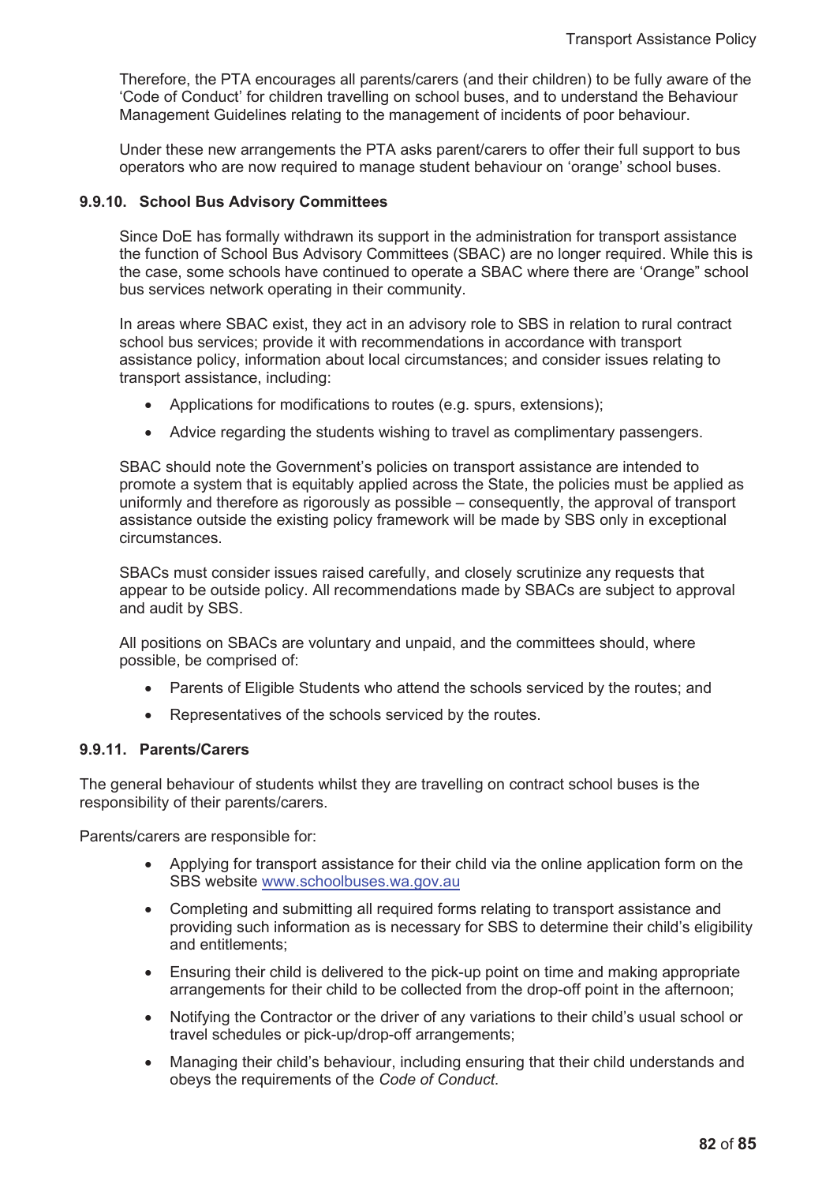Therefore, the PTA encourages all parents/carers (and their children) to be fully aware of the 'Code of Conduct' for children travelling on school buses, and to understand the Behaviour Management Guidelines relating to the management of incidents of poor behaviour.

Under these new arrangements the PTA asks parent/carers to offer their full support to bus operators who are now required to manage student behaviour on 'orange' school buses.

#### 9.9.10. School Bus Advisory Committees

Since DoE has formally withdrawn its support in the administration for transport assistance the function of School Bus Advisory Committees (SBAC) are no longer required. While this is the case, some schools have continued to operate a SBAC where there are 'Orange" school bus services network operating in their community.

In areas where SBAC exist, they act in an advisory role to SBS in relation to rural contract school bus services; provide it with recommendations in accordance with transport assistance policy, information about local circumstances; and consider issues relating to transport assistance, including:

- Applications for modifications to routes (e.g. spurs, extensions);
- Advice regarding the students wishing to travel as complimentary passengers.

SBAC should note the Government's policies on transport assistance are intended to promote a system that is equitably applied across the State, the policies must be applied as uniformly and therefore as rigorously as possible – consequently, the approval of transport assistance outside the existing policy framework will be made by SBS only in exceptional circumstances.

SBACs must consider issues raised carefully, and closely scrutinize any requests that appear to be outside policy. All recommendations made by SBACs are subject to approval and audit by SBS.

All positions on SBACs are voluntary and unpaid, and the committees should, where possible, be comprised of:

- Parents of Eligible Students who attend the schools serviced by the routes; and
- Representatives of the schools serviced by the routes.

#### 9.9.11. Parents/Carers

The general behaviour of students whilst they are travelling on contract school buses is the responsibility of their parents/carers.

Parents/carers are responsible for:

- Applying for transport assistance for their child via the online application form on the SBS website www.schoolbuses.wa.gov.au
- Completing and submitting all required forms relating to transport assistance and providing such information as is necessary for SBS to determine their child's eligibility and entitlements;
- Ensuring their child is delivered to the pick-up point on time and making appropriate arrangements for their child to be collected from the drop-off point in the afternoon;
- Notifying the Contractor or the driver of any variations to their child's usual school or travel schedules or pick-up/drop-off arrangements;
- Managing their child's behaviour, including ensuring that their child understands and obeys the requirements of the *Code of Conduct*.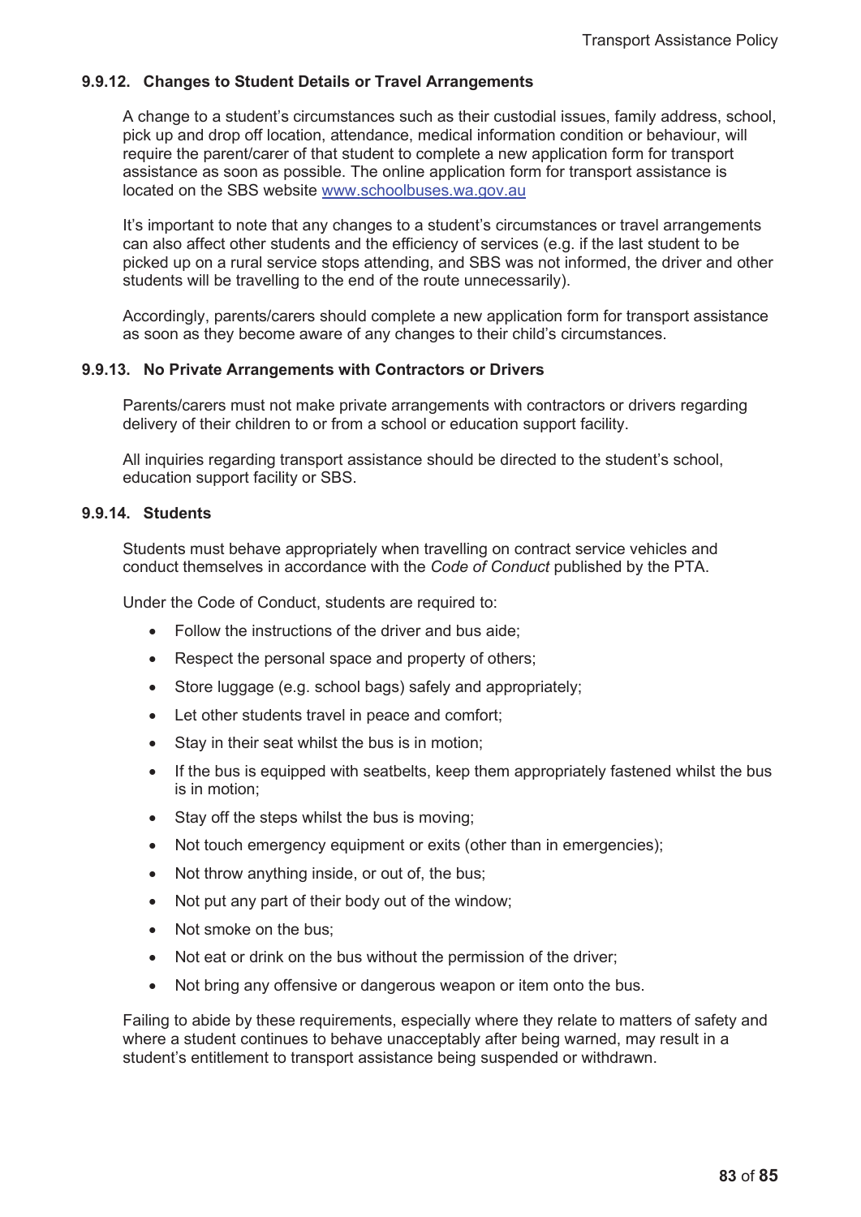### 9.9.12. Changes to Student Details or Travel Arrangements

A change to a student's circumstances such as their custodial issues, family address, school, pick up and drop off location, attendance, medical information condition or behaviour, will require the parent/carer of that student to complete a new application form for transport assistance as soon as possible. The online application form for transport assistance is located on the SBS website [www.schoolbuses.wa.gov.au](http://www.schoolbuses.wa.gov.au)

It's important to note that any changes to a student's circumstances or travel arrangements can also affect other students and the efficiency of services (e.g. if the last student to be picked up on a rural service stops attending, and SBS was not informed, the driver and other students will be travelling to the end of the route unnecessarily).

Accordingly, parents/carers should complete a new application form for transport assistance as soon as they become aware of any changes to their child's circumstances.

### 9.9.13. No Private Arrangements with Contractors or Drivers

Parents/carers must not make private arrangements with contractors or drivers regarding delivery of their children to or from a school or education support facility.

All inquiries regarding transport assistance should be directed to the student's school, education support facility or SBS.

### 9.9.14. Students

Students must behave appropriately when travelling on contract service vehicles and conduct themselves in accordance with the *Code of Conduct* published by the PTA.

Under the Code of Conduct, students are required to:

- Follow the instructions of the driver and bus aide;
- Respect the personal space and property of others;
- Store luggage (e.g. school bags) safely and appropriately;
- Let other students travel in peace and comfort;
- Stay in their seat whilst the bus is in motion;
- If the bus is equipped with seatbelts, keep them appropriately fastened whilst the bus is in motion;
- Stay off the steps whilst the bus is moving;
- Not touch emergency equipment or exits (other than in emergencies);
- Not throw anything inside, or out of, the bus;
- Not put any part of their body out of the window;
- Not smoke on the bus;
- Not eat or drink on the bus without the permission of the driver;
- Not bring any offensive or dangerous weapon or item onto the bus.

Failing to abide by these requirements, especially where they relate to matters of safety and where a student continues to behave unacceptably after being warned, may result in a student's entitlement to transport assistance being suspended or withdrawn.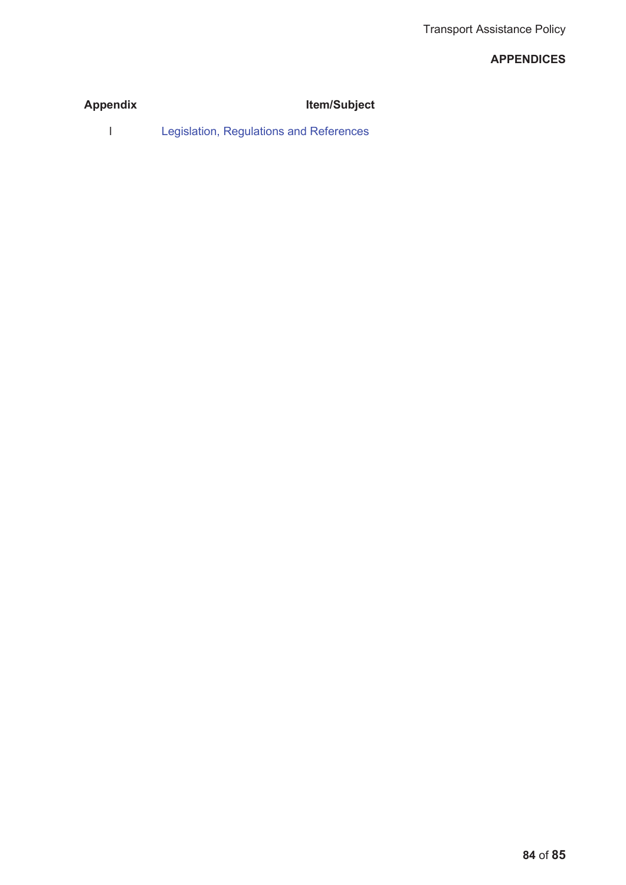## APPENDICES

| Appendix | Item/Subject |
| --- | --- |
| I | Legislation, Regulations and References |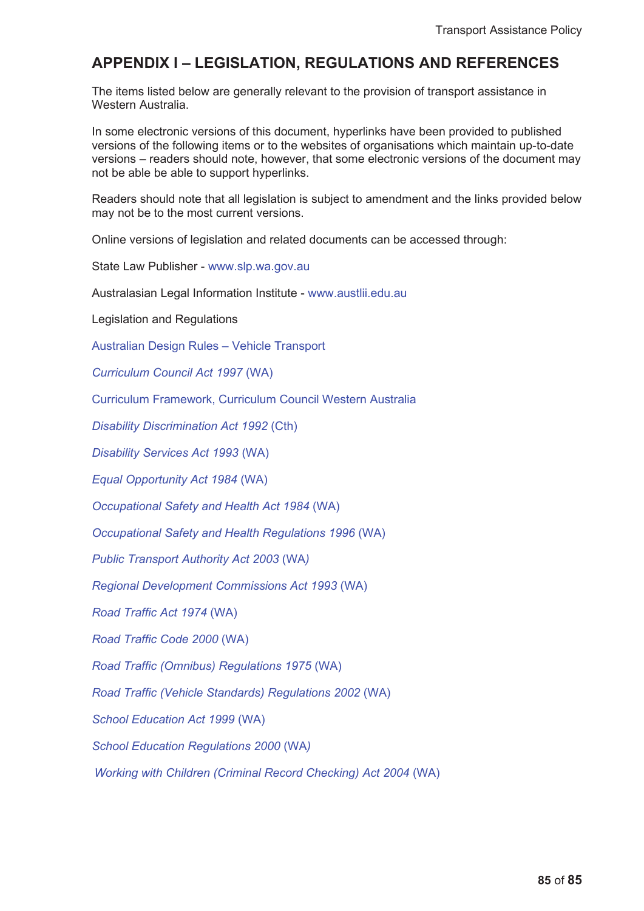## APPENDIX I – LEGISLATION, REGULATIONS AND REFERENCES

The items listed below are generally relevant to the provision of transport assistance in Western Australia.

In some electronic versions of this document, hyperlinks have been provided to published versions of the following items or to the websites of organisations which maintain up-to-date versions – readers should note, however, that some electronic versions of the document may not be able be able to support hyperlinks.

Readers should note that all legislation is subject to amendment and the links provided below may not be to the most current versions.

Online versions of legislation and related documents can be accessed through:

State Law Publisher - www.slp.wa.gov.au

Australasian Legal Information Institute - www.austlii.edu.au

Legislation and Regulations

Australian Design Rules – Vehicle Transport

*Curriculum Council Act 1997* (WA)

Curriculum Framework, Curriculum Council Western Australia

*Disability Discrimination Act 1992* (Cth)

*Disability Services Act 1993* (WA)

*Equal Opportunity Act 1984* (WA)

*Occupational Safety and Health Act 1984* (WA)

*Occupational Safety and Health Regulations 1996* (WA)

*Public Transport Authority Act 2003* (WA)

*Regional Development Commissions Act 1993* (WA)

*Road Traffic Act 1974* (WA)

*Road Traffic Code 2000* (WA)

*Road Traffic (Omnibus) Regulations 1975* (WA)

*Road Traffic (Vehicle Standards) Regulations 2002* (WA)

*School Education Act 1999* (WA)

*School Education Regulations 2000* (WA)

*Working with Children (Criminal Record Checking) Act 2004* (WA)